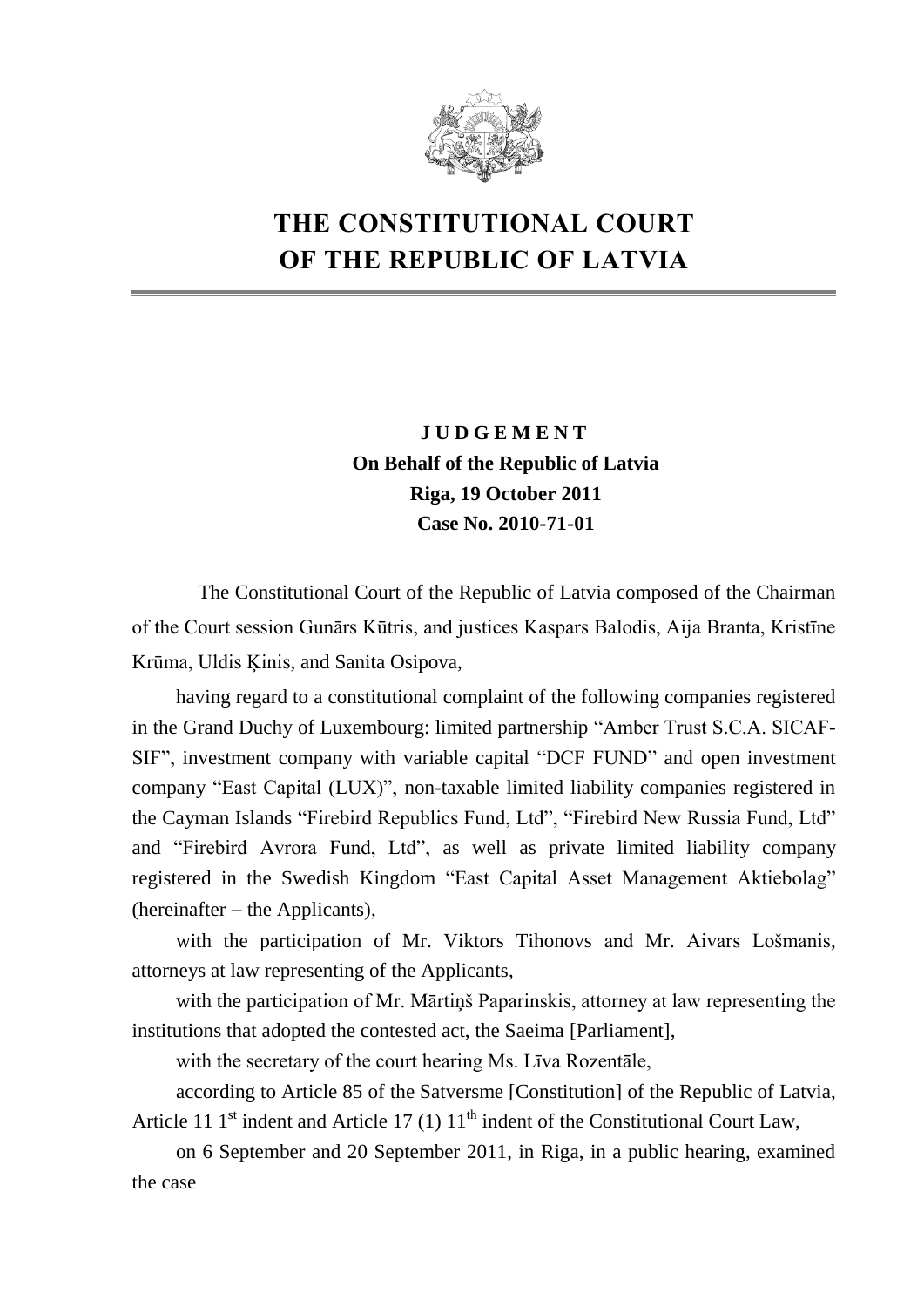# THE CONSTITUTIONAL COURT OF THE REPUBLIC OF LATVIA

**J U D G E M E N T**
**On Behalf of the Republic of Latvia**
**Riga, 19 October 2011**
**Case No. 2010-71-01**

The Constitutional Court of the Republic of Latvia composed of the Chairman of the Court session Gunārs Kūtris, and justices Kaspars Balodis, Aija Branta, Kristīne Krūma, Uldis Ķinis, and Sanita Osipova,

having regard to a constitutional complaint of the following companies registered in the Grand Duchy of Luxembourg: limited partnership "Amber Trust S.C.A. SICAF-SIF", investment company with variable capital "DCF FUND" and open investment company "East Capital (LUX)", non-taxable limited liability companies registered in the Cayman Islands "Firebird Republics Fund, Ltd", "Firebird New Russia Fund, Ltd" and "Firebird Avrora Fund, Ltd", as well as private limited liability company registered in the Swedish Kingdom "East Capital Asset Management Aktiebolag" (hereinafter – the Applicants),

with the participation of Mr. Viktors Tihonovs and Mr. Aivars Lošmanis, attorneys at law representing of the Applicants,

with the participation of Mr. Mārtiņš Paparinskis, attorney at law representing the institutions that adopted the contested act, the Saeima [Parliament],

with the secretary of the court hearing Ms. Līva Rozentāle,

according to Article 85 of the Satversme [Constitution] of the Republic of Latvia, Article 11 1st indent and Article 17 (1) 11th indent of the Constitutional Court Law,

on 6 September and 20 September 2011, in Riga, in a public hearing, examined the case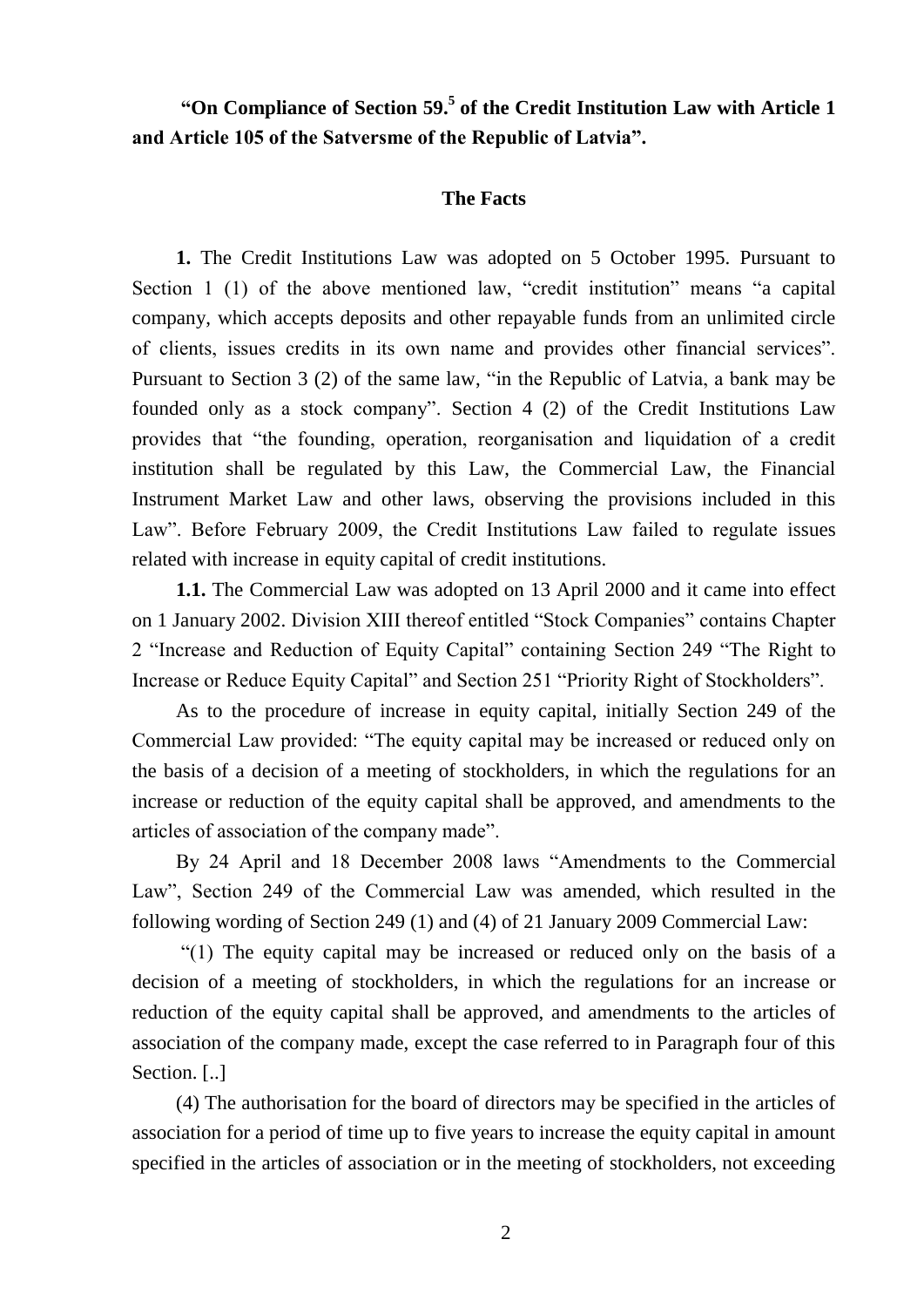**"On Compliance of Section 59.[5] of the Credit Institution Law with Article 1 and Article 105 of the Satversme of the Republic of Latvia".**

## The Facts

**1.** The Credit Institutions Law was adopted on 5 October 1995. Pursuant to Section 1 (1) of the above mentioned law, "credit institution" means "a capital company, which accepts deposits and other repayable funds from an unlimited circle of clients, issues credits in its own name and provides other financial services". Pursuant to Section 3 (2) of the same law, "in the Republic of Latvia, a bank may be founded only as a stock company". Section 4 (2) of the Credit Institutions Law provides that "the founding, operation, reorganisation and liquidation of a credit institution shall be regulated by this Law, the Commercial Law, the Financial Instrument Market Law and other laws, observing the provisions included in this Law". Before February 2009, the Credit Institutions Law failed to regulate issues related with increase in equity capital of credit institutions.

**1.1.** The Commercial Law was adopted on 13 April 2000 and it came into effect on 1 January 2002. Division XIII thereof entitled "Stock Companies" contains Chapter 2 "Increase and Reduction of Equity Capital" containing Section 249 "The Right to Increase or Reduce Equity Capital" and Section 251 "Priority Right of Stockholders".

As to the procedure of increase in equity capital, initially Section 249 of the Commercial Law provided: "The equity capital may be increased or reduced only on the basis of a decision of a meeting of stockholders, in which the regulations for an increase or reduction of the equity capital shall be approved, and amendments to the articles of association of the company made".

By 24 April and 18 December 2008 laws "Amendments to the Commercial Law", Section 249 of the Commercial Law was amended, which resulted in the following wording of Section 249 (1) and (4) of 21 January 2009 Commercial Law:

"(1) The equity capital may be increased or reduced only on the basis of a decision of a meeting of stockholders, in which the regulations for an increase or reduction of the equity capital shall be approved, and amendments to the articles of association of the company made, except the case referred to in Paragraph four of this Section. [..]

(4) The authorisation for the board of directors may be specified in the articles of association for a period of time up to five years to increase the equity capital in amount specified in the articles of association or in the meeting of stockholders, not exceeding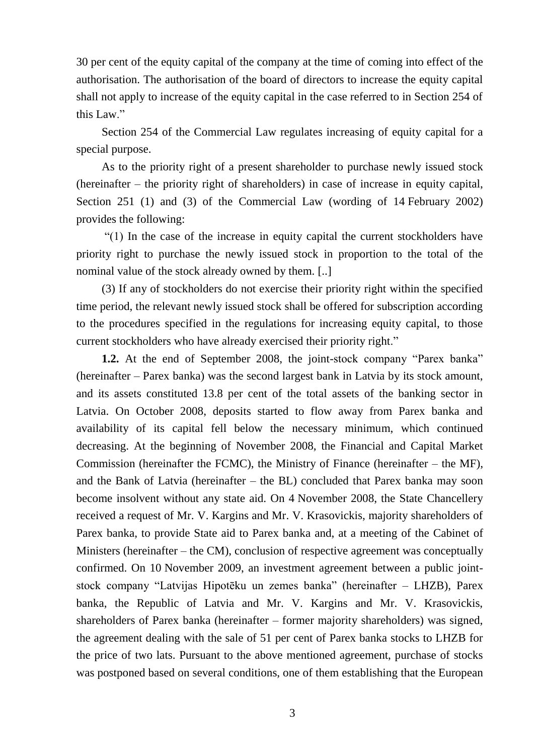30 per cent of the equity capital of the company at the time of coming into effect of the authorisation. The authorisation of the board of directors to increase the equity capital shall not apply to increase of the equity capital in the case referred to in Section 254 of this Law."

Section 254 of the Commercial Law regulates increasing of equity capital for a special purpose.

As to the priority right of a present shareholder to purchase newly issued stock (hereinafter – the priority right of shareholders) in case of increase in equity capital, Section 251 (1) and (3) of the Commercial Law (wording of 14 February 2002) provides the following:

"(1) In the case of the increase in equity capital the current stockholders have priority right to purchase the newly issued stock in proportion to the total of the nominal value of the stock already owned by them. [..]

(3) If any of stockholders do not exercise their priority right within the specified time period, the relevant newly issued stock shall be offered for subscription according to the procedures specified in the regulations for increasing equity capital, to those current stockholders who have already exercised their priority right."

**1.2.** At the end of September 2008, the joint-stock company "Parex banka" (hereinafter – Parex banka) was the second largest bank in Latvia by its stock amount, and its assets constituted 13.8 per cent of the total assets of the banking sector in Latvia. On October 2008, deposits started to flow away from Parex banka and availability of its capital fell below the necessary minimum, which continued decreasing. At the beginning of November 2008, the Financial and Capital Market Commission (hereinafter the FCMC), the Ministry of Finance (hereinafter – the MF), and the Bank of Latvia (hereinafter – the BL) concluded that Parex banka may soon become insolvent without any state aid. On 4 November 2008, the State Chancellery received a request of Mr. V. Kargins and Mr. V. Krasovickis, majority shareholders of Parex banka, to provide State aid to Parex banka and, at a meeting of the Cabinet of Ministers (hereinafter – the CM), conclusion of respective agreement was conceptually confirmed. On 10 November 2009, an investment agreement between a public joint-stock company "Latvijas Hipotēku un zemes banka" (hereinafter – LHZB), Parex banka, the Republic of Latvia and Mr. V. Kargins and Mr. V. Krasovickis, shareholders of Parex banka (hereinafter – former majority shareholders) was signed, the agreement dealing with the sale of 51 per cent of Parex banka stocks to LHZB for the price of two lats. Pursuant to the above mentioned agreement, purchase of stocks was postponed based on several conditions, one of them establishing that the European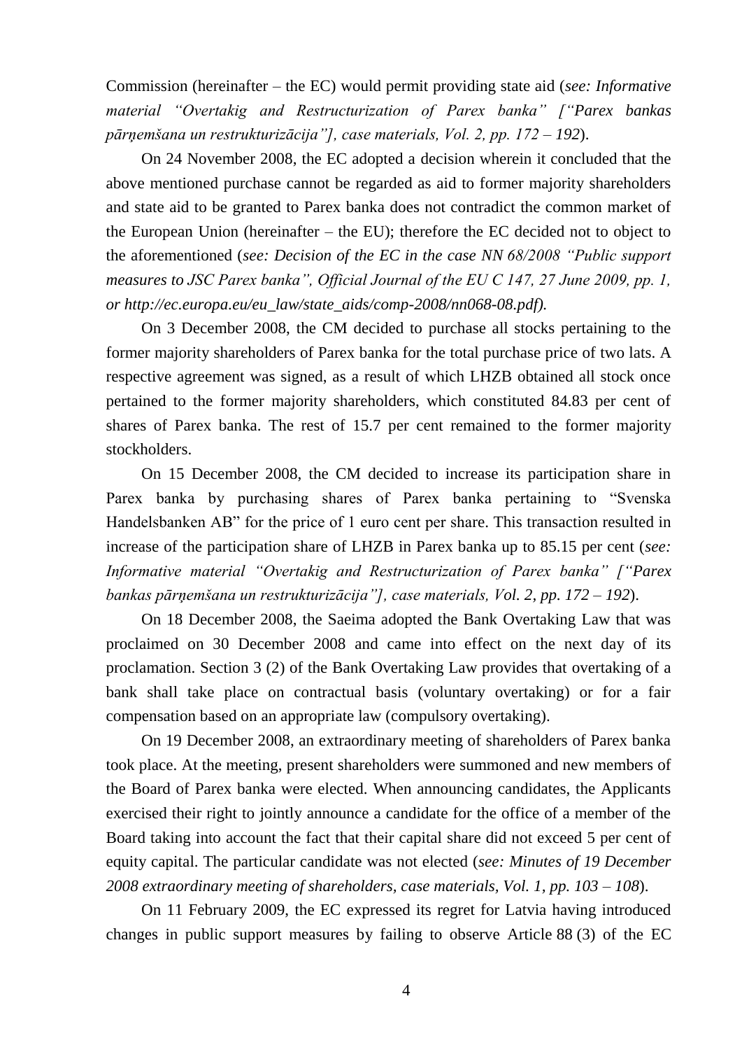Commission (hereinafter – the EC) would permit providing state aid (*see: Informative material "Overtakig and Restructurization of Parex banka" ["Parex bankas pārņemšana un restrukturizācija"], case materials, Vol. 2, pp. 172 – 192*).

On 24 November 2008, the EC adopted a decision wherein it concluded that the above mentioned purchase cannot be regarded as aid to former majority shareholders and state aid to be granted to Parex banka does not contradict the common market of the European Union (hereinafter – the EU); therefore the EC decided not to object to the aforementioned (*see: Decision of the EC in the case NN 68/2008 "Public support measures to JSC Parex banka", Official Journal of the EU C 147, 27 June 2009, pp. 1, or http://ec.europa.eu/eu_law/state_aids/comp-2008/nn068-08.pdf).*

On 3 December 2008, the CM decided to purchase all stocks pertaining to the former majority shareholders of Parex banka for the total purchase price of two lats. A respective agreement was signed, as a result of which LHZB obtained all stock once pertained to the former majority shareholders, which constituted 84.83 per cent of shares of Parex banka. The rest of 15.7 per cent remained to the former majority stockholders.

On 15 December 2008, the CM decided to increase its participation share in Parex banka by purchasing shares of Parex banka pertaining to "Svenska Handelsbanken AB" for the price of 1 euro cent per share. This transaction resulted in increase of the participation share of LHZB in Parex banka up to 85.15 per cent (*see: Informative material "Overtakig and Restructurization of Parex banka" ["Parex bankas pārņemšana un restrukturizācija"], case materials, Vol. 2, pp. 172 – 192*).

On 18 December 2008, the Saeima adopted the Bank Overtaking Law that was proclaimed on 30 December 2008 and came into effect on the next day of its proclamation. Section 3 (2) of the Bank Overtaking Law provides that overtaking of a bank shall take place on contractual basis (voluntary overtaking) or for a fair compensation based on an appropriate law (compulsory overtaking).

On 19 December 2008, an extraordinary meeting of shareholders of Parex banka took place. At the meeting, present shareholders were summoned and new members of the Board of Parex banka were elected. When announcing candidates, the Applicants exercised their right to jointly announce a candidate for the office of a member of the Board taking into account the fact that their capital share did not exceed 5 per cent of equity capital. The particular candidate was not elected (*see: Minutes of 19 December 2008 extraordinary meeting of shareholders, case materials, Vol. 1, pp. 103 – 108*).

On 11 February 2009, the EC expressed its regret for Latvia having introduced changes in public support measures by failing to observe Article 88 (3) of the EC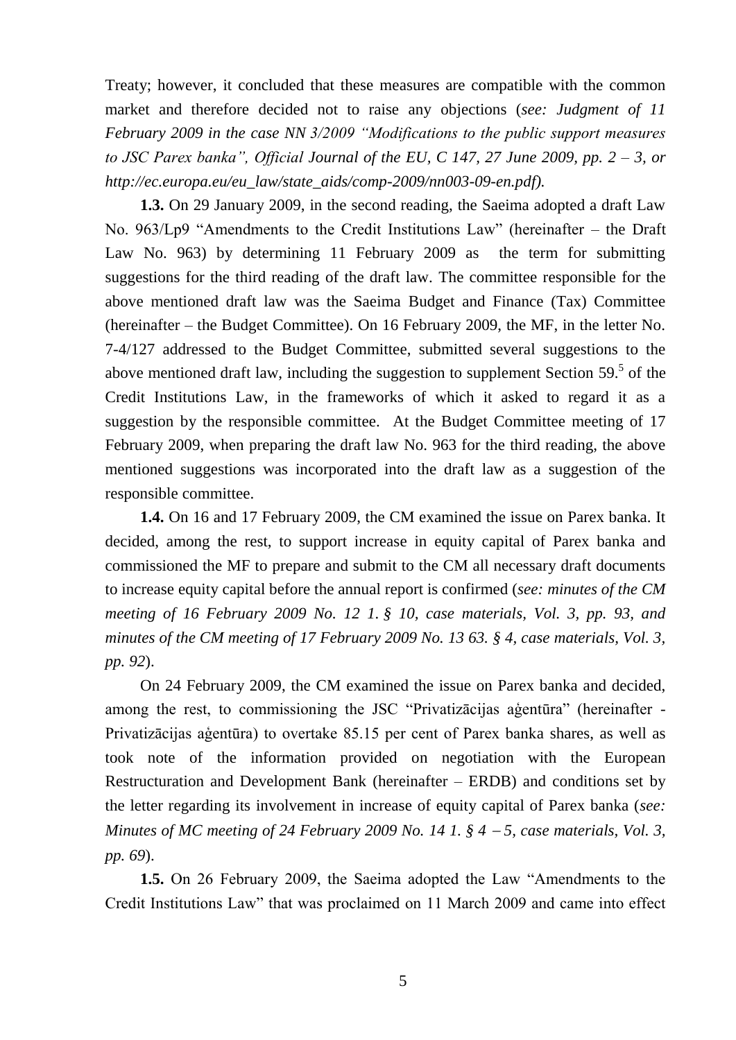Treaty; however, it concluded that these measures are compatible with the common market and therefore decided not to raise any objections (*see: Judgment of 11 February 2009 in the case NN 3/2009 "Modifications to the public support measures to JSC Parex banka", Official Journal of the EU, C 147, 27 June 2009, pp. 2 – 3, or http://ec.europa.eu/eu_law/state_aids/comp-2009/nn003-09-en.pdf).*

**1.3.** On 29 January 2009, in the second reading, the Saeima adopted a draft Law No. 963/Lp9 "Amendments to the Credit Institutions Law" (hereinafter – the Draft Law No. 963) by determining 11 February 2009 as the term for submitting suggestions for the third reading of the draft law. The committee responsible for the above mentioned draft law was the Saeima Budget and Finance (Tax) Committee (hereinafter – the Budget Committee). On 16 February 2009, the MF, in the letter No. 7-4/127 addressed to the Budget Committee, submitted several suggestions to the above mentioned draft law, including the suggestion to supplement Section 59.[5] of the Credit Institutions Law, in the frameworks of which it asked to regard it as a suggestion by the responsible committee. At the Budget Committee meeting of 17 February 2009, when preparing the draft law No. 963 for the third reading, the above mentioned suggestions was incorporated into the draft law as a suggestion of the responsible committee.

**1.4.** On 16 and 17 February 2009, the CM examined the issue on Parex banka. It decided, among the rest, to support increase in equity capital of Parex banka and commissioned the MF to prepare and submit to the CM all necessary draft documents to increase equity capital before the annual report is confirmed (*see: minutes of the CM meeting of 16 February 2009 No. 12 1. § 10, case materials, Vol. 3, pp. 93, and minutes of the CM meeting of 17 February 2009 No. 13 63. § 4, case materials, Vol. 3, pp. 92*).

On 24 February 2009, the CM examined the issue on Parex banka and decided, among the rest, to commissioning the JSC "Privatizācijas aģentūra" (hereinafter - Privatizācijas aģentūra) to overtake 85.15 per cent of Parex banka shares, as well as took note of the information provided on negotiation with the European Restructuration and Development Bank (hereinafter – ERDB) and conditions set by the letter regarding its involvement in increase of equity capital of Parex banka (*see: Minutes of MC meeting of 24 February 2009 No. 14 1. § 4 – 5, case materials, Vol. 3, pp. 69*).

**1.5.** On 26 February 2009, the Saeima adopted the Law "Amendments to the Credit Institutions Law" that was proclaimed on 11 March 2009 and came into effect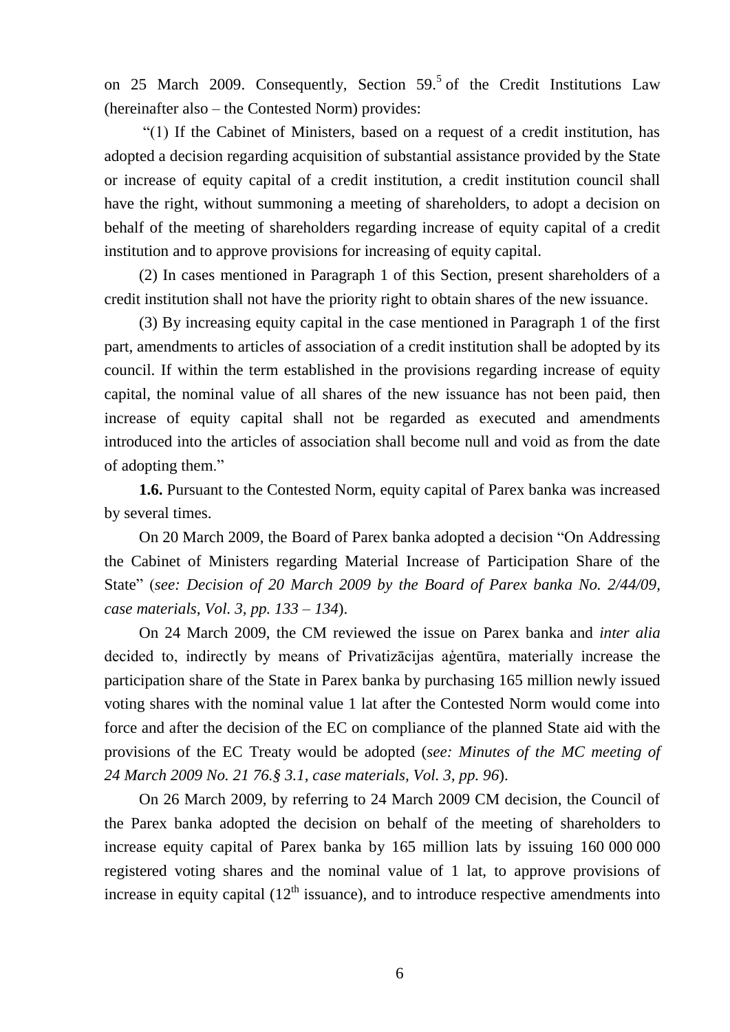on 25 March 2009. Consequently, Section 59.[5] of the Credit Institutions Law (hereinafter also – the Contested Norm) provides:

"(1) If the Cabinet of Ministers, based on a request of a credit institution, has adopted a decision regarding acquisition of substantial assistance provided by the State or increase of equity capital of a credit institution, a credit institution council shall have the right, without summoning a meeting of shareholders, to adopt a decision on behalf of the meeting of shareholders regarding increase of equity capital of a credit institution and to approve provisions for increasing of equity capital.

(2) In cases mentioned in Paragraph 1 of this Section, present shareholders of a credit institution shall not have the priority right to obtain shares of the new issuance.

(3) By increasing equity capital in the case mentioned in Paragraph 1 of the first part, amendments to articles of association of a credit institution shall be adopted by its council. If within the term established in the provisions regarding increase of equity capital, the nominal value of all shares of the new issuance has not been paid, then increase of equity capital shall not be regarded as executed and amendments introduced into the articles of association shall become null and void as from the date of adopting them."

**1.6.** Pursuant to the Contested Norm, equity capital of Parex banka was increased by several times.

On 20 March 2009, the Board of Parex banka adopted a decision "On Addressing the Cabinet of Ministers regarding Material Increase of Participation Share of the State" (*see: Decision of 20 March 2009 by the Board of Parex banka No. 2/44/09, case materials, Vol. 3, pp. 133 – 134*).

On 24 March 2009, the CM reviewed the issue on Parex banka and *inter alia* decided to, indirectly by means of Privatizācijas aģentūra, materially increase the participation share of the State in Parex banka by purchasing 165 million newly issued voting shares with the nominal value 1 lat after the Contested Norm would come into force and after the decision of the EC on compliance of the planned State aid with the provisions of the EC Treaty would be adopted (*see: Minutes of the MC meeting of 24 March 2009 No. 21 76.§ 3.1, case materials, Vol. 3, pp. 96*).

On 26 March 2009, by referring to 24 March 2009 CM decision, the Council of the Parex banka adopted the decision on behalf of the meeting of shareholders to increase equity capital of Parex banka by 165 million lats by issuing 160 000 000 registered voting shares and the nominal value of 1 lat, to approve provisions of increase in equity capital (12th issuance), and to introduce respective amendments into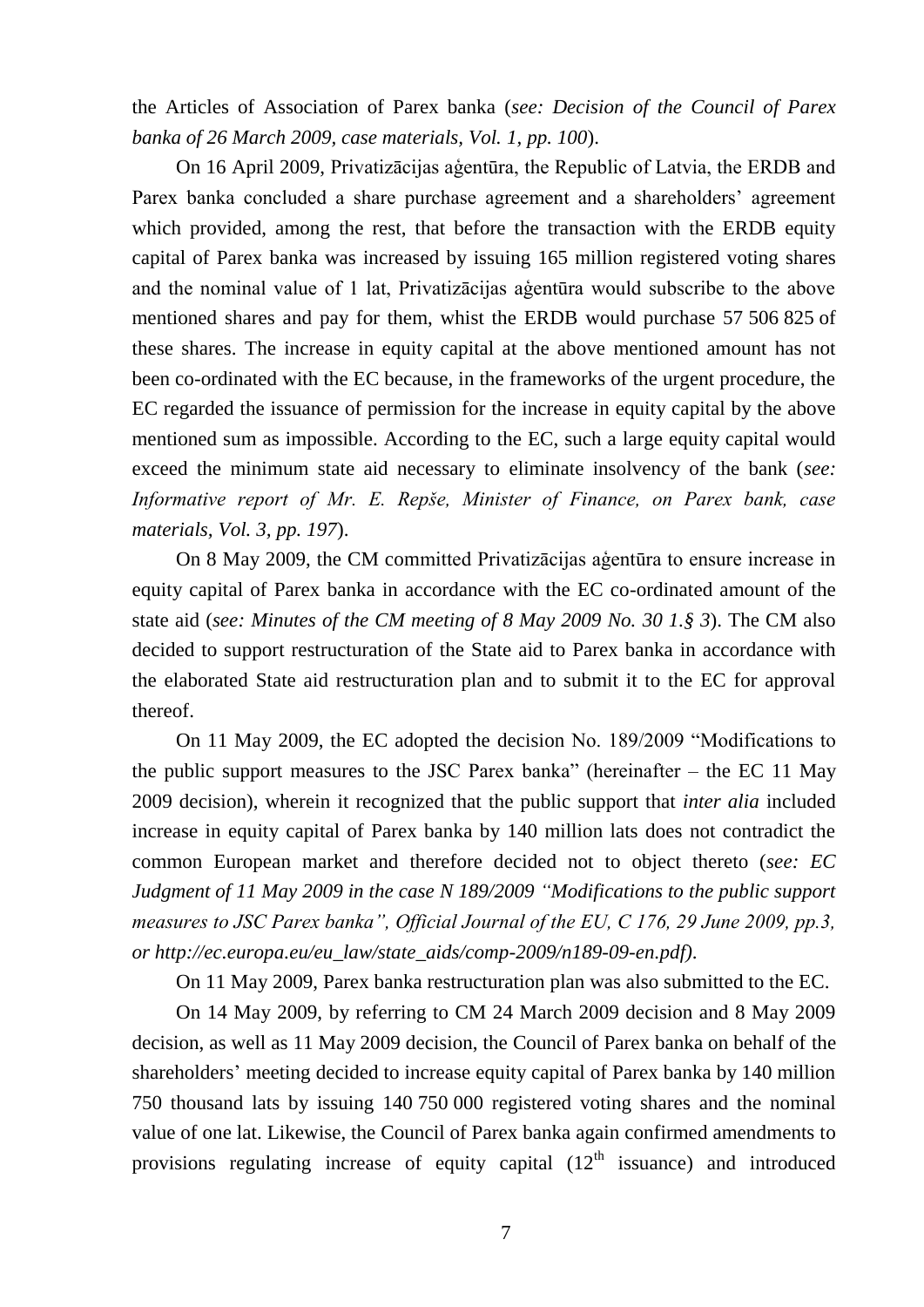the Articles of Association of Parex banka (*see: Decision of the Council of Parex banka of 26 March 2009, case materials, Vol. 1, pp. 100*).

On 16 April 2009, Privatizācijas aģentūra, the Republic of Latvia, the ERDB and Parex banka concluded a share purchase agreement and a shareholders' agreement which provided, among the rest, that before the transaction with the ERDB equity capital of Parex banka was increased by issuing 165 million registered voting shares and the nominal value of 1 lat, Privatizācijas aģentūra would subscribe to the above mentioned shares and pay for them, whist the ERDB would purchase 57 506 825 of these shares. The increase in equity capital at the above mentioned amount has not been co-ordinated with the EC because, in the frameworks of the urgent procedure, the EC regarded the issuance of permission for the increase in equity capital by the above mentioned sum as impossible. According to the EC, such a large equity capital would exceed the minimum state aid necessary to eliminate insolvency of the bank (*see: Informative report of Mr. E. Repše, Minister of Finance, on Parex bank, case materials, Vol. 3, pp. 197*).

On 8 May 2009, the CM committed Privatizācijas aģentūra to ensure increase in equity capital of Parex banka in accordance with the EC co-ordinated amount of the state aid (*see: Minutes of the CM meeting of 8 May 2009 No. 30 1.§ 3*). The CM also decided to support restructuration of the State aid to Parex banka in accordance with the elaborated State aid restructuration plan and to submit it to the EC for approval thereof.

On 11 May 2009, the EC adopted the decision No. 189/2009 "Modifications to the public support measures to the JSC Parex banka" (hereinafter – the EC 11 May 2009 decision), wherein it recognized that the public support that *inter alia* included increase in equity capital of Parex banka by 140 million lats does not contradict the common European market and therefore decided not to object thereto (*see: EC Judgment of 11 May 2009 in the case N 189/2009 "Modifications to the public support measures to JSC Parex banka", Official Journal of the EU, C 176, 29 June 2009, pp.3, or http://ec.europa.eu/eu_law/state_aids/comp-2009/n189-09-en.pdf)*.

On 11 May 2009, Parex banka restructuration plan was also submitted to the EC.

On 14 May 2009, by referring to CM 24 March 2009 decision and 8 May 2009 decision, as well as 11 May 2009 decision, the Council of Parex banka on behalf of the shareholders' meeting decided to increase equity capital of Parex banka by 140 million 750 thousand lats by issuing 140 750 000 registered voting shares and the nominal value of one lat. Likewise, the Council of Parex banka again confirmed amendments to provisions regulating increase of equity capital (12th issuance) and introduced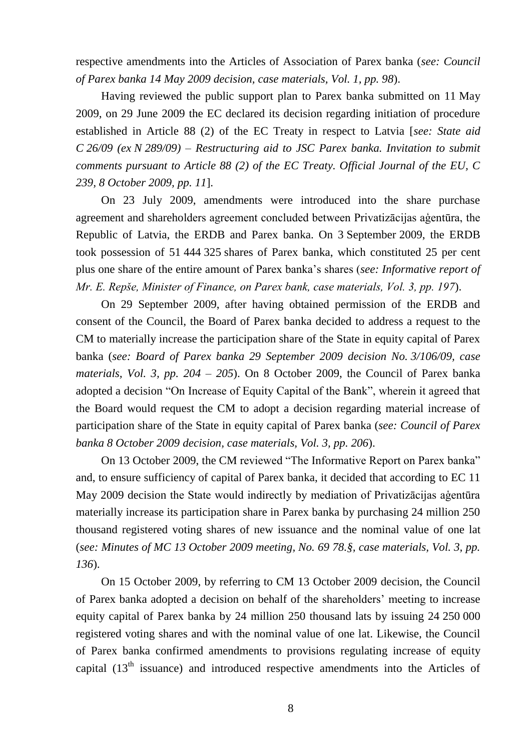respective amendments into the Articles of Association of Parex banka (*see: Council of Parex banka 14 May 2009 decision, case materials, Vol. 1, pp. 98*).

Having reviewed the public support plan to Parex banka submitted on 11 May 2009, on 29 June 2009 the EC declared its decision regarding initiation of procedure established in Article 88 (2) of the EC Treaty in respect to Latvia [*see: State aid C 26/09 (ex N 289/09) – Restructuring aid to JSC Parex banka. Invitation to submit comments pursuant to Article 88 (2) of the EC Treaty. Official Journal of the EU, C 239, 8 October 2009, pp. 11*].

On 23 July 2009, amendments were introduced into the share purchase agreement and shareholders agreement concluded between Privatizācijas aģentūra, the Republic of Latvia, the ERDB and Parex banka. On 3 September 2009, the ERDB took possession of 51 444 325 shares of Parex banka, which constituted 25 per cent plus one share of the entire amount of Parex banka's shares (*see: Informative report of Mr. E. Repše, Minister of Finance, on Parex bank, case materials, Vol. 3, pp. 197*).

On 29 September 2009, after having obtained permission of the ERDB and consent of the Council, the Board of Parex banka decided to address a request to the CM to materially increase the participation share of the State in equity capital of Parex banka (*see: Board of Parex banka 29 September 2009 decision No. 3/106/09, case materials, Vol. 3, pp. 204 – 205*). On 8 October 2009, the Council of Parex banka adopted a decision "On Increase of Equity Capital of the Bank", wherein it agreed that the Board would request the CM to adopt a decision regarding material increase of participation share of the State in equity capital of Parex banka (*see: Council of Parex banka 8 October 2009 decision, case materials, Vol. 3, pp. 206*).

On 13 October 2009, the CM reviewed "The Informative Report on Parex banka" and, to ensure sufficiency of capital of Parex banka, it decided that according to EC 11 May 2009 decision the State would indirectly by mediation of Privatizācijas aģentūra materially increase its participation share in Parex banka by purchasing 24 million 250 thousand registered voting shares of new issuance and the nominal value of one lat (*see: Minutes of MC 13 October 2009 meeting, No. 69 78.§, case materials, Vol. 3, pp. 136*).

On 15 October 2009, by referring to CM 13 October 2009 decision, the Council of Parex banka adopted a decision on behalf of the shareholders' meeting to increase equity capital of Parex banka by 24 million 250 thousand lats by issuing 24 250 000 registered voting shares and with the nominal value of one lat. Likewise, the Council of Parex banka confirmed amendments to provisions regulating increase of equity capital (13th issuance) and introduced respective amendments into the Articles of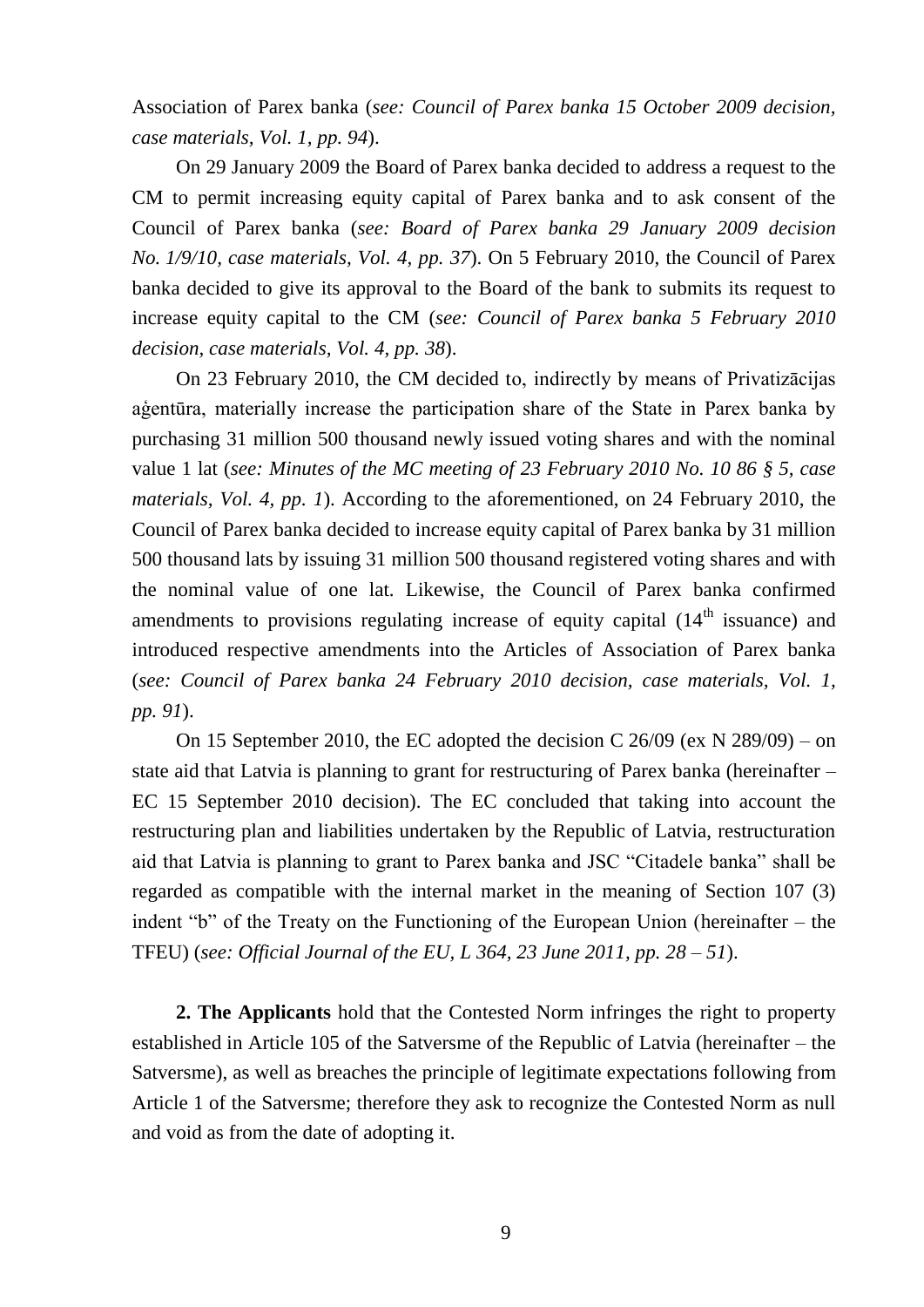Association of Parex banka (*see: Council of Parex banka 15 October 2009 decision, case materials, Vol. 1, pp. 94*).

On 29 January 2009 the Board of Parex banka decided to address a request to the CM to permit increasing equity capital of Parex banka and to ask consent of the Council of Parex banka (*see: Board of Parex banka 29 January 2009 decision No. 1/9/10, case materials, Vol. 4, pp. 37*). On 5 February 2010, the Council of Parex banka decided to give its approval to the Board of the bank to submits its request to increase equity capital to the CM (*see: Council of Parex banka 5 February 2010 decision, case materials, Vol. 4, pp. 38*).

On 23 February 2010, the CM decided to, indirectly by means of Privatizācijas aģentūra, materially increase the participation share of the State in Parex banka by purchasing 31 million 500 thousand newly issued voting shares and with the nominal value 1 lat (*see: Minutes of the MC meeting of 23 February 2010 No. 10 86 § 5, case materials, Vol. 4, pp. 1*). According to the aforementioned, on 24 February 2010, the Council of Parex banka decided to increase equity capital of Parex banka by 31 million 500 thousand lats by issuing 31 million 500 thousand registered voting shares and with the nominal value of one lat. Likewise, the Council of Parex banka confirmed amendments to provisions regulating increase of equity capital (14th issuance) and introduced respective amendments into the Articles of Association of Parex banka (*see: Council of Parex banka 24 February 2010 decision, case materials, Vol. 1, pp. 91*).

On 15 September 2010, the EC adopted the decision C 26/09 (ex N 289/09) – on state aid that Latvia is planning to grant for restructuring of Parex banka (hereinafter – EC 15 September 2010 decision). The EC concluded that taking into account the restructuring plan and liabilities undertaken by the Republic of Latvia, restructuration aid that Latvia is planning to grant to Parex banka and JSC "Citadele banka" shall be regarded as compatible with the internal market in the meaning of Section 107 (3) indent "b" of the Treaty on the Functioning of the European Union (hereinafter – the TFEU) (*see: Official Journal of the EU, L 364, 23 June 2011, pp. 28 – 51*).

**2. The Applicants** hold that the Contested Norm infringes the right to property established in Article 105 of the Satversme of the Republic of Latvia (hereinafter – the Satversme), as well as breaches the principle of legitimate expectations following from Article 1 of the Satversme; therefore they ask to recognize the Contested Norm as null and void as from the date of adopting it.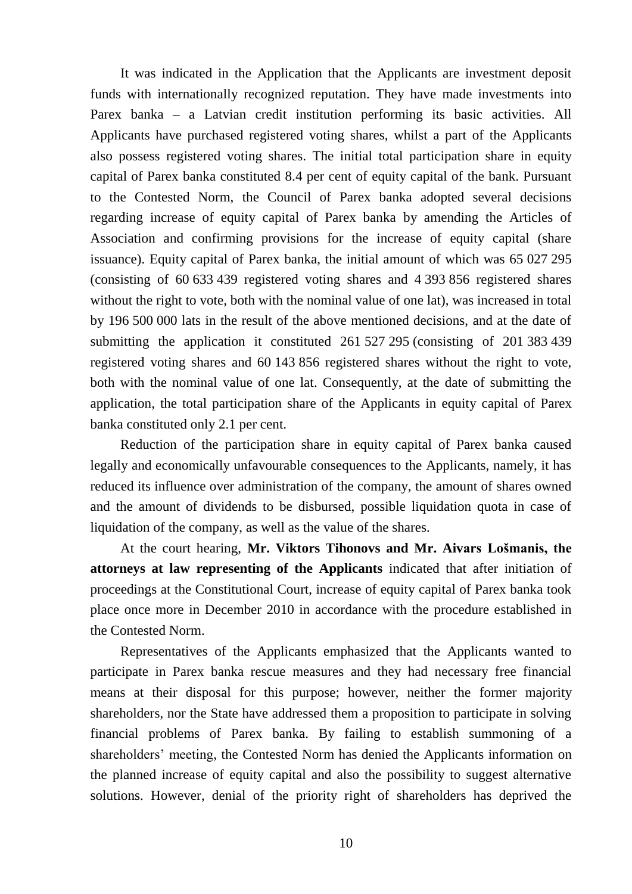It was indicated in the Application that the Applicants are investment deposit funds with internationally recognized reputation. They have made investments into Parex banka – a Latvian credit institution performing its basic activities. All Applicants have purchased registered voting shares, whilst a part of the Applicants also possess registered voting shares. The initial total participation share in equity capital of Parex banka constituted 8.4 per cent of equity capital of the bank. Pursuant to the Contested Norm, the Council of Parex banka adopted several decisions regarding increase of equity capital of Parex banka by amending the Articles of Association and confirming provisions for the increase of equity capital (share issuance). Equity capital of Parex banka, the initial amount of which was 65 027 295 (consisting of 60 633 439 registered voting shares and 4 393 856 registered shares without the right to vote, both with the nominal value of one lat), was increased in total by 196 500 000 lats in the result of the above mentioned decisions, and at the date of submitting the application it constituted 261 527 295 (consisting of 201 383 439 registered voting shares and 60 143 856 registered shares without the right to vote, both with the nominal value of one lat. Consequently, at the date of submitting the application, the total participation share of the Applicants in equity capital of Parex banka constituted only 2.1 per cent.

Reduction of the participation share in equity capital of Parex banka caused legally and economically unfavourable consequences to the Applicants, namely, it has reduced its influence over administration of the company, the amount of shares owned and the amount of dividends to be disbursed, possible liquidation quota in case of liquidation of the company, as well as the value of the shares.

At the court hearing, **Mr. Viktors Tihonovs and Mr. Aivars Lošmanis, the attorneys at law representing of the Applicants** indicated that after initiation of proceedings at the Constitutional Court, increase of equity capital of Parex banka took place once more in December 2010 in accordance with the procedure established in the Contested Norm.

Representatives of the Applicants emphasized that the Applicants wanted to participate in Parex banka rescue measures and they had necessary free financial means at their disposal for this purpose; however, neither the former majority shareholders, nor the State have addressed them a proposition to participate in solving financial problems of Parex banka. By failing to establish summoning of a shareholders' meeting, the Contested Norm has denied the Applicants information on the planned increase of equity capital and also the possibility to suggest alternative solutions. However, denial of the priority right of shareholders has deprived the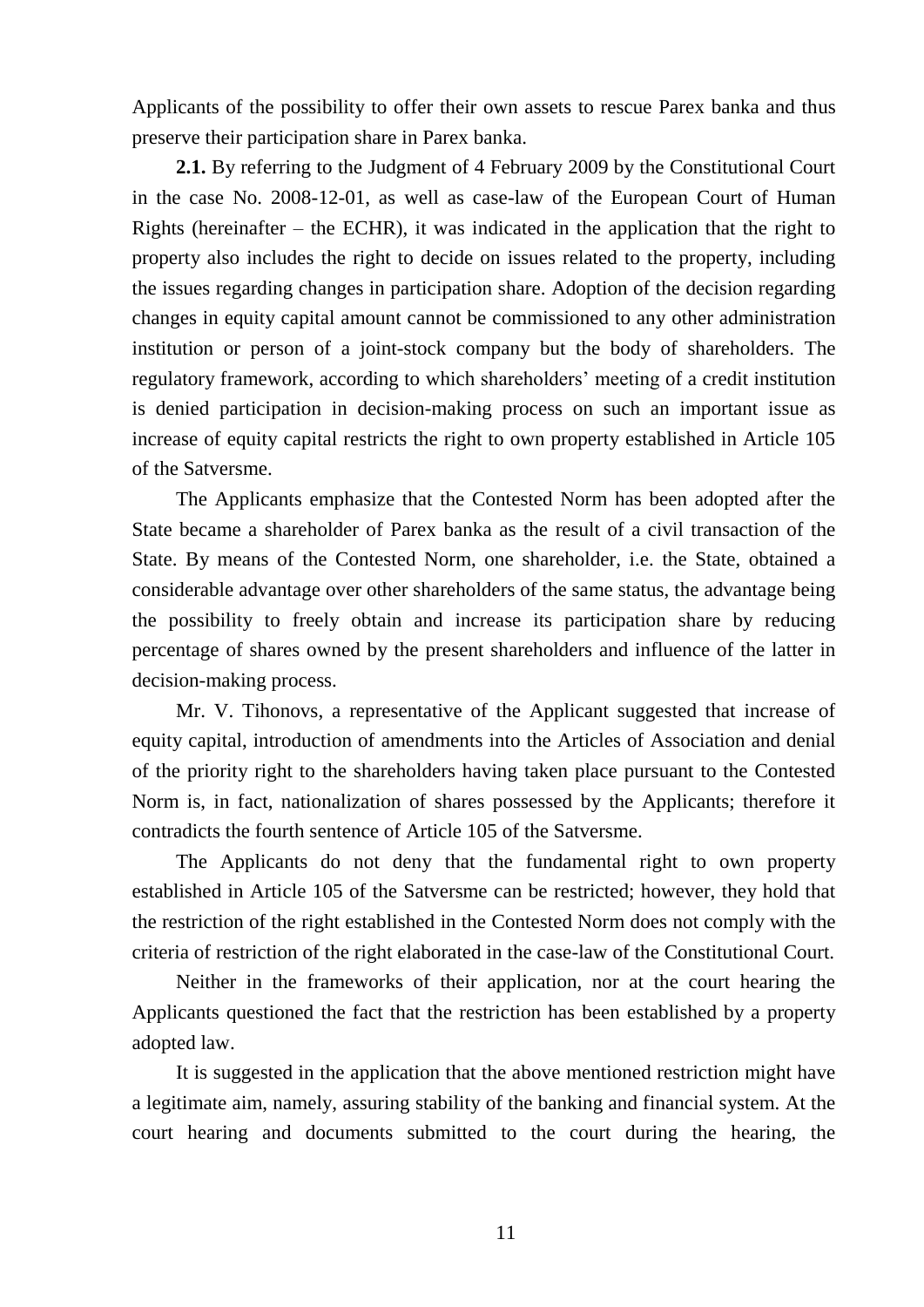Applicants of the possibility to offer their own assets to rescue Parex banka and thus preserve their participation share in Parex banka.

**2.1.** By referring to the Judgment of 4 February 2009 by the Constitutional Court in the case No. 2008-12-01, as well as case-law of the European Court of Human Rights (hereinafter – the ECHR), it was indicated in the application that the right to property also includes the right to decide on issues related to the property, including the issues regarding changes in participation share. Adoption of the decision regarding changes in equity capital amount cannot be commissioned to any other administration institution or person of a joint-stock company but the body of shareholders. The regulatory framework, according to which shareholders' meeting of a credit institution is denied participation in decision-making process on such an important issue as increase of equity capital restricts the right to own property established in Article 105 of the Satversme.

The Applicants emphasize that the Contested Norm has been adopted after the State became a shareholder of Parex banka as the result of a civil transaction of the State. By means of the Contested Norm, one shareholder, i.e. the State, obtained a considerable advantage over other shareholders of the same status, the advantage being the possibility to freely obtain and increase its participation share by reducing percentage of shares owned by the present shareholders and influence of the latter in decision-making process.

Mr. V. Tihonovs, a representative of the Applicant suggested that increase of equity capital, introduction of amendments into the Articles of Association and denial of the priority right to the shareholders having taken place pursuant to the Contested Norm is, in fact, nationalization of shares possessed by the Applicants; therefore it contradicts the fourth sentence of Article 105 of the Satversme.

The Applicants do not deny that the fundamental right to own property established in Article 105 of the Satversme can be restricted; however, they hold that the restriction of the right established in the Contested Norm does not comply with the criteria of restriction of the right elaborated in the case-law of the Constitutional Court.

Neither in the frameworks of their application, nor at the court hearing the Applicants questioned the fact that the restriction has been established by a property adopted law.

It is suggested in the application that the above mentioned restriction might have a legitimate aim, namely, assuring stability of the banking and financial system. At the court hearing and documents submitted to the court during the hearing, the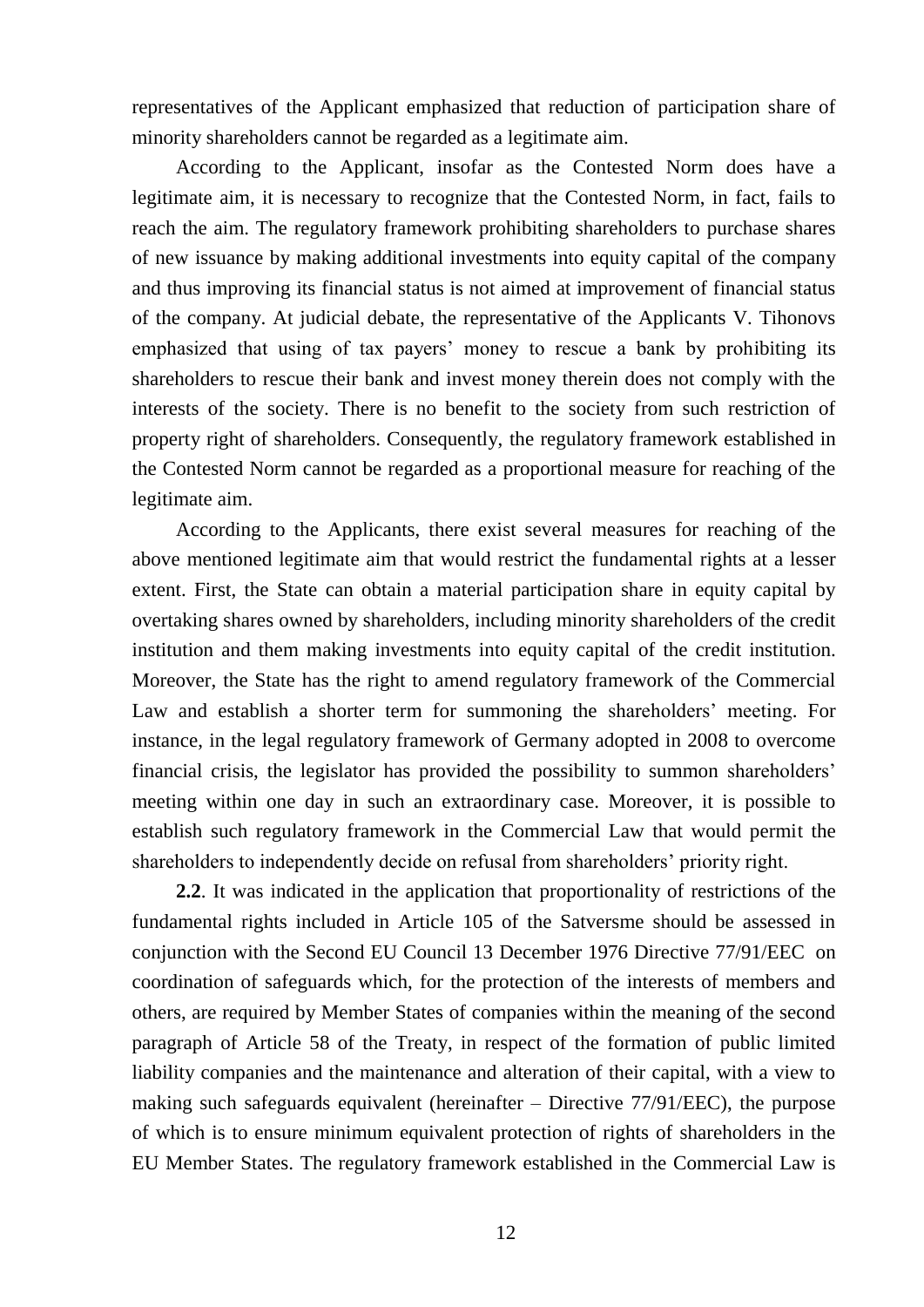representatives of the Applicant emphasized that reduction of participation share of minority shareholders cannot be regarded as a legitimate aim.

According to the Applicant, insofar as the Contested Norm does have a legitimate aim, it is necessary to recognize that the Contested Norm, in fact, fails to reach the aim. The regulatory framework prohibiting shareholders to purchase shares of new issuance by making additional investments into equity capital of the company and thus improving its financial status is not aimed at improvement of financial status of the company. At judicial debate, the representative of the Applicants V. Tihonovs emphasized that using of tax payers' money to rescue a bank by prohibiting its shareholders to rescue their bank and invest money therein does not comply with the interests of the society. There is no benefit to the society from such restriction of property right of shareholders. Consequently, the regulatory framework established in the Contested Norm cannot be regarded as a proportional measure for reaching of the legitimate aim.

According to the Applicants, there exist several measures for reaching of the above mentioned legitimate aim that would restrict the fundamental rights at a lesser extent. First, the State can obtain a material participation share in equity capital by overtaking shares owned by shareholders, including minority shareholders of the credit institution and them making investments into equity capital of the credit institution. Moreover, the State has the right to amend regulatory framework of the Commercial Law and establish a shorter term for summoning the shareholders' meeting. For instance, in the legal regulatory framework of Germany adopted in 2008 to overcome financial crisis, the legislator has provided the possibility to summon shareholders' meeting within one day in such an extraordinary case. Moreover, it is possible to establish such regulatory framework in the Commercial Law that would permit the shareholders to independently decide on refusal from shareholders' priority right.

**2.2**. It was indicated in the application that proportionality of restrictions of the fundamental rights included in Article 105 of the Satversme should be assessed in conjunction with the Second EU Council 13 December 1976 Directive 77/91/EEC on coordination of safeguards which, for the protection of the interests of members and others, are required by Member States of companies within the meaning of the second paragraph of Article 58 of the Treaty, in respect of the formation of public limited liability companies and the maintenance and alteration of their capital, with a view to making such safeguards equivalent (hereinafter – Directive 77/91/EEC), the purpose of which is to ensure minimum equivalent protection of rights of shareholders in the EU Member States. The regulatory framework established in the Commercial Law is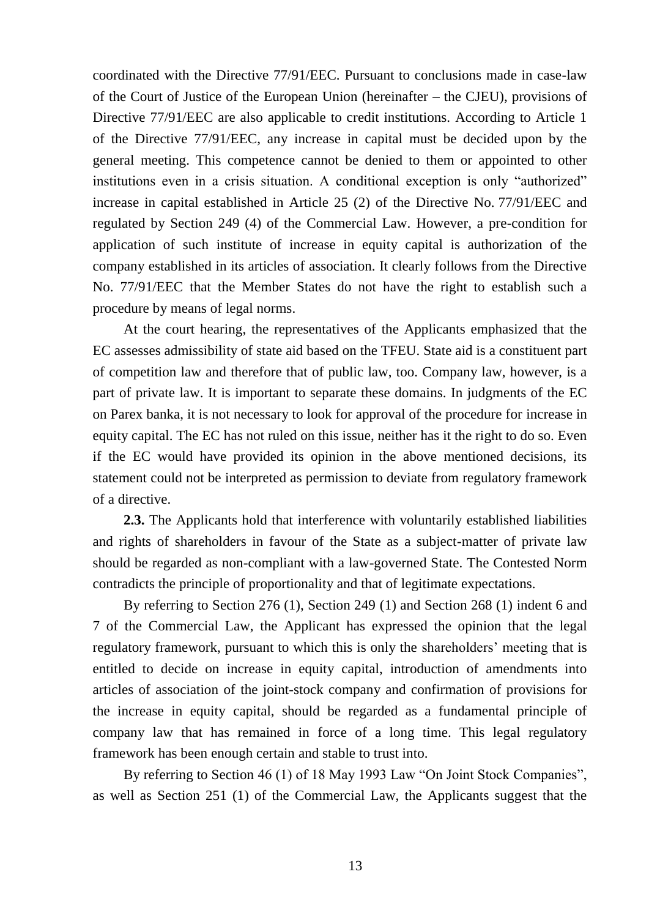coordinated with the Directive 77/91/EEC. Pursuant to conclusions made in case-law of the Court of Justice of the European Union (hereinafter – the CJEU), provisions of Directive 77/91/EEC are also applicable to credit institutions. According to Article 1 of the Directive 77/91/EEC, any increase in capital must be decided upon by the general meeting. This competence cannot be denied to them or appointed to other institutions even in a crisis situation. A conditional exception is only "authorized" increase in capital established in Article 25 (2) of the Directive No. 77/91/EEC and regulated by Section 249 (4) of the Commercial Law. However, a pre-condition for application of such institute of increase in equity capital is authorization of the company established in its articles of association. It clearly follows from the Directive No. 77/91/EEC that the Member States do not have the right to establish such a procedure by means of legal norms.

At the court hearing, the representatives of the Applicants emphasized that the EC assesses admissibility of state aid based on the TFEU. State aid is a constituent part of competition law and therefore that of public law, too. Company law, however, is a part of private law. It is important to separate these domains. In judgments of the EC on Parex banka, it is not necessary to look for approval of the procedure for increase in equity capital. The EC has not ruled on this issue, neither has it the right to do so. Even if the EC would have provided its opinion in the above mentioned decisions, its statement could not be interpreted as permission to deviate from regulatory framework of a directive.

**2.3.** The Applicants hold that interference with voluntarily established liabilities and rights of shareholders in favour of the State as a subject-matter of private law should be regarded as non-compliant with a law-governed State. The Contested Norm contradicts the principle of proportionality and that of legitimate expectations.

By referring to Section 276 (1), Section 249 (1) and Section 268 (1) indent 6 and 7 of the Commercial Law, the Applicant has expressed the opinion that the legal regulatory framework, pursuant to which this is only the shareholders' meeting that is entitled to decide on increase in equity capital, introduction of amendments into articles of association of the joint-stock company and confirmation of provisions for the increase in equity capital, should be regarded as a fundamental principle of company law that has remained in force of a long time. This legal regulatory framework has been enough certain and stable to trust into.

By referring to Section 46 (1) of 18 May 1993 Law "On Joint Stock Companies", as well as Section 251 (1) of the Commercial Law, the Applicants suggest that the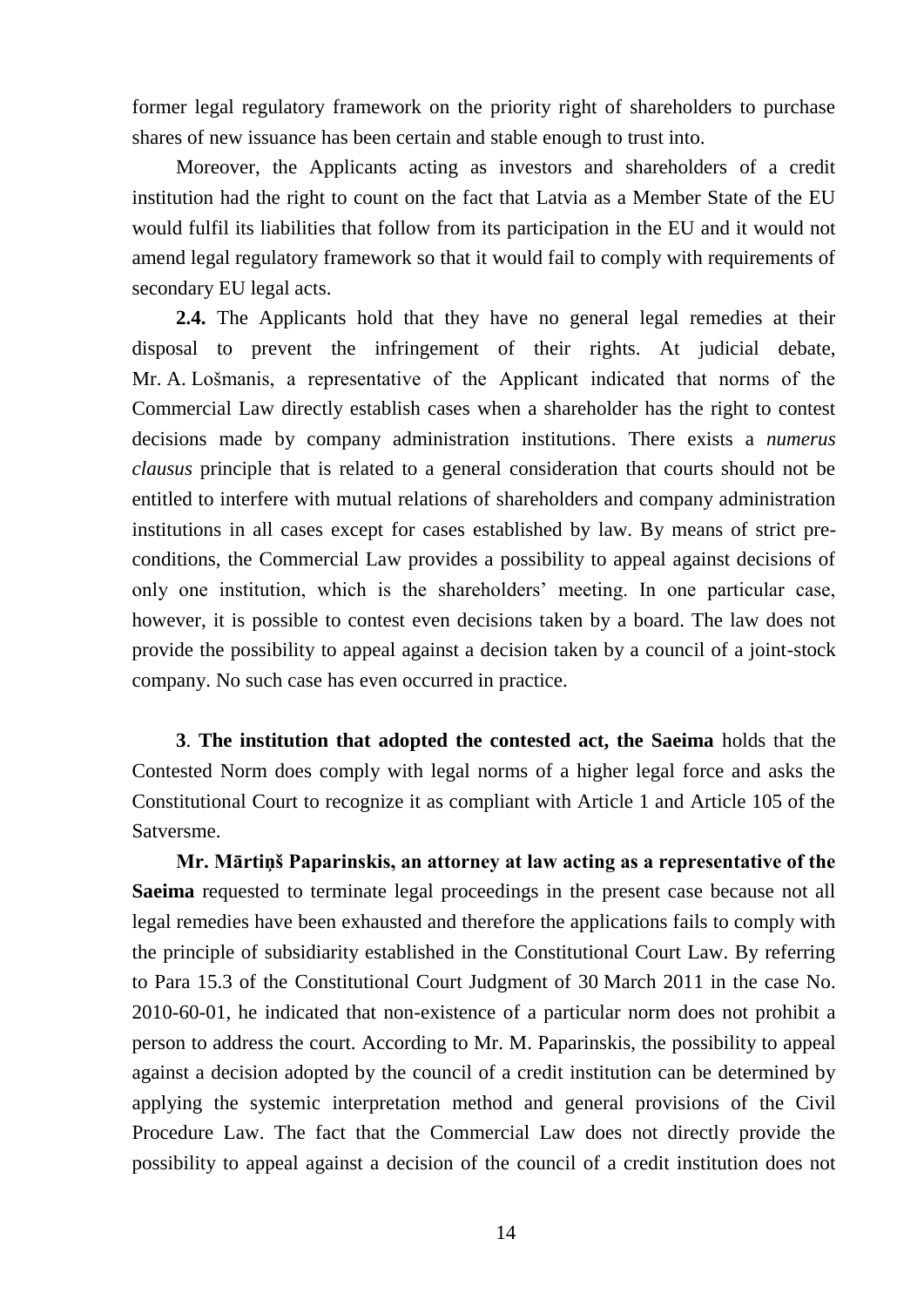former legal regulatory framework on the priority right of shareholders to purchase shares of new issuance has been certain and stable enough to trust into.

Moreover, the Applicants acting as investors and shareholders of a credit institution had the right to count on the fact that Latvia as a Member State of the EU would fulfil its liabilities that follow from its participation in the EU and it would not amend legal regulatory framework so that it would fail to comply with requirements of secondary EU legal acts.

**2.4.** The Applicants hold that they have no general legal remedies at their disposal to prevent the infringement of their rights. At judicial debate, Mr. A. Lošmanis, a representative of the Applicant indicated that norms of the Commercial Law directly establish cases when a shareholder has the right to contest decisions made by company administration institutions. There exists a *numerus clausus* principle that is related to a general consideration that courts should not be entitled to interfere with mutual relations of shareholders and company administration institutions in all cases except for cases established by law. By means of strict pre-conditions, the Commercial Law provides a possibility to appeal against decisions of only one institution, which is the shareholders' meeting. In one particular case, however, it is possible to contest even decisions taken by a board. The law does not provide the possibility to appeal against a decision taken by a council of a joint-stock company. No such case has even occurred in practice.

**3**. **The institution that adopted the contested act, the Saeima** holds that the Contested Norm does comply with legal norms of a higher legal force and asks the Constitutional Court to recognize it as compliant with Article 1 and Article 105 of the Satversme.

**Mr. Mārtiņš Paparinskis, an attorney at law acting as a representative of the Saeima** requested to terminate legal proceedings in the present case because not all legal remedies have been exhausted and therefore the applications fails to comply with the principle of subsidiarity established in the Constitutional Court Law. By referring to Para 15.3 of the Constitutional Court Judgment of 30 March 2011 in the case No. 2010-60-01, he indicated that non-existence of a particular norm does not prohibit a person to address the court. According to Mr. M. Paparinskis, the possibility to appeal against a decision adopted by the council of a credit institution can be determined by applying the systemic interpretation method and general provisions of the Civil Procedure Law. The fact that the Commercial Law does not directly provide the possibility to appeal against a decision of the council of a credit institution does not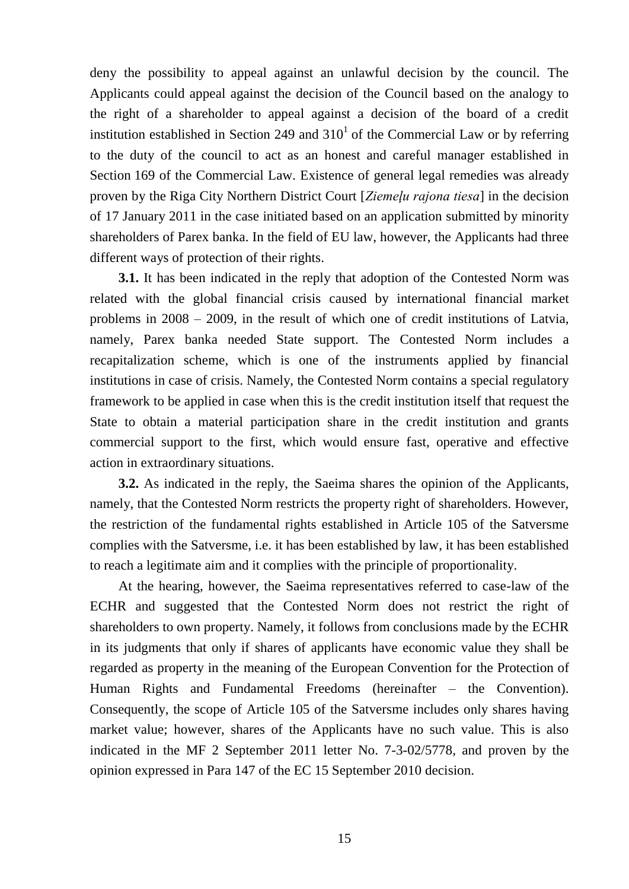deny the possibility to appeal against an unlawful decision by the council. The Applicants could appeal against the decision of the Council based on the analogy to the right of a shareholder to appeal against a decision of the board of a credit institution established in Section 249 and $310^1$ of the Commercial Law or by referring to the duty of the council to act as an honest and careful manager established in Section 169 of the Commercial Law. Existence of general legal remedies was already proven by the Riga City Northern District Court [*Ziemeļu rajona tiesa*] in the decision of 17 January 2011 in the case initiated based on an application submitted by minority shareholders of Parex banka. In the field of EU law, however, the Applicants had three different ways of protection of their rights.

**3.1.** It has been indicated in the reply that adoption of the Contested Norm was related with the global financial crisis caused by international financial market problems in 2008 – 2009, in the result of which one of credit institutions of Latvia, namely, Parex banka needed State support. The Contested Norm includes a recapitalization scheme, which is one of the instruments applied by financial institutions in case of crisis. Namely, the Contested Norm contains a special regulatory framework to be applied in case when this is the credit institution itself that request the State to obtain a material participation share in the credit institution and grants commercial support to the first, which would ensure fast, operative and effective action in extraordinary situations.

**3.2.** As indicated in the reply, the Saeima shares the opinion of the Applicants, namely, that the Contested Norm restricts the property right of shareholders. However, the restriction of the fundamental rights established in Article 105 of the Satversme complies with the Satversme, i.e. it has been established by law, it has been established to reach a legitimate aim and it complies with the principle of proportionality.

At the hearing, however, the Saeima representatives referred to case-law of the ECHR and suggested that the Contested Norm does not restrict the right of shareholders to own property. Namely, it follows from conclusions made by the ECHR in its judgments that only if shares of applicants have economic value they shall be regarded as property in the meaning of the European Convention for the Protection of Human Rights and Fundamental Freedoms (hereinafter – the Convention). Consequently, the scope of Article 105 of the Satversme includes only shares having market value; however, shares of the Applicants have no such value. This is also indicated in the MF 2 September 2011 letter No. 7-3-02/5778, and proven by the opinion expressed in Para 147 of the EC 15 September 2010 decision.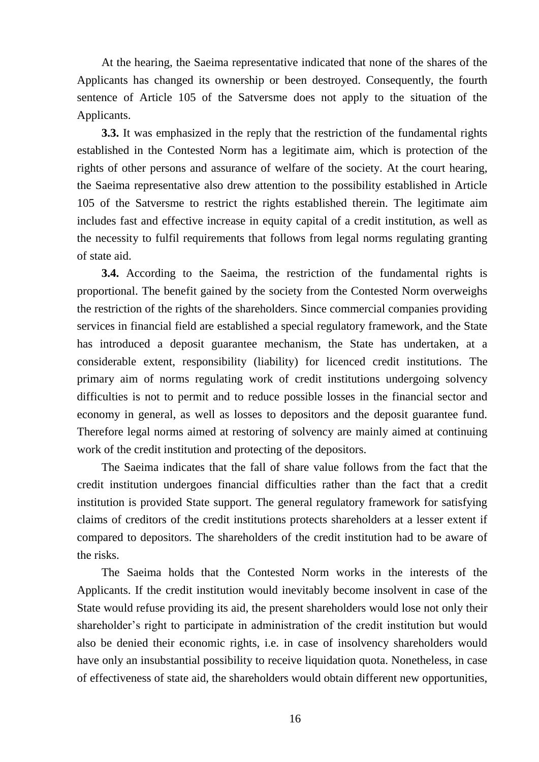At the hearing, the Saeima representative indicated that none of the shares of the Applicants has changed its ownership or been destroyed. Consequently, the fourth sentence of Article 105 of the Satversme does not apply to the situation of the Applicants.

**3.3.** It was emphasized in the reply that the restriction of the fundamental rights established in the Contested Norm has a legitimate aim, which is protection of the rights of other persons and assurance of welfare of the society. At the court hearing, the Saeima representative also drew attention to the possibility established in Article 105 of the Satversme to restrict the rights established therein. The legitimate aim includes fast and effective increase in equity capital of a credit institution, as well as the necessity to fulfil requirements that follows from legal norms regulating granting of state aid.

**3.4.** According to the Saeima, the restriction of the fundamental rights is proportional. The benefit gained by the society from the Contested Norm overweighs the restriction of the rights of the shareholders. Since commercial companies providing services in financial field are established a special regulatory framework, and the State has introduced a deposit guarantee mechanism, the State has undertaken, at a considerable extent, responsibility (liability) for licenced credit institutions. The primary aim of norms regulating work of credit institutions undergoing solvency difficulties is not to permit and to reduce possible losses in the financial sector and economy in general, as well as losses to depositors and the deposit guarantee fund. Therefore legal norms aimed at restoring of solvency are mainly aimed at continuing work of the credit institution and protecting of the depositors.

The Saeima indicates that the fall of share value follows from the fact that the credit institution undergoes financial difficulties rather than the fact that a credit institution is provided State support. The general regulatory framework for satisfying claims of creditors of the credit institutions protects shareholders at a lesser extent if compared to depositors. The shareholders of the credit institution had to be aware of the risks.

The Saeima holds that the Contested Norm works in the interests of the Applicants. If the credit institution would inevitably become insolvent in case of the State would refuse providing its aid, the present shareholders would lose not only their shareholder's right to participate in administration of the credit institution but would also be denied their economic rights, i.e. in case of insolvency shareholders would have only an insubstantial possibility to receive liquidation quota. Nonetheless, in case of effectiveness of state aid, the shareholders would obtain different new opportunities,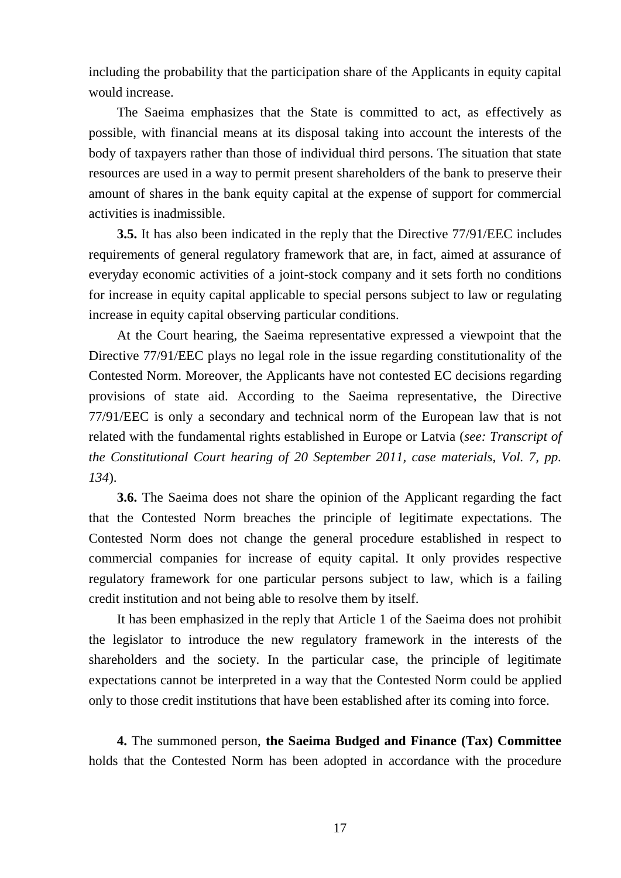including the probability that the participation share of the Applicants in equity capital would increase.

The Saeima emphasizes that the State is committed to act, as effectively as possible, with financial means at its disposal taking into account the interests of the body of taxpayers rather than those of individual third persons. The situation that state resources are used in a way to permit present shareholders of the bank to preserve their amount of shares in the bank equity capital at the expense of support for commercial activities is inadmissible.

**3.5.** It has also been indicated in the reply that the Directive 77/91/EEC includes requirements of general regulatory framework that are, in fact, aimed at assurance of everyday economic activities of a joint-stock company and it sets forth no conditions for increase in equity capital applicable to special persons subject to law or regulating increase in equity capital observing particular conditions.

At the Court hearing, the Saeima representative expressed a viewpoint that the Directive 77/91/EEC plays no legal role in the issue regarding constitutionality of the Contested Norm. Moreover, the Applicants have not contested EC decisions regarding provisions of state aid. According to the Saeima representative, the Directive 77/91/EEC is only a secondary and technical norm of the European law that is not related with the fundamental rights established in Europe or Latvia (*see: Transcript of the Constitutional Court hearing of 20 September 2011, case materials, Vol. 7, pp. 134*).

**3.6.** The Saeima does not share the opinion of the Applicant regarding the fact that the Contested Norm breaches the principle of legitimate expectations. The Contested Norm does not change the general procedure established in respect to commercial companies for increase of equity capital. It only provides respective regulatory framework for one particular persons subject to law, which is a failing credit institution and not being able to resolve them by itself.

It has been emphasized in the reply that Article 1 of the Saeima does not prohibit the legislator to introduce the new regulatory framework in the interests of the shareholders and the society. In the particular case, the principle of legitimate expectations cannot be interpreted in a way that the Contested Norm could be applied only to those credit institutions that have been established after its coming into force.

**4.** The summoned person, **the Saeima Budged and Finance (Tax) Committee** holds that the Contested Norm has been adopted in accordance with the procedure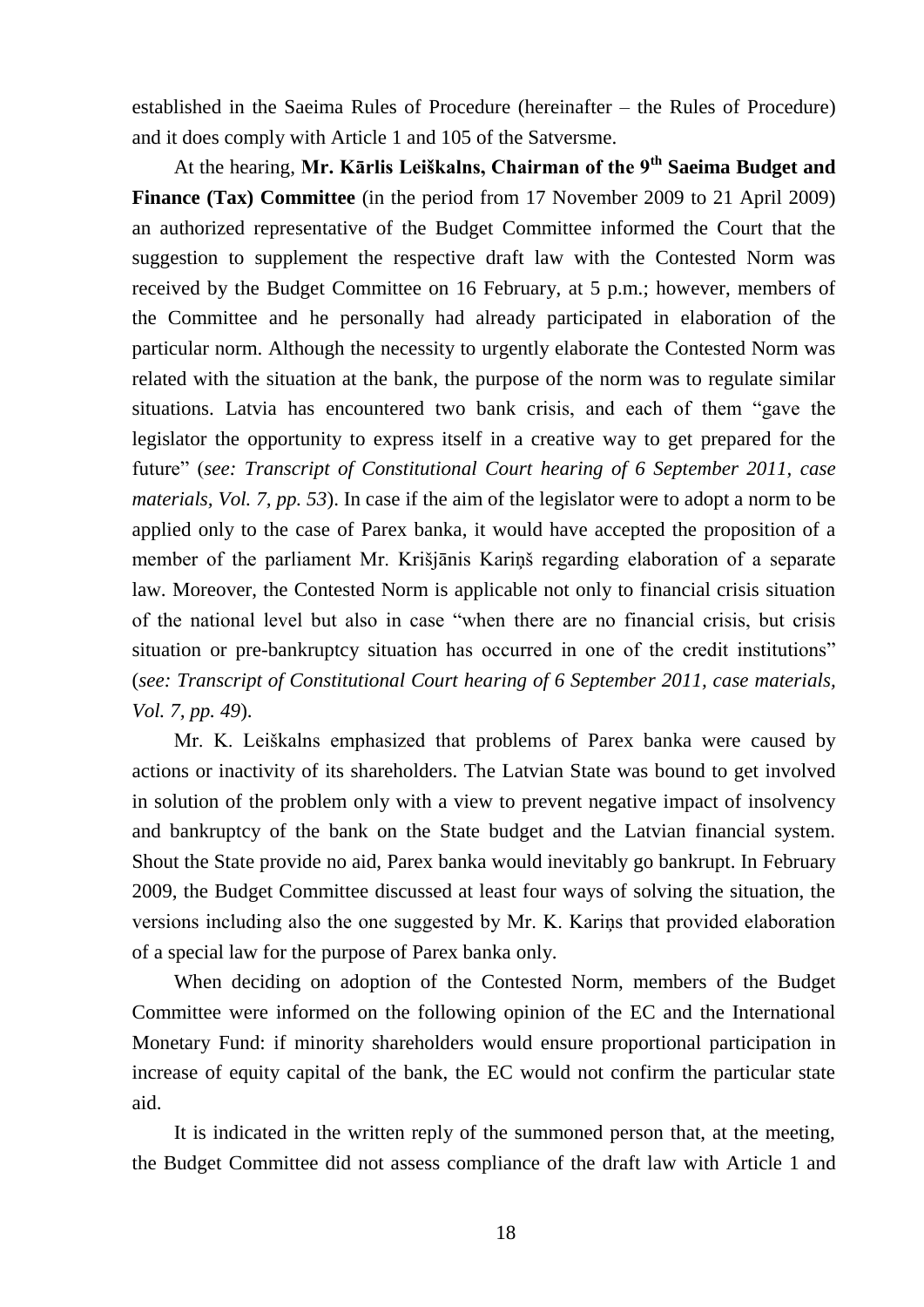established in the Saeima Rules of Procedure (hereinafter – the Rules of Procedure) and it does comply with Article 1 and 105 of the Satversme.

At the hearing, **Mr. Kārlis Leiškalns, Chairman of the 9th Saeima Budget and Finance (Tax) Committee** (in the period from 17 November 2009 to 21 April 2009) an authorized representative of the Budget Committee informed the Court that the suggestion to supplement the respective draft law with the Contested Norm was received by the Budget Committee on 16 February, at 5 p.m.; however, members of the Committee and he personally had already participated in elaboration of the particular norm. Although the necessity to urgently elaborate the Contested Norm was related with the situation at the bank, the purpose of the norm was to regulate similar situations. Latvia has encountered two bank crisis, and each of them "gave the legislator the opportunity to express itself in a creative way to get prepared for the future" (*see: Transcript of Constitutional Court hearing of 6 September 2011, case materials, Vol. 7, pp. 53*). In case if the aim of the legislator were to adopt a norm to be applied only to the case of Parex banka, it would have accepted the proposition of a member of the parliament Mr. Krišjānis Kariņš regarding elaboration of a separate law. Moreover, the Contested Norm is applicable not only to financial crisis situation of the national level but also in case "when there are no financial crisis, but crisis situation or pre-bankruptcy situation has occurred in one of the credit institutions" (*see: Transcript of Constitutional Court hearing of 6 September 2011, case materials, Vol. 7, pp. 49*).

Mr. K. Leiškalns emphasized that problems of Parex banka were caused by actions or inactivity of its shareholders. The Latvian State was bound to get involved in solution of the problem only with a view to prevent negative impact of insolvency and bankruptcy of the bank on the State budget and the Latvian financial system. Shout the State provide no aid, Parex banka would inevitably go bankrupt. In February 2009, the Budget Committee discussed at least four ways of solving the situation, the versions including also the one suggested by Mr. K. Kariņs that provided elaboration of a special law for the purpose of Parex banka only.

When deciding on adoption of the Contested Norm, members of the Budget Committee were informed on the following opinion of the EC and the International Monetary Fund: if minority shareholders would ensure proportional participation in increase of equity capital of the bank, the EC would not confirm the particular state aid.

It is indicated in the written reply of the summoned person that, at the meeting, the Budget Committee did not assess compliance of the draft law with Article 1 and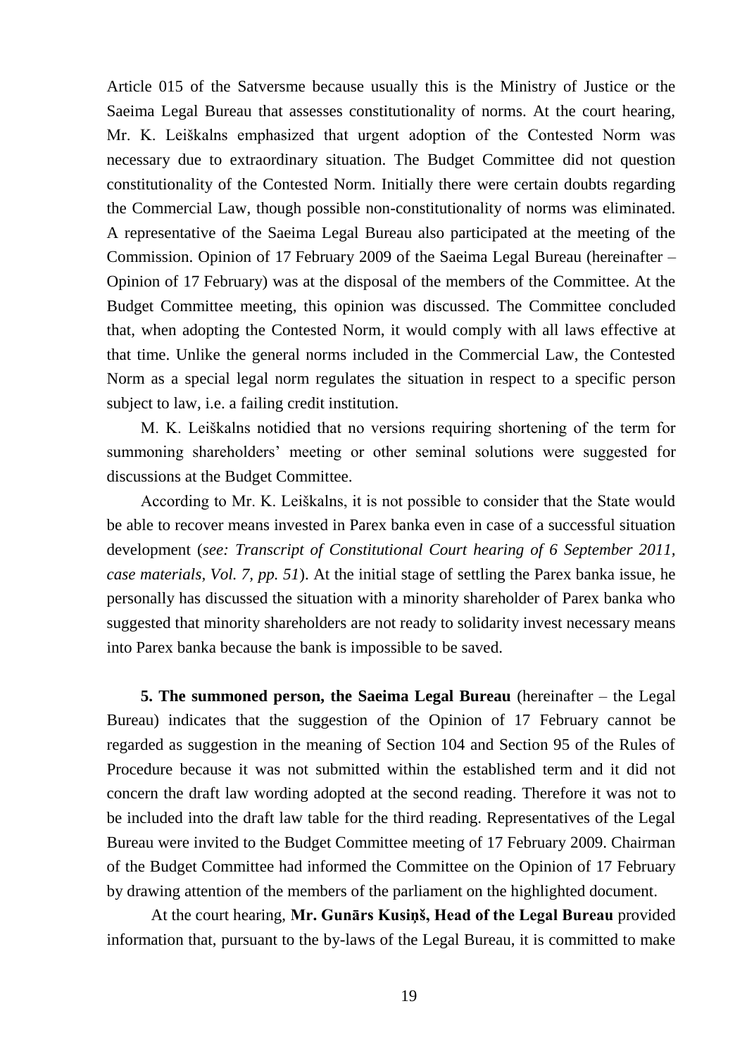Article 015 of the Satversme because usually this is the Ministry of Justice or the Saeima Legal Bureau that assesses constitutionality of norms. At the court hearing, Mr. K. Leiškalns emphasized that urgent adoption of the Contested Norm was necessary due to extraordinary situation. The Budget Committee did not question constitutionality of the Contested Norm. Initially there were certain doubts regarding the Commercial Law, though possible non-constitutionality of norms was eliminated. A representative of the Saeima Legal Bureau also participated at the meeting of the Commission. Opinion of 17 February 2009 of the Saeima Legal Bureau (hereinafter – Opinion of 17 February) was at the disposal of the members of the Committee. At the Budget Committee meeting, this opinion was discussed. The Committee concluded that, when adopting the Contested Norm, it would comply with all laws effective at that time. Unlike the general norms included in the Commercial Law, the Contested Norm as a special legal norm regulates the situation in respect to a specific person subject to law, i.e. a failing credit institution.

M. K. Leiškalns notidied that no versions requiring shortening of the term for summoning shareholders' meeting or other seminal solutions were suggested for discussions at the Budget Committee.

According to Mr. K. Leiškalns, it is not possible to consider that the State would be able to recover means invested in Parex banka even in case of a successful situation development (*see: Transcript of Constitutional Court hearing of 6 September 2011, case materials, Vol. 7, pp. 51*). At the initial stage of settling the Parex banka issue, he personally has discussed the situation with a minority shareholder of Parex banka who suggested that minority shareholders are not ready to solidarity invest necessary means into Parex banka because the bank is impossible to be saved.

**5. The summoned person, the Saeima Legal Bureau** (hereinafter – the Legal Bureau) indicates that the suggestion of the Opinion of 17 February cannot be regarded as suggestion in the meaning of Section 104 and Section 95 of the Rules of Procedure because it was not submitted within the established term and it did not concern the draft law wording adopted at the second reading. Therefore it was not to be included into the draft law table for the third reading. Representatives of the Legal Bureau were invited to the Budget Committee meeting of 17 February 2009. Chairman of the Budget Committee had informed the Committee on the Opinion of 17 February by drawing attention of the members of the parliament on the highlighted document.

At the court hearing, **Mr. Gunārs Kusiņš, Head of the Legal Bureau** provided information that, pursuant to the by-laws of the Legal Bureau, it is committed to make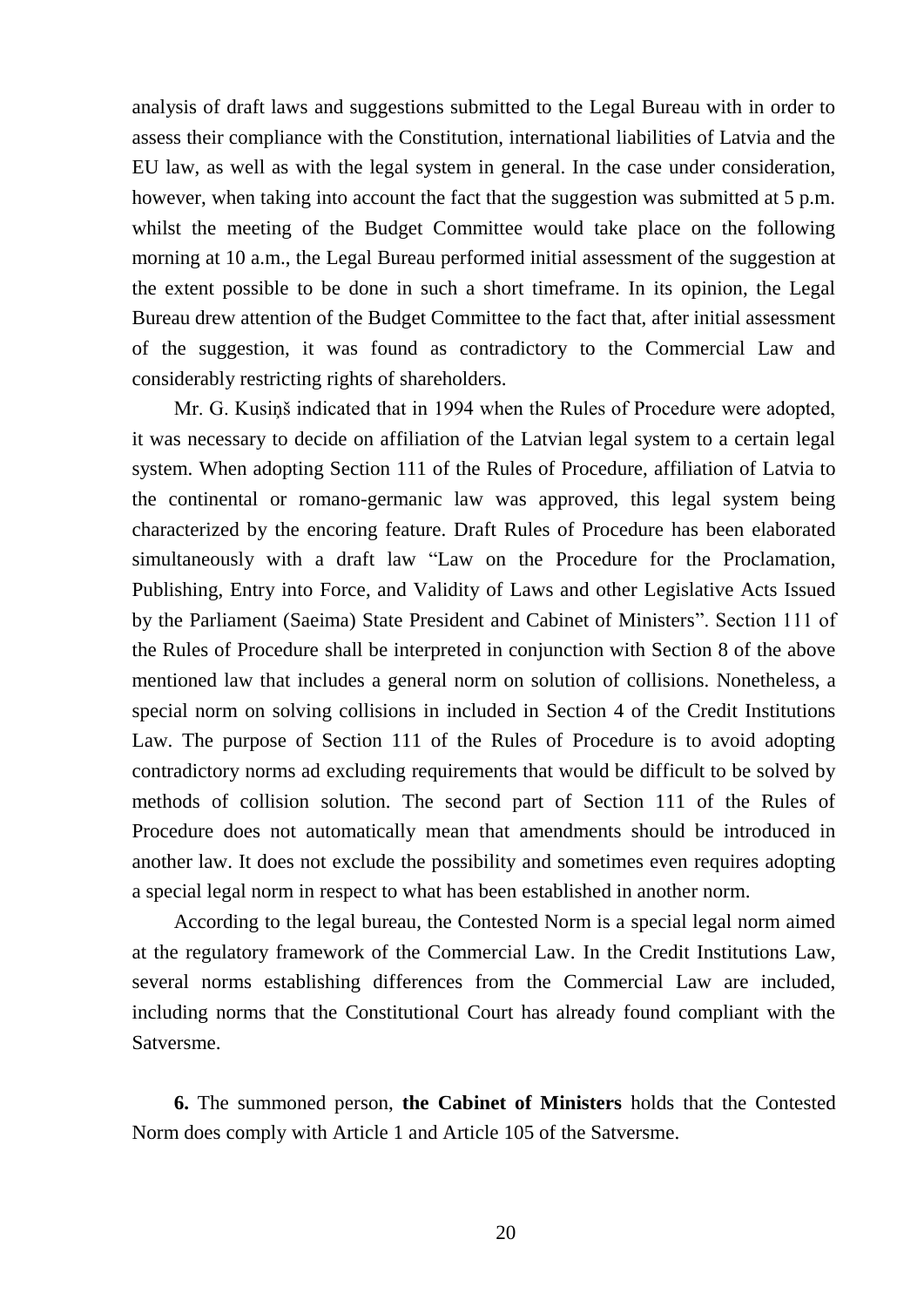analysis of draft laws and suggestions submitted to the Legal Bureau with in order to assess their compliance with the Constitution, international liabilities of Latvia and the EU law, as well as with the legal system in general. In the case under consideration, however, when taking into account the fact that the suggestion was submitted at 5 p.m. whilst the meeting of the Budget Committee would take place on the following morning at 10 a.m., the Legal Bureau performed initial assessment of the suggestion at the extent possible to be done in such a short timeframe. In its opinion, the Legal Bureau drew attention of the Budget Committee to the fact that, after initial assessment of the suggestion, it was found as contradictory to the Commercial Law and considerably restricting rights of shareholders.

Mr. G. Kusiņš indicated that in 1994 when the Rules of Procedure were adopted, it was necessary to decide on affiliation of the Latvian legal system to a certain legal system. When adopting Section 111 of the Rules of Procedure, affiliation of Latvia to the continental or romano-germanic law was approved, this legal system being characterized by the encoring feature. Draft Rules of Procedure has been elaborated simultaneously with a draft law "Law on the Procedure for the Proclamation, Publishing, Entry into Force, and Validity of Laws and other Legislative Acts Issued by the Parliament (Saeima) State President and Cabinet of Ministers". Section 111 of the Rules of Procedure shall be interpreted in conjunction with Section 8 of the above mentioned law that includes a general norm on solution of collisions. Nonetheless, a special norm on solving collisions in included in Section 4 of the Credit Institutions Law. The purpose of Section 111 of the Rules of Procedure is to avoid adopting contradictory norms ad excluding requirements that would be difficult to be solved by methods of collision solution. The second part of Section 111 of the Rules of Procedure does not automatically mean that amendments should be introduced in another law. It does not exclude the possibility and sometimes even requires adopting a special legal norm in respect to what has been established in another norm.

According to the legal bureau, the Contested Norm is a special legal norm aimed at the regulatory framework of the Commercial Law. In the Credit Institutions Law, several norms establishing differences from the Commercial Law are included, including norms that the Constitutional Court has already found compliant with the Satversme.

**6.** The summoned person, **the Cabinet of Ministers** holds that the Contested Norm does comply with Article 1 and Article 105 of the Satversme.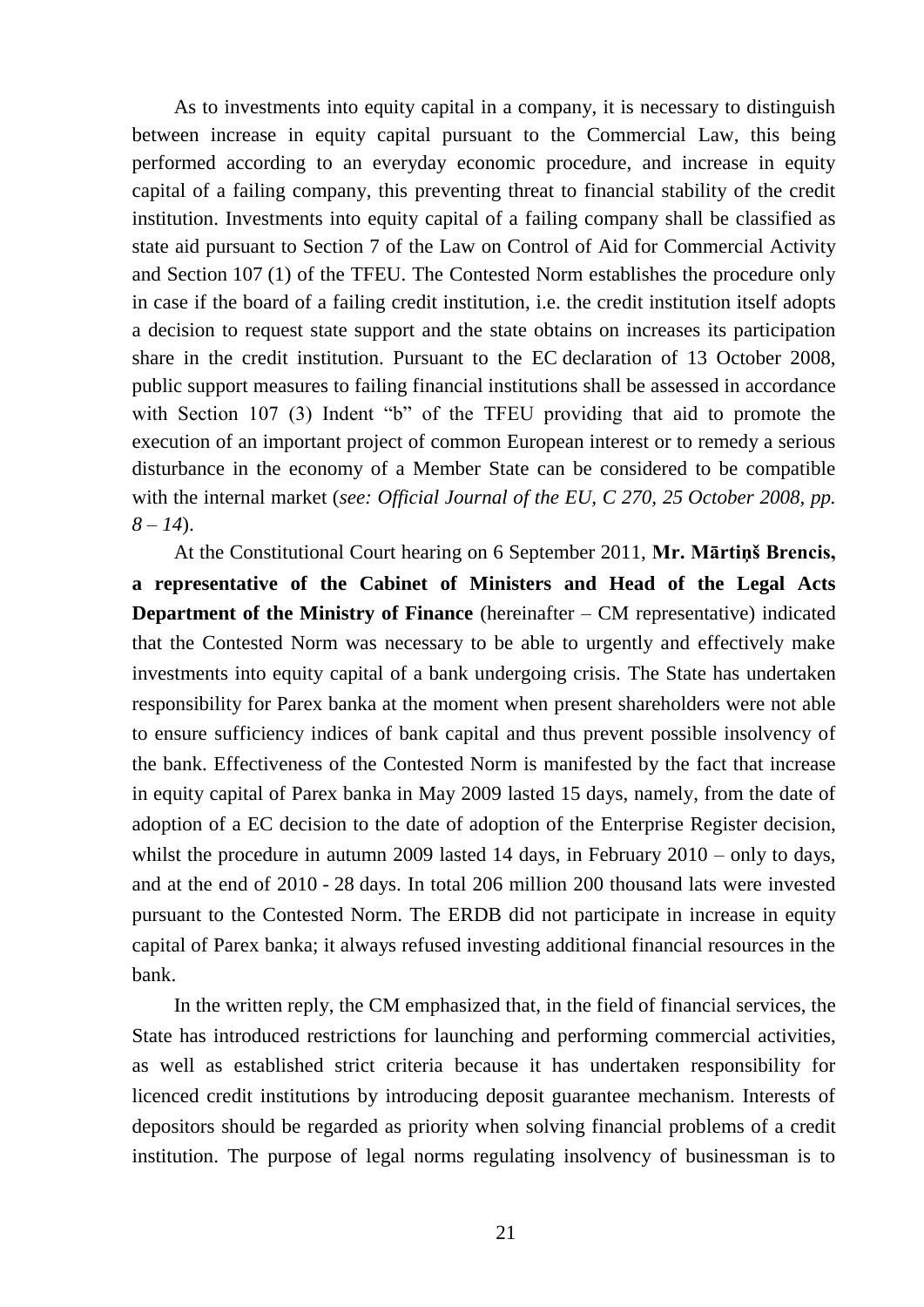As to investments into equity capital in a company, it is necessary to distinguish between increase in equity capital pursuant to the Commercial Law, this being performed according to an everyday economic procedure, and increase in equity capital of a failing company, this preventing threat to financial stability of the credit institution. Investments into equity capital of a failing company shall be classified as state aid pursuant to Section 7 of the Law on Control of Aid for Commercial Activity and Section 107 (1) of the TFEU. The Contested Norm establishes the procedure only in case if the board of a failing credit institution, i.e. the credit institution itself adopts a decision to request state support and the state obtains on increases its participation share in the credit institution. Pursuant to the EC declaration of 13 October 2008, public support measures to failing financial institutions shall be assessed in accordance with Section 107 (3) Indent "b" of the TFEU providing that aid to promote the execution of an important project of common European interest or to remedy a serious disturbance in the economy of a Member State can be considered to be compatible with the internal market (*see: Official Journal of the EU, C 270, 25 October 2008, pp. 8 – 14*).

At the Constitutional Court hearing on 6 September 2011, **Mr. Mārtiņš Brencis, a representative of the Cabinet of Ministers and Head of the Legal Acts Department of the Ministry of Finance** (hereinafter – CM representative) indicated that the Contested Norm was necessary to be able to urgently and effectively make investments into equity capital of a bank undergoing crisis. The State has undertaken responsibility for Parex banka at the moment when present shareholders were not able to ensure sufficiency indices of bank capital and thus prevent possible insolvency of the bank. Effectiveness of the Contested Norm is manifested by the fact that increase in equity capital of Parex banka in May 2009 lasted 15 days, namely, from the date of adoption of a EC decision to the date of adoption of the Enterprise Register decision, whilst the procedure in autumn 2009 lasted 14 days, in February 2010 – only to days, and at the end of 2010 - 28 days. In total 206 million 200 thousand lats were invested pursuant to the Contested Norm. The ERDB did not participate in increase in equity capital of Parex banka; it always refused investing additional financial resources in the bank.

In the written reply, the CM emphasized that, in the field of financial services, the State has introduced restrictions for launching and performing commercial activities, as well as established strict criteria because it has undertaken responsibility for licenced credit institutions by introducing deposit guarantee mechanism. Interests of depositors should be regarded as priority when solving financial problems of a credit institution. The purpose of legal norms regulating insolvency of businessman is to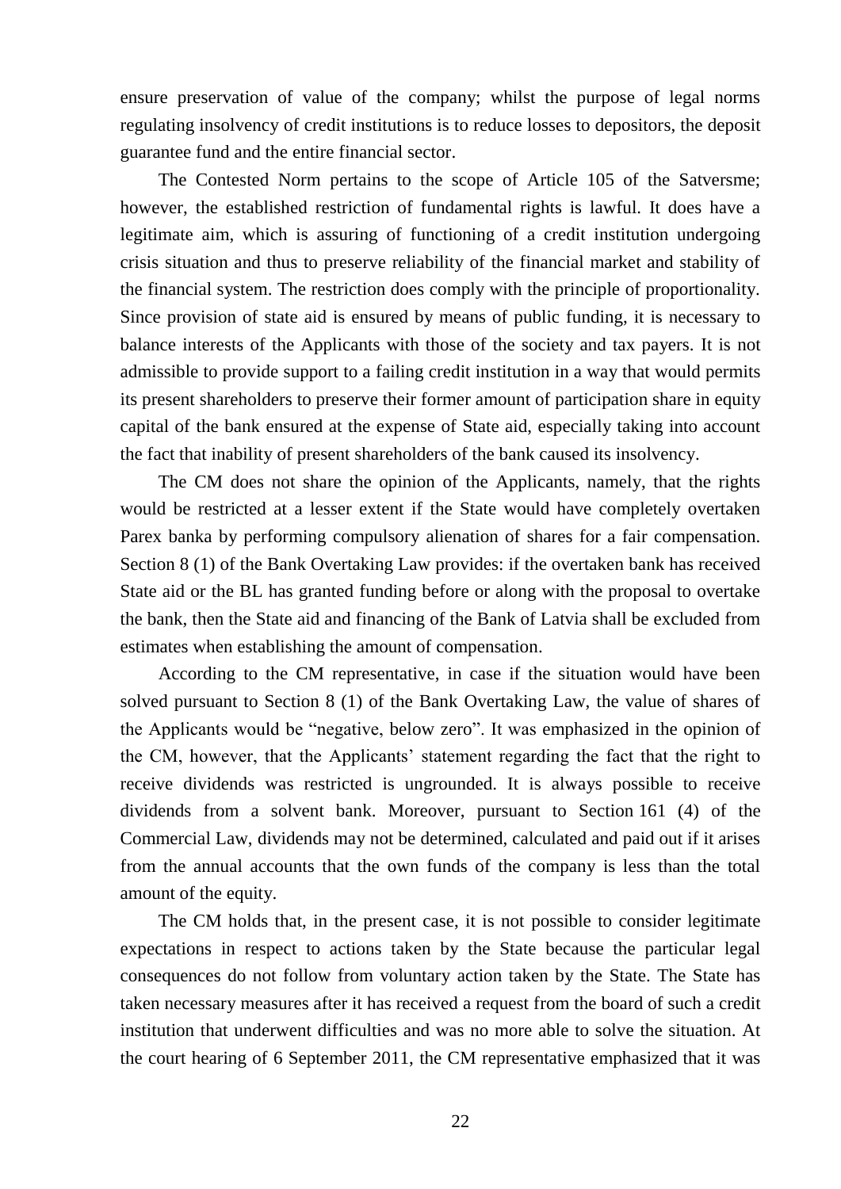ensure preservation of value of the company; whilst the purpose of legal norms regulating insolvency of credit institutions is to reduce losses to depositors, the deposit guarantee fund and the entire financial sector.

The Contested Norm pertains to the scope of Article 105 of the Satversme; however, the established restriction of fundamental rights is lawful. It does have a legitimate aim, which is assuring of functioning of a credit institution undergoing crisis situation and thus to preserve reliability of the financial market and stability of the financial system. The restriction does comply with the principle of proportionality. Since provision of state aid is ensured by means of public funding, it is necessary to balance interests of the Applicants with those of the society and tax payers. It is not admissible to provide support to a failing credit institution in a way that would permits its present shareholders to preserve their former amount of participation share in equity capital of the bank ensured at the expense of State aid, especially taking into account the fact that inability of present shareholders of the bank caused its insolvency.

The CM does not share the opinion of the Applicants, namely, that the rights would be restricted at a lesser extent if the State would have completely overtaken Parex banka by performing compulsory alienation of shares for a fair compensation. Section 8 (1) of the Bank Overtaking Law provides: if the overtaken bank has received State aid or the BL has granted funding before or along with the proposal to overtake the bank, then the State aid and financing of the Bank of Latvia shall be excluded from estimates when establishing the amount of compensation.

According to the CM representative, in case if the situation would have been solved pursuant to Section 8 (1) of the Bank Overtaking Law, the value of shares of the Applicants would be "negative, below zero". It was emphasized in the opinion of the CM, however, that the Applicants' statement regarding the fact that the right to receive dividends was restricted is ungrounded. It is always possible to receive dividends from a solvent bank. Moreover, pursuant to Section 161 (4) of the Commercial Law, dividends may not be determined, calculated and paid out if it arises from the annual accounts that the own funds of the company is less than the total amount of the equity.

The CM holds that, in the present case, it is not possible to consider legitimate expectations in respect to actions taken by the State because the particular legal consequences do not follow from voluntary action taken by the State. The State has taken necessary measures after it has received a request from the board of such a credit institution that underwent difficulties and was no more able to solve the situation. At the court hearing of 6 September 2011, the CM representative emphasized that it was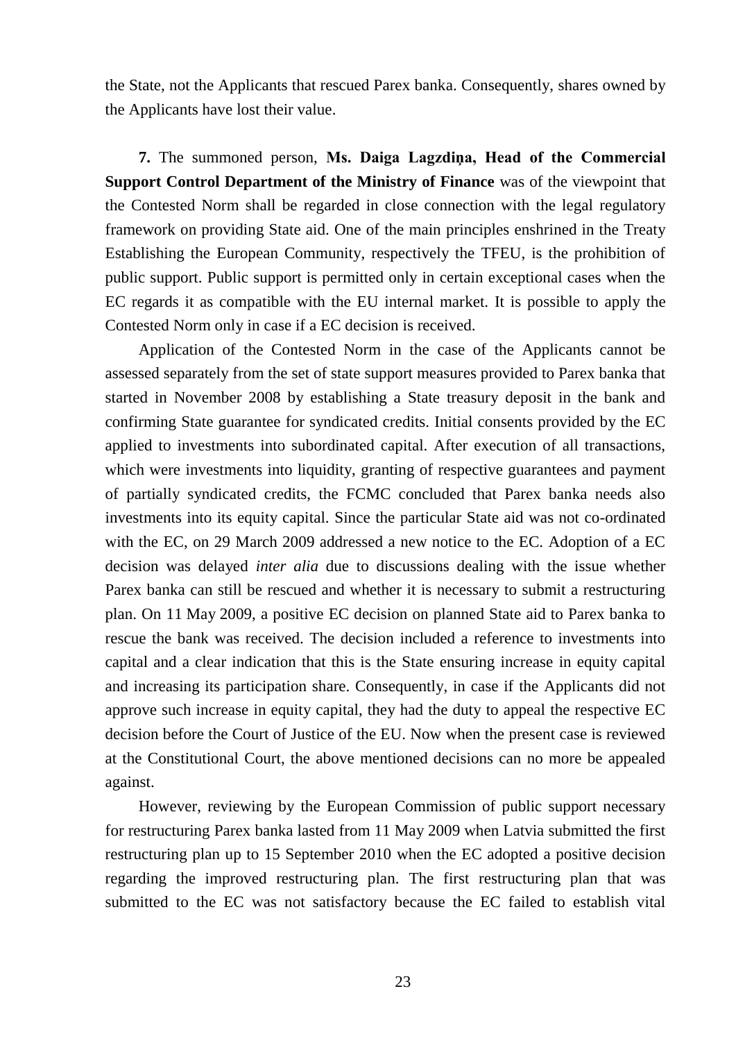the State, not the Applicants that rescued Parex banka. Consequently, shares owned by the Applicants have lost their value.

**7.** The summoned person, **Ms. Daiga Lagzdiņa, Head of the Commercial Support Control Department of the Ministry of Finance** was of the viewpoint that the Contested Norm shall be regarded in close connection with the legal regulatory framework on providing State aid. One of the main principles enshrined in the Treaty Establishing the European Community, respectively the TFEU, is the prohibition of public support. Public support is permitted only in certain exceptional cases when the EC regards it as compatible with the EU internal market. It is possible to apply the Contested Norm only in case if a EC decision is received.

Application of the Contested Norm in the case of the Applicants cannot be assessed separately from the set of state support measures provided to Parex banka that started in November 2008 by establishing a State treasury deposit in the bank and confirming State guarantee for syndicated credits. Initial consents provided by the EC applied to investments into subordinated capital. After execution of all transactions, which were investments into liquidity, granting of respective guarantees and payment of partially syndicated credits, the FCMC concluded that Parex banka needs also investments into its equity capital. Since the particular State aid was not co-ordinated with the EC, on 29 March 2009 addressed a new notice to the EC. Adoption of a EC decision was delayed *inter alia* due to discussions dealing with the issue whether Parex banka can still be rescued and whether it is necessary to submit a restructuring plan. On 11 May 2009, a positive EC decision on planned State aid to Parex banka to rescue the bank was received. The decision included a reference to investments into capital and a clear indication that this is the State ensuring increase in equity capital and increasing its participation share. Consequently, in case if the Applicants did not approve such increase in equity capital, they had the duty to appeal the respective EC decision before the Court of Justice of the EU. Now when the present case is reviewed at the Constitutional Court, the above mentioned decisions can no more be appealed against.

However, reviewing by the European Commission of public support necessary for restructuring Parex banka lasted from 11 May 2009 when Latvia submitted the first restructuring plan up to 15 September 2010 when the EC adopted a positive decision regarding the improved restructuring plan. The first restructuring plan that was submitted to the EC was not satisfactory because the EC failed to establish vital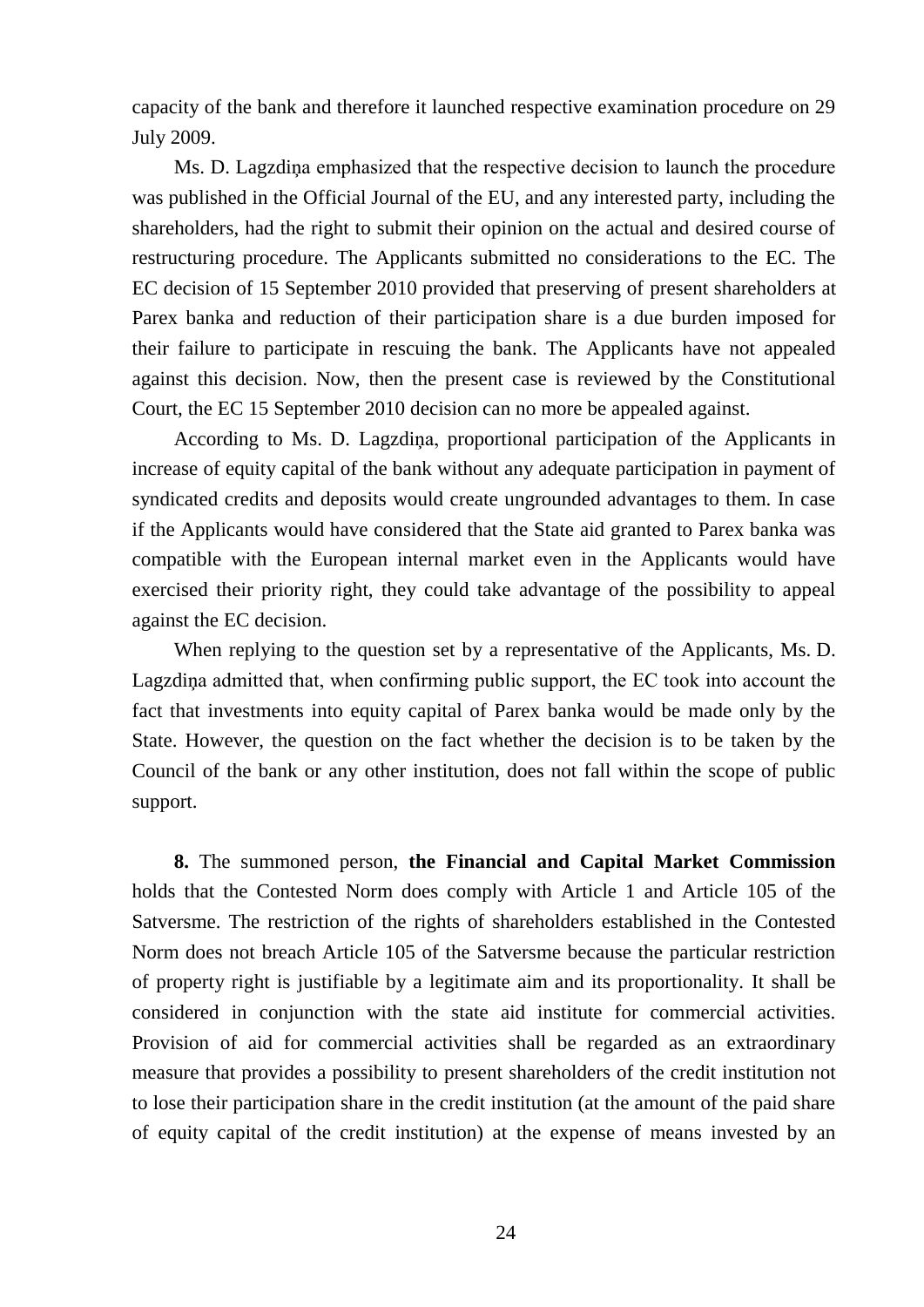capacity of the bank and therefore it launched respective examination procedure on 29 July 2009.

Ms. D. Lagzdiņa emphasized that the respective decision to launch the procedure was published in the Official Journal of the EU, and any interested party, including the shareholders, had the right to submit their opinion on the actual and desired course of restructuring procedure. The Applicants submitted no considerations to the EC. The EC decision of 15 September 2010 provided that preserving of present shareholders at Parex banka and reduction of their participation share is a due burden imposed for their failure to participate in rescuing the bank. The Applicants have not appealed against this decision. Now, then the present case is reviewed by the Constitutional Court, the EC 15 September 2010 decision can no more be appealed against.

According to Ms. D. Lagzdiņa, proportional participation of the Applicants in increase of equity capital of the bank without any adequate participation in payment of syndicated credits and deposits would create ungrounded advantages to them. In case if the Applicants would have considered that the State aid granted to Parex banka was compatible with the European internal market even in the Applicants would have exercised their priority right, they could take advantage of the possibility to appeal against the EC decision.

When replying to the question set by a representative of the Applicants, Ms. D. Lagzdiņa admitted that, when confirming public support, the EC took into account the fact that investments into equity capital of Parex banka would be made only by the State. However, the question on the fact whether the decision is to be taken by the Council of the bank or any other institution, does not fall within the scope of public support.

**8.** The summoned person, **the Financial and Capital Market Commission** holds that the Contested Norm does comply with Article 1 and Article 105 of the Satversme. The restriction of the rights of shareholders established in the Contested Norm does not breach Article 105 of the Satversme because the particular restriction of property right is justifiable by a legitimate aim and its proportionality. It shall be considered in conjunction with the state aid institute for commercial activities. Provision of aid for commercial activities shall be regarded as an extraordinary measure that provides a possibility to present shareholders of the credit institution not to lose their participation share in the credit institution (at the amount of the paid share of equity capital of the credit institution) at the expense of means invested by an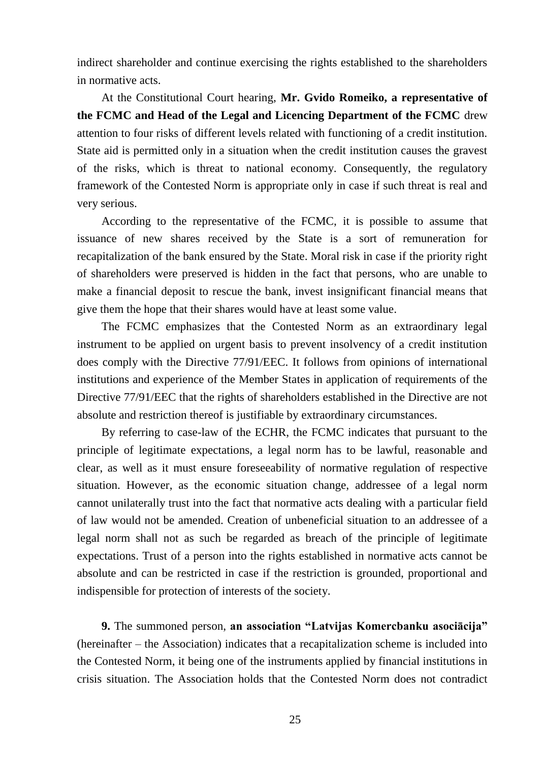indirect shareholder and continue exercising the rights established to the shareholders in normative acts.

At the Constitutional Court hearing, **Mr. Gvido Romeiko, a representative of the FCMC and Head of the Legal and Licencing Department of the FCMC** drew attention to four risks of different levels related with functioning of a credit institution. State aid is permitted only in a situation when the credit institution causes the gravest of the risks, which is threat to national economy. Consequently, the regulatory framework of the Contested Norm is appropriate only in case if such threat is real and very serious.

According to the representative of the FCMC, it is possible to assume that issuance of new shares received by the State is a sort of remuneration for recapitalization of the bank ensured by the State. Moral risk in case if the priority right of shareholders were preserved is hidden in the fact that persons, who are unable to make a financial deposit to rescue the bank, invest insignificant financial means that give them the hope that their shares would have at least some value.

The FCMC emphasizes that the Contested Norm as an extraordinary legal instrument to be applied on urgent basis to prevent insolvency of a credit institution does comply with the Directive 77/91/EEC. It follows from opinions of international institutions and experience of the Member States in application of requirements of the Directive 77/91/EEC that the rights of shareholders established in the Directive are not absolute and restriction thereof is justifiable by extraordinary circumstances.

By referring to case-law of the ECHR, the FCMC indicates that pursuant to the principle of legitimate expectations, a legal norm has to be lawful, reasonable and clear, as well as it must ensure foreseeability of normative regulation of respective situation. However, as the economic situation change, addressee of a legal norm cannot unilaterally trust into the fact that normative acts dealing with a particular field of law would not be amended. Creation of unbeneficial situation to an addressee of a legal norm shall not as such be regarded as breach of the principle of legitimate expectations. Trust of a person into the rights established in normative acts cannot be absolute and can be restricted in case if the restriction is grounded, proportional and indispensible for protection of interests of the society.

**9.** The summoned person, **an association "Latvijas Komercbanku asociācija"** (hereinafter – the Association) indicates that a recapitalization scheme is included into the Contested Norm, it being one of the instruments applied by financial institutions in crisis situation. The Association holds that the Contested Norm does not contradict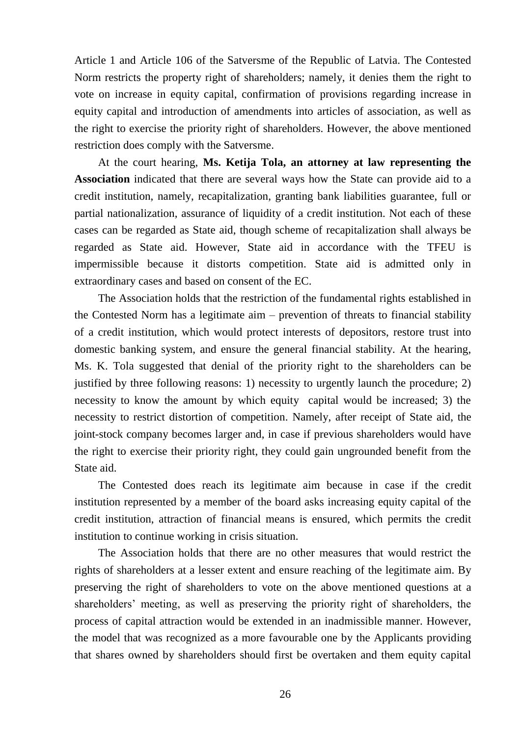Article 1 and Article 106 of the Satversme of the Republic of Latvia. The Contested Norm restricts the property right of shareholders; namely, it denies them the right to vote on increase in equity capital, confirmation of provisions regarding increase in equity capital and introduction of amendments into articles of association, as well as the right to exercise the priority right of shareholders. However, the above mentioned restriction does comply with the Satversme.

At the court hearing, **Ms. Ketija Tola, an attorney at law representing the Association** indicated that there are several ways how the State can provide aid to a credit institution, namely, recapitalization, granting bank liabilities guarantee, full or partial nationalization, assurance of liquidity of a credit institution. Not each of these cases can be regarded as State aid, though scheme of recapitalization shall always be regarded as State aid. However, State aid in accordance with the TFEU is impermissible because it distorts competition. State aid is admitted only in extraordinary cases and based on consent of the EC.

The Association holds that the restriction of the fundamental rights established in the Contested Norm has a legitimate aim – prevention of threats to financial stability of a credit institution, which would protect interests of depositors, restore trust into domestic banking system, and ensure the general financial stability. At the hearing, Ms. K. Tola suggested that denial of the priority right to the shareholders can be justified by three following reasons: 1) necessity to urgently launch the procedure; 2) necessity to know the amount by which equity capital would be increased; 3) the necessity to restrict distortion of competition. Namely, after receipt of State aid, the joint-stock company becomes larger and, in case if previous shareholders would have the right to exercise their priority right, they could gain ungrounded benefit from the State aid.

The Contested does reach its legitimate aim because in case if the credit institution represented by a member of the board asks increasing equity capital of the credit institution, attraction of financial means is ensured, which permits the credit institution to continue working in crisis situation.

The Association holds that there are no other measures that would restrict the rights of shareholders at a lesser extent and ensure reaching of the legitimate aim. By preserving the right of shareholders to vote on the above mentioned questions at a shareholders' meeting, as well as preserving the priority right of shareholders, the process of capital attraction would be extended in an inadmissible manner. However, the model that was recognized as a more favourable one by the Applicants providing that shares owned by shareholders should first be overtaken and them equity capital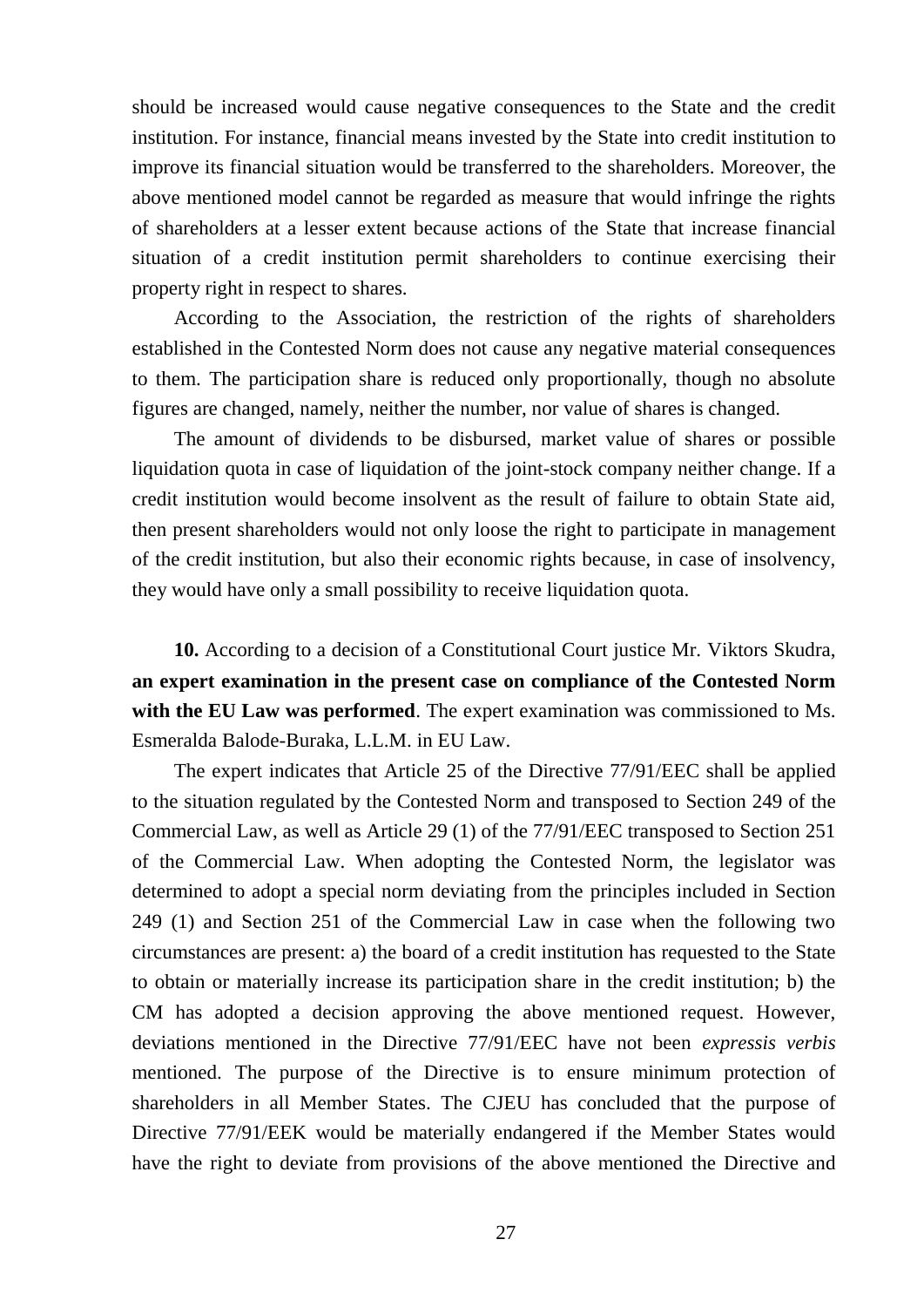should be increased would cause negative consequences to the State and the credit institution. For instance, financial means invested by the State into credit institution to improve its financial situation would be transferred to the shareholders. Moreover, the above mentioned model cannot be regarded as measure that would infringe the rights of shareholders at a lesser extent because actions of the State that increase financial situation of a credit institution permit shareholders to continue exercising their property right in respect to shares.

According to the Association, the restriction of the rights of shareholders established in the Contested Norm does not cause any negative material consequences to them. The participation share is reduced only proportionally, though no absolute figures are changed, namely, neither the number, nor value of shares is changed.

The amount of dividends to be disbursed, market value of shares or possible liquidation quota in case of liquidation of the joint-stock company neither change. If a credit institution would become insolvent as the result of failure to obtain State aid, then present shareholders would not only loose the right to participate in management of the credit institution, but also their economic rights because, in case of insolvency, they would have only a small possibility to receive liquidation quota.

**10.** According to a decision of a Constitutional Court justice Mr. Viktors Skudra, **an expert examination in the present case on compliance of the Contested Norm with the EU Law was performed**. The expert examination was commissioned to Ms. Esmeralda Balode-Buraka, L.L.M. in EU Law.

The expert indicates that Article 25 of the Directive 77/91/EEC shall be applied to the situation regulated by the Contested Norm and transposed to Section 249 of the Commercial Law, as well as Article 29 (1) of the 77/91/EEC transposed to Section 251 of the Commercial Law. When adopting the Contested Norm, the legislator was determined to adopt a special norm deviating from the principles included in Section 249 (1) and Section 251 of the Commercial Law in case when the following two circumstances are present: a) the board of a credit institution has requested to the State to obtain or materially increase its participation share in the credit institution; b) the CM has adopted a decision approving the above mentioned request. However, deviations mentioned in the Directive 77/91/EEC have not been *expressis verbis* mentioned. The purpose of the Directive is to ensure minimum protection of shareholders in all Member States. The CJEU has concluded that the purpose of Directive 77/91/EEK would be materially endangered if the Member States would have the right to deviate from provisions of the above mentioned the Directive and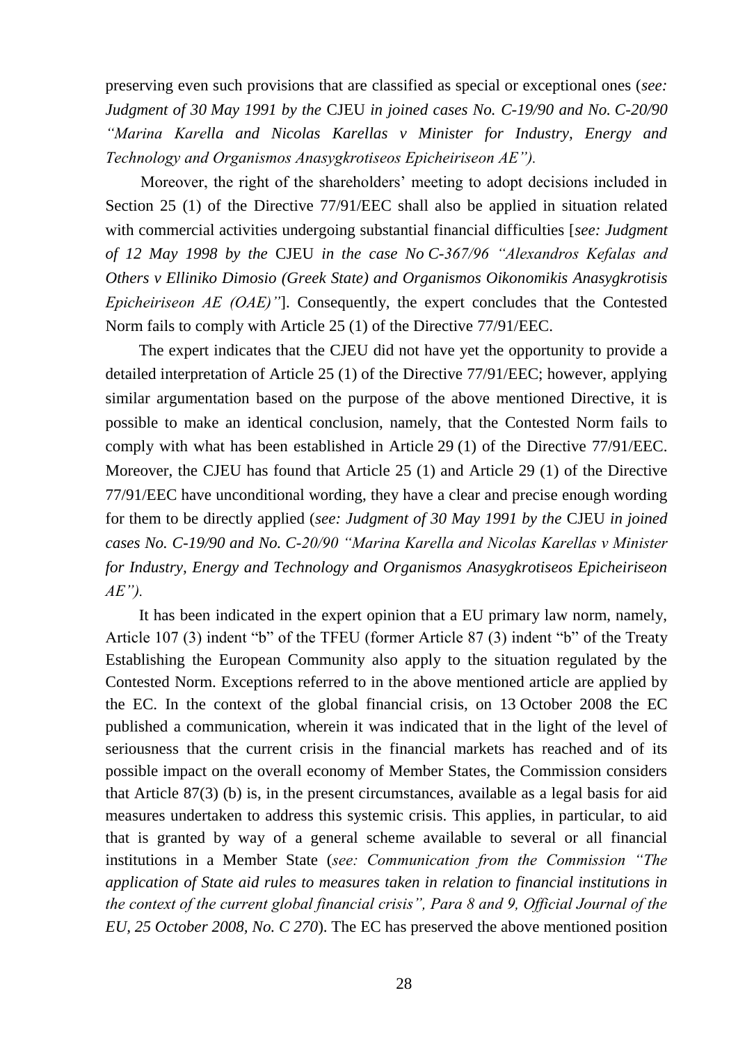preserving even such provisions that are classified as special or exceptional ones (*see: Judgment of 30 May 1991 by the* CJEU *in joined cases No. C-19/90 and No. C-20/90 "Marina Karella and Nicolas Karellas v Minister for Industry, Energy and Technology and Organismos Anasygkrotiseos Epicheiriseon AE").*

Moreover, the right of the shareholders' meeting to adopt decisions included in Section 25 (1) of the Directive 77/91/EEC shall also be applied in situation related with commercial activities undergoing substantial financial difficulties [*see: Judgment of 12 May 1998 by the* CJEU *in the case No C-367/96 "Alexandros Kefalas and Others v Elliniko Dimosio (Greek State) and Organismos Oikonomikis Anasygkrotisis Epicheiriseon AE (OAE)"*]. Consequently, the expert concludes that the Contested Norm fails to comply with Article 25 (1) of the Directive 77/91/EEC.

The expert indicates that the CJEU did not have yet the opportunity to provide a detailed interpretation of Article 25 (1) of the Directive 77/91/EEC; however, applying similar argumentation based on the purpose of the above mentioned Directive, it is possible to make an identical conclusion, namely, that the Contested Norm fails to comply with what has been established in Article 29 (1) of the Directive 77/91/EEC. Moreover, the CJEU has found that Article 25 (1) and Article 29 (1) of the Directive 77/91/EEC have unconditional wording, they have a clear and precise enough wording for them to be directly applied (*see: Judgment of 30 May 1991 by the* CJEU *in joined cases No. C-19/90 and No. C-20/90 "Marina Karella and Nicolas Karellas v Minister for Industry, Energy and Technology and Organismos Anasygkrotiseos Epicheiriseon AE").*

It has been indicated in the expert opinion that a EU primary law norm, namely, Article 107 (3) indent "b" of the TFEU (former Article 87 (3) indent "b" of the Treaty Establishing the European Community also apply to the situation regulated by the Contested Norm. Exceptions referred to in the above mentioned article are applied by the EC. In the context of the global financial crisis, on 13 October 2008 the EC published a communication, wherein it was indicated that in the light of the level of seriousness that the current crisis in the financial markets has reached and of its possible impact on the overall economy of Member States, the Commission considers that Article 87(3) (b) is, in the present circumstances, available as a legal basis for aid measures undertaken to address this systemic crisis. This applies, in particular, to aid that is granted by way of a general scheme available to several or all financial institutions in a Member State (*see: Communication from the Commission "The application of State aid rules to measures taken in relation to financial institutions in the context of the current global financial crisis", Para 8 and 9, Official Journal of the EU, 25 October 2008, No. C 270*). The EC has preserved the above mentioned position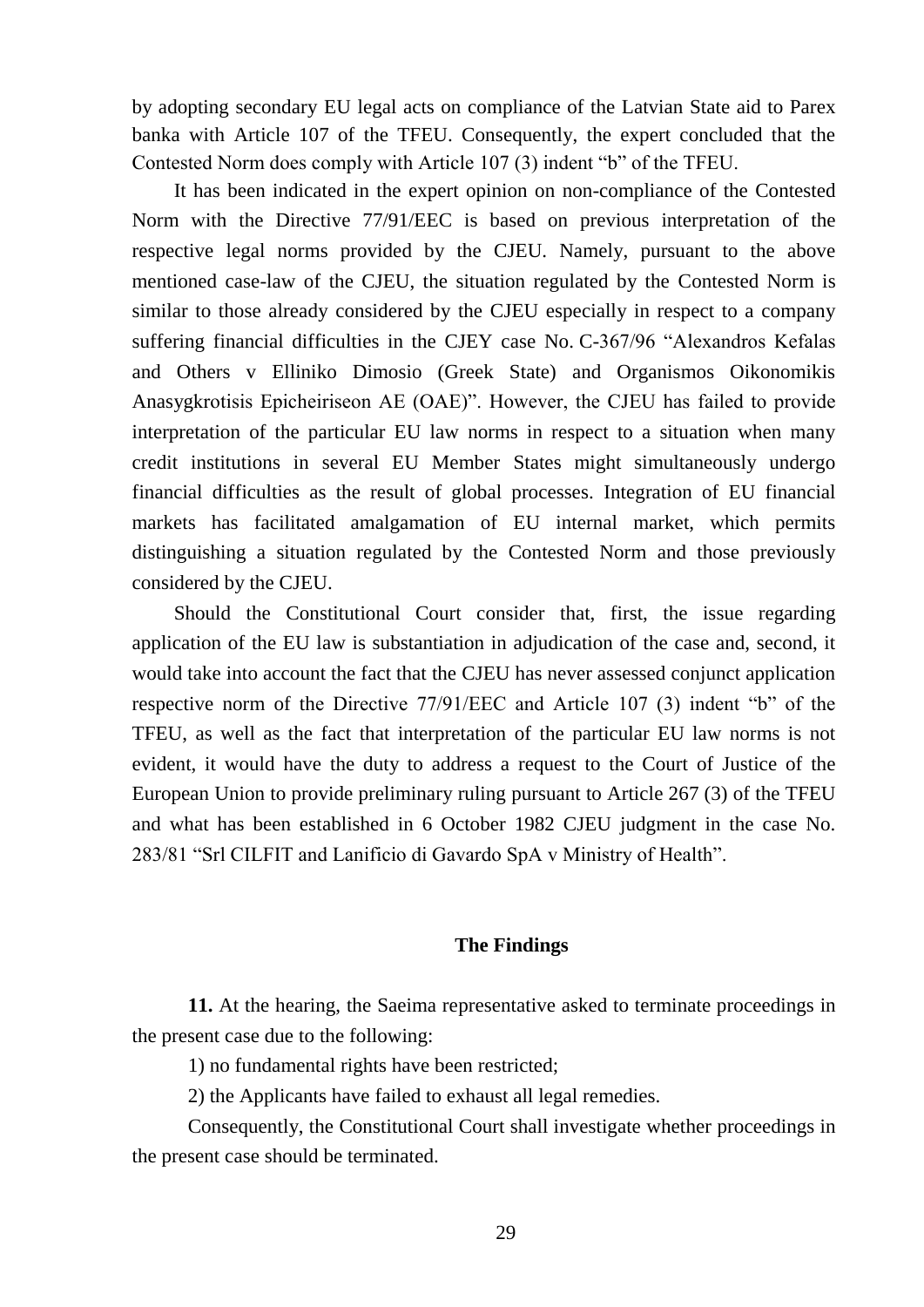by adopting secondary EU legal acts on compliance of the Latvian State aid to Parex banka with Article 107 of the TFEU. Consequently, the expert concluded that the Contested Norm does comply with Article 107 (3) indent "b" of the TFEU.

It has been indicated in the expert opinion on non-compliance of the Contested Norm with the Directive 77/91/EEC is based on previous interpretation of the respective legal norms provided by the CJEU. Namely, pursuant to the above mentioned case-law of the CJEU, the situation regulated by the Contested Norm is similar to those already considered by the CJEU especially in respect to a company suffering financial difficulties in the CJEY case No. C-367/96 "Alexandros Kefalas and Others v Elliniko Dimosio (Greek State) and Organismos Oikonomikis Anasygkrotisis Epicheiriseon AE (OAE)". However, the CJEU has failed to provide interpretation of the particular EU law norms in respect to a situation when many credit institutions in several EU Member States might simultaneously undergo financial difficulties as the result of global processes. Integration of EU financial markets has facilitated amalgamation of EU internal market, which permits distinguishing a situation regulated by the Contested Norm and those previously considered by the CJEU.

Should the Constitutional Court consider that, first, the issue regarding application of the EU law is substantiation in adjudication of the case and, second, it would take into account the fact that the CJEU has never assessed conjunct application respective norm of the Directive 77/91/EEC and Article 107 (3) indent "b" of the TFEU, as well as the fact that interpretation of the particular EU law norms is not evident, it would have the duty to address a request to the Court of Justice of the European Union to provide preliminary ruling pursuant to Article 267 (3) of the TFEU and what has been established in 6 October 1982 CJEU judgment in the case No. 283/81 "Srl CILFIT and Lanificio di Gavardo SpA v Ministry of Health".

## The Findings

**11.** At the hearing, the Saeima representative asked to terminate proceedings in the present case due to the following:

1) no fundamental rights have been restricted;

2) the Applicants have failed to exhaust all legal remedies.

Consequently, the Constitutional Court shall investigate whether proceedings in the present case should be terminated.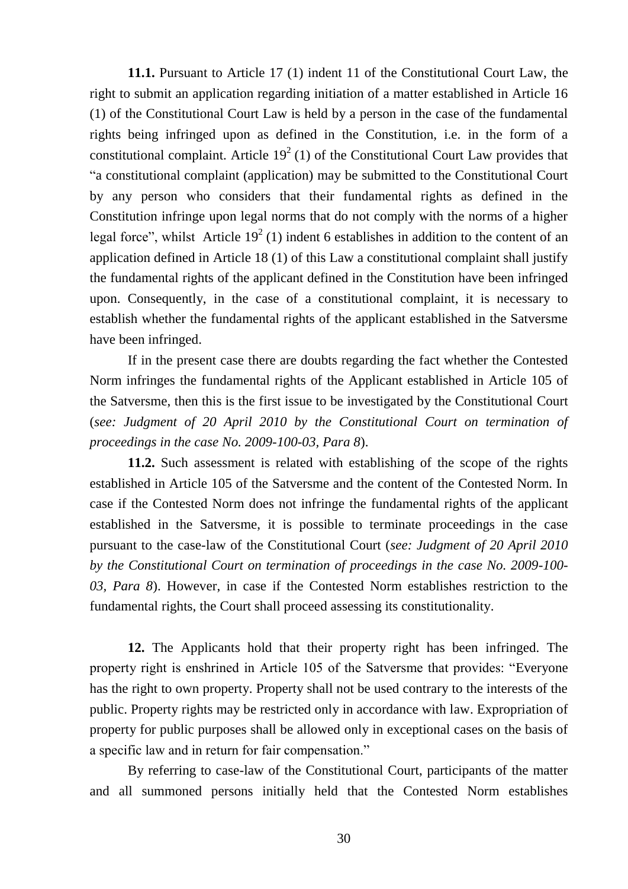**11.1.** Pursuant to Article 17 (1) indent 11 of the Constitutional Court Law, the right to submit an application regarding initiation of a matter established in Article 16 (1) of the Constitutional Court Law is held by a person in the case of the fundamental rights being infringed upon as defined in the Constitution, i.e. in the form of a constitutional complaint. Article $19^2$ (1) of the Constitutional Court Law provides that "a constitutional complaint (application) may be submitted to the Constitutional Court by any person who considers that their fundamental rights as defined in the Constitution infringe upon legal norms that do not comply with the norms of a higher legal force", whilst Article $19^2$ (1) indent 6 establishes in addition to the content of an application defined in Article 18 (1) of this Law a constitutional complaint shall justify the fundamental rights of the applicant defined in the Constitution have been infringed upon. Consequently, in the case of a constitutional complaint, it is necessary to establish whether the fundamental rights of the applicant established in the Satversme have been infringed.

If in the present case there are doubts regarding the fact whether the Contested Norm infringes the fundamental rights of the Applicant established in Article 105 of the Satversme, then this is the first issue to be investigated by the Constitutional Court (*see: Judgment of 20 April 2010 by the Constitutional Court on termination of proceedings in the case No. 2009-100-03, Para 8*).

**11.2.** Such assessment is related with establishing of the scope of the rights established in Article 105 of the Satversme and the content of the Contested Norm. In case if the Contested Norm does not infringe the fundamental rights of the applicant established in the Satversme, it is possible to terminate proceedings in the case pursuant to the case-law of the Constitutional Court (*see: Judgment of 20 April 2010 by the Constitutional Court on termination of proceedings in the case No. 2009-100-03, Para 8*). However, in case if the Contested Norm establishes restriction to the fundamental rights, the Court shall proceed assessing its constitutionality.

**12.** The Applicants hold that their property right has been infringed. The property right is enshrined in Article 105 of the Satversme that provides: "Everyone has the right to own property. Property shall not be used contrary to the interests of the public. Property rights may be restricted only in accordance with law. Expropriation of property for public purposes shall be allowed only in exceptional cases on the basis of a specific law and in return for fair compensation."

By referring to case-law of the Constitutional Court, participants of the matter and all summoned persons initially held that the Contested Norm establishes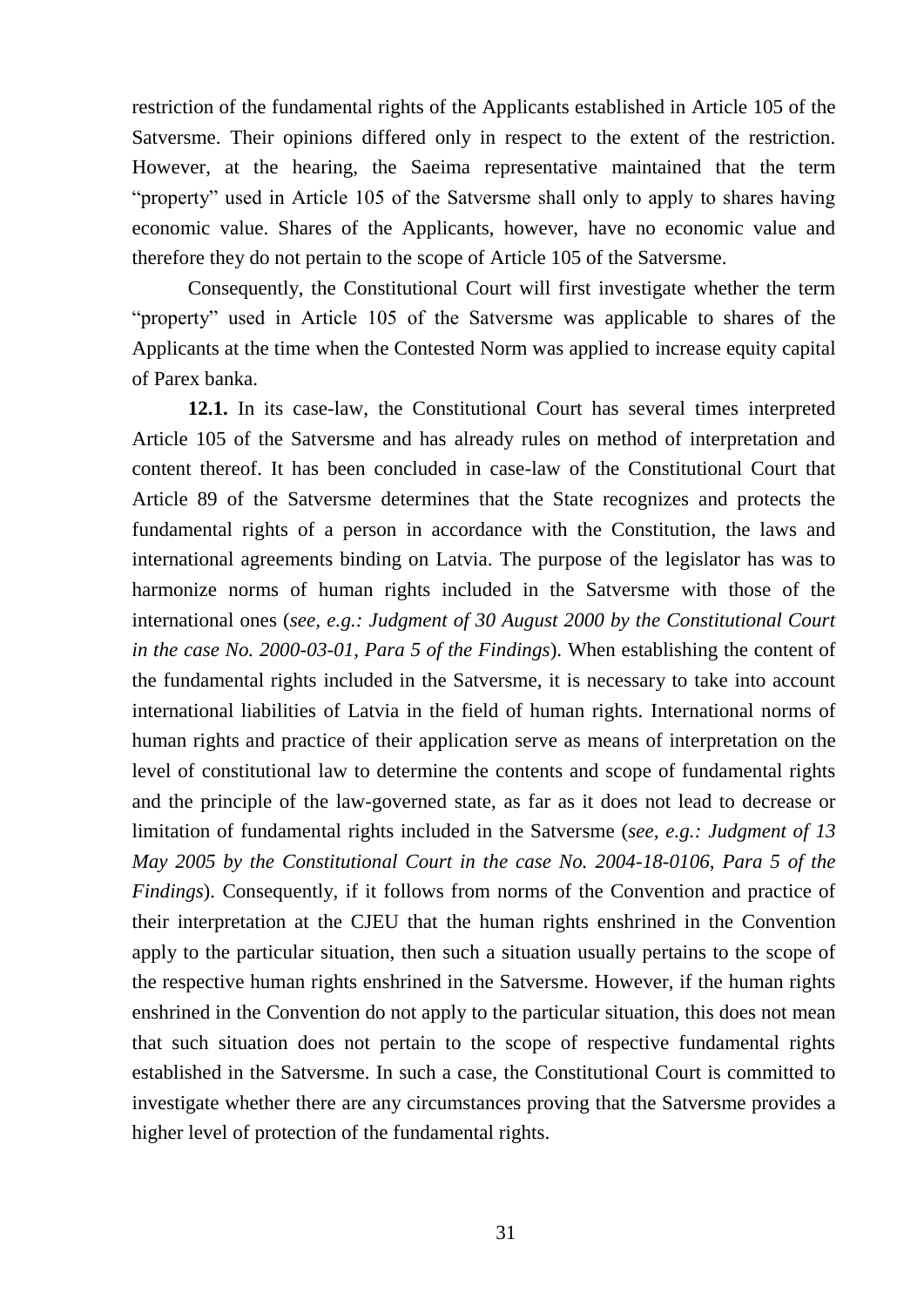restriction of the fundamental rights of the Applicants established in Article 105 of the Satversme. Their opinions differed only in respect to the extent of the restriction. However, at the hearing, the Saeima representative maintained that the term "property" used in Article 105 of the Satversme shall only to apply to shares having economic value. Shares of the Applicants, however, have no economic value and therefore they do not pertain to the scope of Article 105 of the Satversme.

Consequently, the Constitutional Court will first investigate whether the term "property" used in Article 105 of the Satversme was applicable to shares of the Applicants at the time when the Contested Norm was applied to increase equity capital of Parex banka.

**12.1.** In its case-law, the Constitutional Court has several times interpreted Article 105 of the Satversme and has already rules on method of interpretation and content thereof. It has been concluded in case-law of the Constitutional Court that Article 89 of the Satversme determines that the State recognizes and protects the fundamental rights of a person in accordance with the Constitution, the laws and international agreements binding on Latvia. The purpose of the legislator has was to harmonize norms of human rights included in the Satversme with those of the international ones (*see, e.g.: Judgment of 30 August 2000 by the Constitutional Court in the case No. 2000-03-01, Para 5 of the Findings*). When establishing the content of the fundamental rights included in the Satversme, it is necessary to take into account international liabilities of Latvia in the field of human rights. International norms of human rights and practice of their application serve as means of interpretation on the level of constitutional law to determine the contents and scope of fundamental rights and the principle of the law-governed state, as far as it does not lead to decrease or limitation of fundamental rights included in the Satversme (*see, e.g.: Judgment of 13 May 2005 by the Constitutional Court in the case No. 2004-18-0106, Para 5 of the Findings*). Consequently, if it follows from norms of the Convention and practice of their interpretation at the CJEU that the human rights enshrined in the Convention apply to the particular situation, then such a situation usually pertains to the scope of the respective human rights enshrined in the Satversme. However, if the human rights enshrined in the Convention do not apply to the particular situation, this does not mean that such situation does not pertain to the scope of respective fundamental rights established in the Satversme. In such a case, the Constitutional Court is committed to investigate whether there are any circumstances proving that the Satversme provides a higher level of protection of the fundamental rights.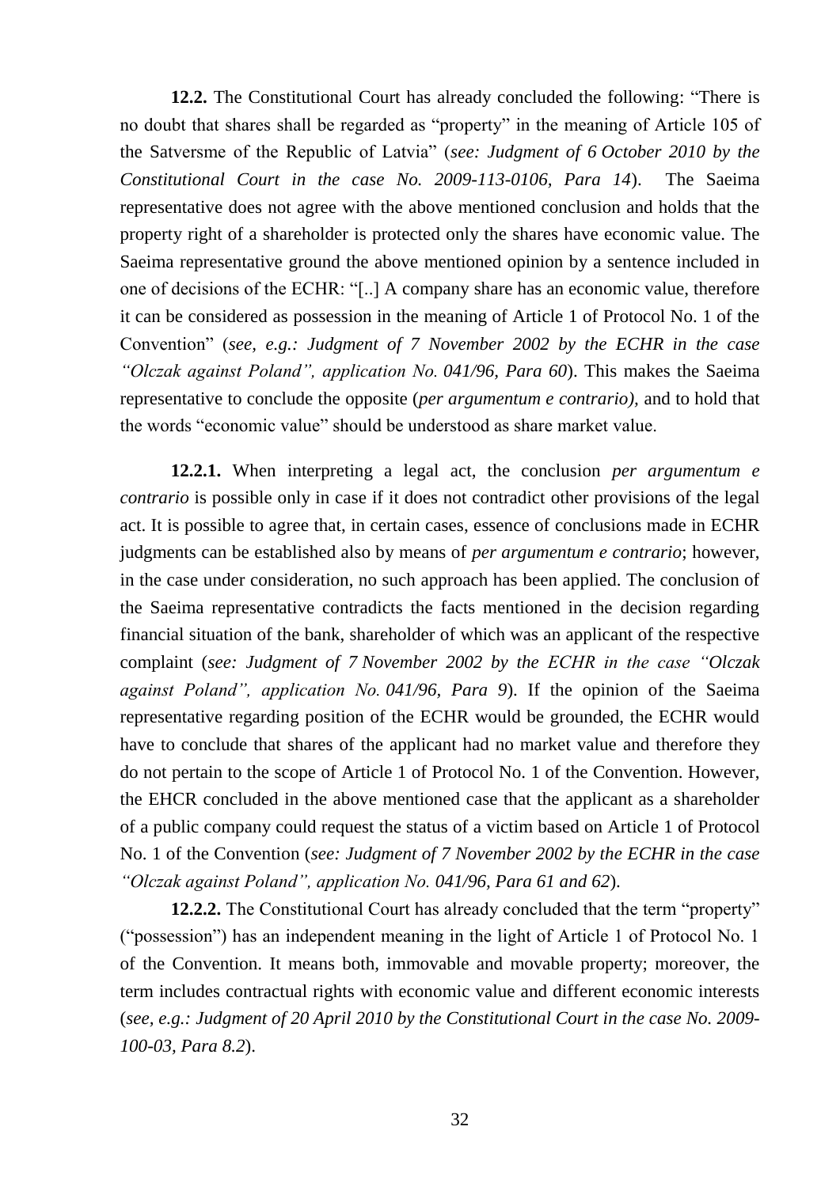**12.2.** The Constitutional Court has already concluded the following: "There is no doubt that shares shall be regarded as "property" in the meaning of Article 105 of the Satversme of the Republic of Latvia" (*see: Judgment of 6 October 2010 by the Constitutional Court in the case No. 2009-113-0106, Para 14*). The Saeima representative does not agree with the above mentioned conclusion and holds that the property right of a shareholder is protected only the shares have economic value. The Saeima representative ground the above mentioned opinion by a sentence included in one of decisions of the ECHR: "[..] A company share has an economic value, therefore it can be considered as possession in the meaning of Article 1 of Protocol No. 1 of the Convention" (*see, e.g.: Judgment of 7 November 2002 by the ECHR in the case "Olczak against Poland", application No. 041/96, Para 60*). This makes the Saeima representative to conclude the opposite (*per argumentum e contrario),* and to hold that the words "economic value" should be understood as share market value.

**12.2.1.** When interpreting a legal act, the conclusion *per argumentum e contrario* is possible only in case if it does not contradict other provisions of the legal act. It is possible to agree that, in certain cases, essence of conclusions made in ECHR judgments can be established also by means of *per argumentum e contrario*; however, in the case under consideration, no such approach has been applied. The conclusion of the Saeima representative contradicts the facts mentioned in the decision regarding financial situation of the bank, shareholder of which was an applicant of the respective complaint (*see: Judgment of 7 November 2002 by the ECHR in the case "Olczak against Poland", application No. 041/96, Para 9*). If the opinion of the Saeima representative regarding position of the ECHR would be grounded, the ECHR would have to conclude that shares of the applicant had no market value and therefore they do not pertain to the scope of Article 1 of Protocol No. 1 of the Convention. However, the EHCR concluded in the above mentioned case that the applicant as a shareholder of a public company could request the status of a victim based on Article 1 of Protocol No. 1 of the Convention (*see: Judgment of 7 November 2002 by the ECHR in the case "Olczak against Poland", application No. 041/96, Para 61 and 62*).

**12.2.2.** The Constitutional Court has already concluded that the term "property" ("possession") has an independent meaning in the light of Article 1 of Protocol No. 1 of the Convention. It means both, immovable and movable property; moreover, the term includes contractual rights with economic value and different economic interests (*see, e.g.: Judgment of 20 April 2010 by the Constitutional Court in the case No. 2009-100-03, Para 8.2*).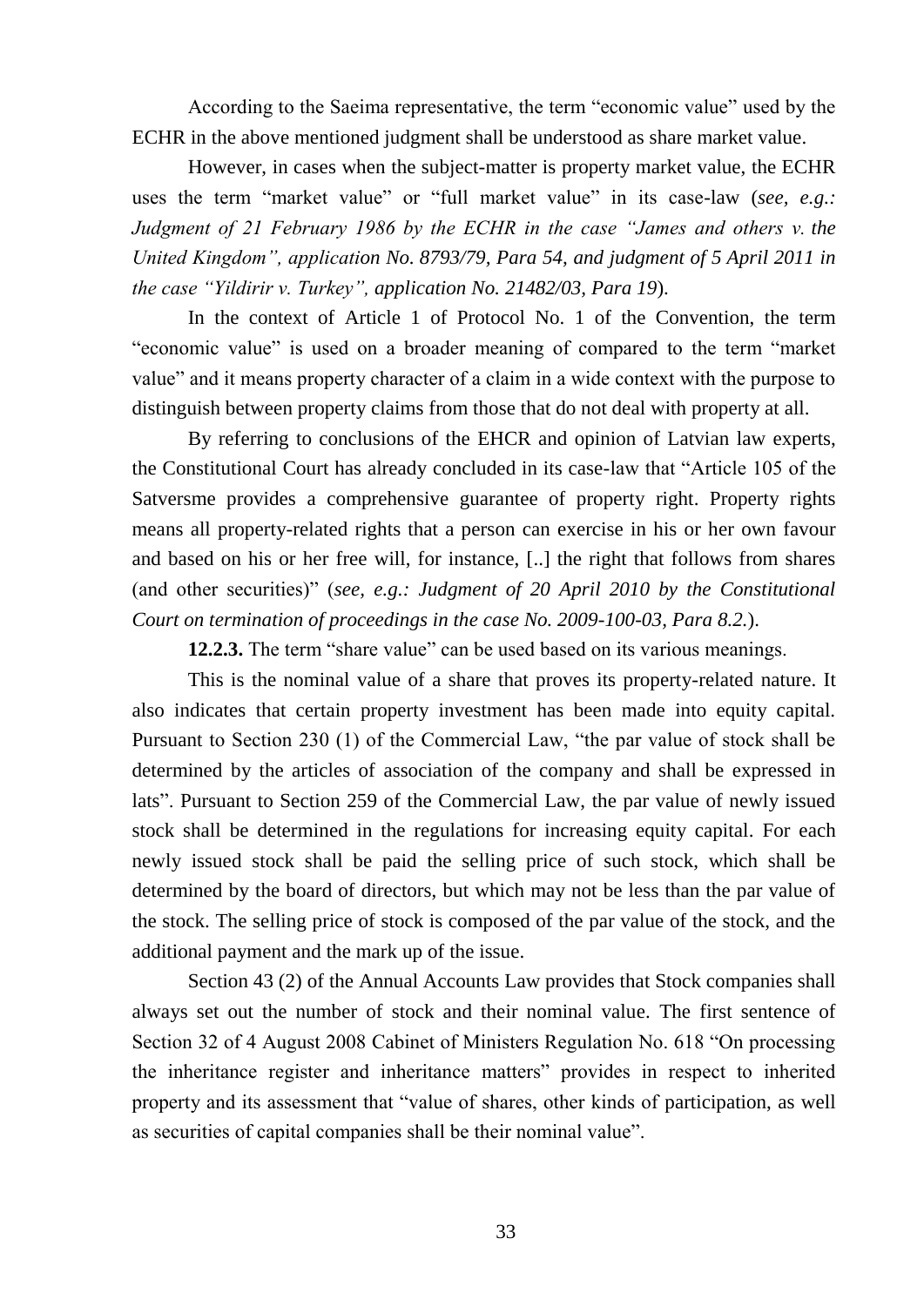According to the Saeima representative, the term "economic value" used by the ECHR in the above mentioned judgment shall be understood as share market value.

However, in cases when the subject-matter is property market value, the ECHR uses the term "market value" or "full market value" in its case-law (*see, e.g.: Judgment of 21 February 1986 by the ECHR in the case "James and others v. the United Kingdom", application No. 8793/79, Para 54, and judgment of 5 April 2011 in the case "Yildirir v. Turkey", application No. 21482/03, Para 19*).

In the context of Article 1 of Protocol No. 1 of the Convention, the term "economic value" is used on a broader meaning of compared to the term "market value" and it means property character of a claim in a wide context with the purpose to distinguish between property claims from those that do not deal with property at all.

By referring to conclusions of the EHCR and opinion of Latvian law experts, the Constitutional Court has already concluded in its case-law that "Article 105 of the Satversme provides a comprehensive guarantee of property right. Property rights means all property-related rights that a person can exercise in his or her own favour and based on his or her free will, for instance, [..] the right that follows from shares (and other securities)" (*see, e.g.: Judgment of 20 April 2010 by the Constitutional Court on termination of proceedings in the case No. 2009-100-03, Para 8.2.*).

**12.2.3.** The term "share value" can be used based on its various meanings.

This is the nominal value of a share that proves its property-related nature. It also indicates that certain property investment has been made into equity capital. Pursuant to Section 230 (1) of the Commercial Law, "the par value of stock shall be determined by the articles of association of the company and shall be expressed in lats". Pursuant to Section 259 of the Commercial Law, the par value of newly issued stock shall be determined in the regulations for increasing equity capital. For each newly issued stock shall be paid the selling price of such stock, which shall be determined by the board of directors, but which may not be less than the par value of the stock. The selling price of stock is composed of the par value of the stock, and the additional payment and the mark up of the issue.

Section 43 (2) of the Annual Accounts Law provides that Stock companies shall always set out the number of stock and their nominal value. The first sentence of Section 32 of 4 August 2008 Cabinet of Ministers Regulation No. 618 "On processing the inheritance register and inheritance matters" provides in respect to inherited property and its assessment that "value of shares, other kinds of participation, as well as securities of capital companies shall be their nominal value".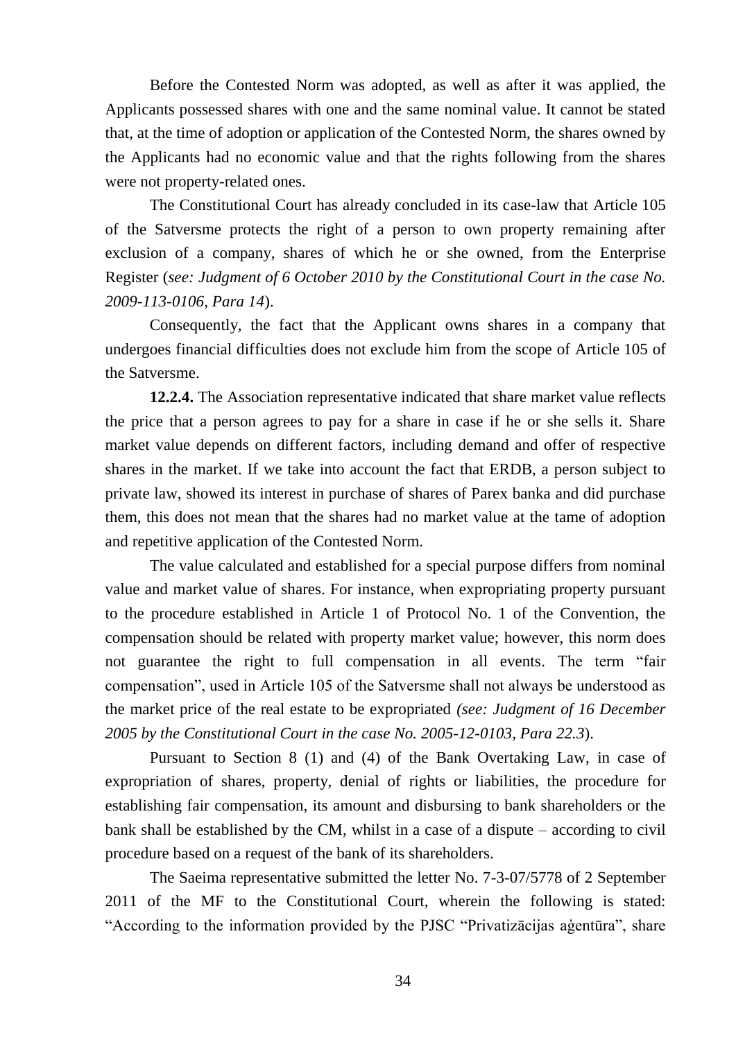Before the Contested Norm was adopted, as well as after it was applied, the Applicants possessed shares with one and the same nominal value. It cannot be stated that, at the time of adoption or application of the Contested Norm, the shares owned by the Applicants had no economic value and that the rights following from the shares were not property-related ones.

The Constitutional Court has already concluded in its case-law that Article 105 of the Satversme protects the right of a person to own property remaining after exclusion of a company, shares of which he or she owned, from the Enterprise Register (*see: Judgment of 6 October 2010 by the Constitutional Court in the case No. 2009-113-0106, Para 14*).

Consequently, the fact that the Applicant owns shares in a company that undergoes financial difficulties does not exclude him from the scope of Article 105 of the Satversme.

**12.2.4.** The Association representative indicated that share market value reflects the price that a person agrees to pay for a share in case if he or she sells it. Share market value depends on different factors, including demand and offer of respective shares in the market. If we take into account the fact that ERDB, a person subject to private law, showed its interest in purchase of shares of Parex banka and did purchase them, this does not mean that the shares had no market value at the tame of adoption and repetitive application of the Contested Norm.

The value calculated and established for a special purpose differs from nominal value and market value of shares. For instance, when expropriating property pursuant to the procedure established in Article 1 of Protocol No. 1 of the Convention, the compensation should be related with property market value; however, this norm does not guarantee the right to full compensation in all events. The term "fair compensation", used in Article 105 of the Satversme shall not always be understood as the market price of the real estate to be expropriated *(see: Judgment of 16 December 2005 by the Constitutional Court in the case No. 2005-12-0103, Para 22.3*).

Pursuant to Section 8 (1) and (4) of the Bank Overtaking Law, in case of expropriation of shares, property, denial of rights or liabilities, the procedure for establishing fair compensation, its amount and disbursing to bank shareholders or the bank shall be established by the CM, whilst in a case of a dispute – according to civil procedure based on a request of the bank of its shareholders.

The Saeima representative submitted the letter No. 7-3-07/5778 of 2 September 2011 of the MF to the Constitutional Court, wherein the following is stated: "According to the information provided by the PJSC "Privatizācijas aģentūra", share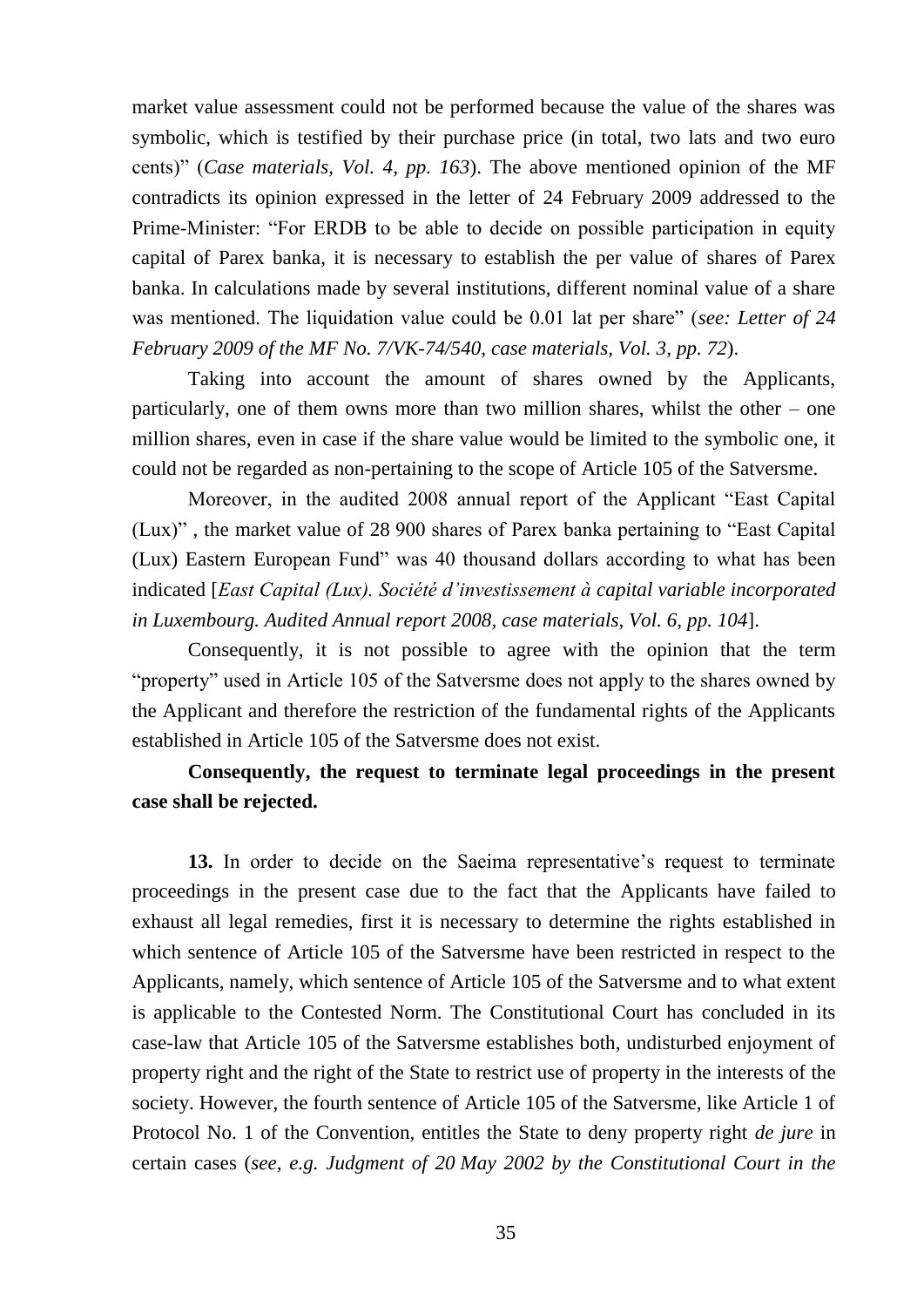market value assessment could not be performed because the value of the shares was symbolic, which is testified by their purchase price (in total, two lats and two euro cents)" (*Case materials, Vol. 4, pp. 163*). The above mentioned opinion of the MF contradicts its opinion expressed in the letter of 24 February 2009 addressed to the Prime-Minister: "For ERDB to be able to decide on possible participation in equity capital of Parex banka, it is necessary to establish the per value of shares of Parex banka. In calculations made by several institutions, different nominal value of a share was mentioned. The liquidation value could be 0.01 lat per share" (*see: Letter of 24 February 2009 of the MF No. 7/VK-74/540, case materials, Vol. 3, pp. 72*).

Taking into account the amount of shares owned by the Applicants, particularly, one of them owns more than two million shares, whilst the other – one million shares, even in case if the share value would be limited to the symbolic one, it could not be regarded as non-pertaining to the scope of Article 105 of the Satversme.

Moreover, in the audited 2008 annual report of the Applicant "East Capital (Lux)" , the market value of 28 900 shares of Parex banka pertaining to "East Capital (Lux) Eastern European Fund" was 40 thousand dollars according to what has been indicated [*East Capital (Lux). Société d'investissement à capital variable incorporated in Luxembourg. Audited Annual report 2008, case materials, Vol. 6, pp. 104*].

Consequently, it is not possible to agree with the opinion that the term "property" used in Article 105 of the Satversme does not apply to the shares owned by the Applicant and therefore the restriction of the fundamental rights of the Applicants established in Article 105 of the Satversme does not exist.

**Consequently, the request to terminate legal proceedings in the present case shall be rejected.**

**13.** In order to decide on the Saeima representative's request to terminate proceedings in the present case due to the fact that the Applicants have failed to exhaust all legal remedies, first it is necessary to determine the rights established in which sentence of Article 105 of the Satversme have been restricted in respect to the Applicants, namely, which sentence of Article 105 of the Satversme and to what extent is applicable to the Contested Norm. The Constitutional Court has concluded in its case-law that Article 105 of the Satversme establishes both, undisturbed enjoyment of property right and the right of the State to restrict use of property in the interests of the society. However, the fourth sentence of Article 105 of the Satversme, like Article 1 of Protocol No. 1 of the Convention, entitles the State to deny property right *de jure* in certain cases (*see, e.g. Judgment of 20 May 2002 by the Constitutional Court in the*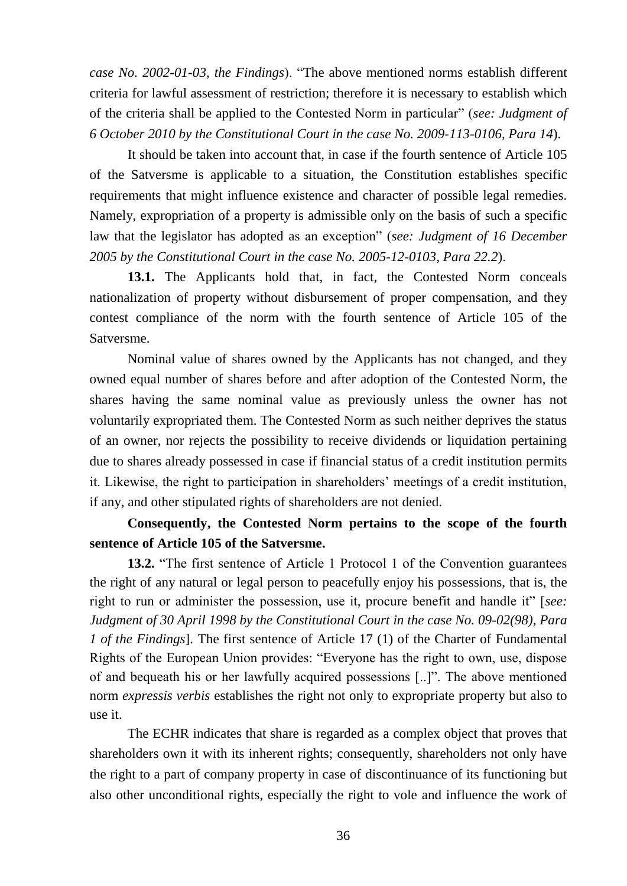*case No. 2002-01-03, the Findings*). "The above mentioned norms establish different criteria for lawful assessment of restriction; therefore it is necessary to establish which of the criteria shall be applied to the Contested Norm in particular" (*see: Judgment of 6 October 2010 by the Constitutional Court in the case No. 2009-113-0106, Para 14*).

It should be taken into account that, in case if the fourth sentence of Article 105 of the Satversme is applicable to a situation, the Constitution establishes specific requirements that might influence existence and character of possible legal remedies. Namely, expropriation of a property is admissible only on the basis of such a specific law that the legislator has adopted as an exception" (*see: Judgment of 16 December 2005 by the Constitutional Court in the case No. 2005-12-0103, Para 22.2*).

**13.1.** The Applicants hold that, in fact, the Contested Norm conceals nationalization of property without disbursement of proper compensation, and they contest compliance of the norm with the fourth sentence of Article 105 of the Satversme.

Nominal value of shares owned by the Applicants has not changed, and they owned equal number of shares before and after adoption of the Contested Norm, the shares having the same nominal value as previously unless the owner has not voluntarily expropriated them. The Contested Norm as such neither deprives the status of an owner, nor rejects the possibility to receive dividends or liquidation pertaining due to shares already possessed in case if financial status of a credit institution permits it. Likewise, the right to participation in shareholders' meetings of a credit institution, if any, and other stipulated rights of shareholders are not denied.

**Consequently, the Contested Norm pertains to the scope of the fourth sentence of Article 105 of the Satversme.**

**13.2.** "The first sentence of Article 1 Protocol 1 of the Convention guarantees the right of any natural or legal person to peacefully enjoy his possessions, that is, the right to run or administer the possession, use it, procure benefit and handle it" [*see: Judgment of 30 April 1998 by the Constitutional Court in the case No. 09-02(98), Para 1 of the Findings*]. The first sentence of Article 17 (1) of the Charter of Fundamental Rights of the European Union provides: "Everyone has the right to own, use, dispose of and bequeath his or her lawfully acquired possessions [..]". The above mentioned norm *expressis verbis* establishes the right not only to expropriate property but also to use it.

The ECHR indicates that share is regarded as a complex object that proves that shareholders own it with its inherent rights; consequently, shareholders not only have the right to a part of company property in case of discontinuance of its functioning but also other unconditional rights, especially the right to vole and influence the work of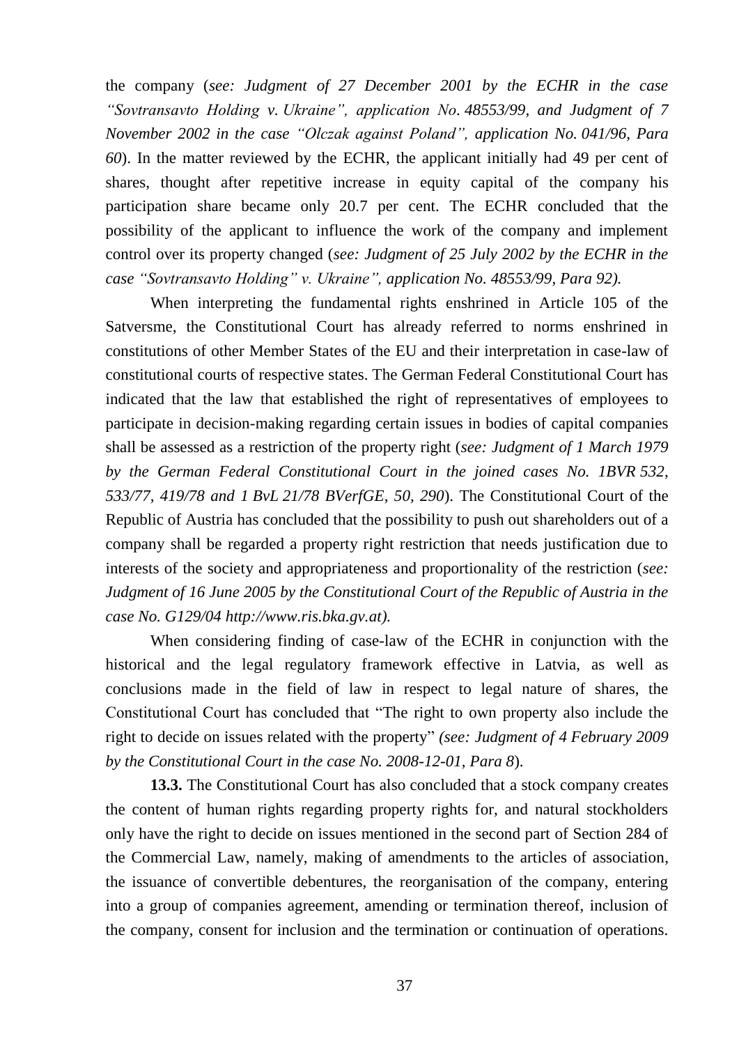the company (*see: Judgment of 27 December 2001 by the ECHR in the case "Sovtransavto Holding v. Ukraine", application No. 48553/99, and Judgment of 7 November 2002 in the case "Olczak against Poland", application No. 041/96, Para 60*). In the matter reviewed by the ECHR, the applicant initially had 49 per cent of shares, thought after repetitive increase in equity capital of the company his participation share became only 20.7 per cent. The ECHR concluded that the possibility of the applicant to influence the work of the company and implement control over its property changed (*see: Judgment of 25 July 2002 by the ECHR in the case "Sovtransavto Holding" v. Ukraine", application No. 48553/99, Para 92).*

When interpreting the fundamental rights enshrined in Article 105 of the Satversme, the Constitutional Court has already referred to norms enshrined in constitutions of other Member States of the EU and their interpretation in case-law of constitutional courts of respective states. The German Federal Constitutional Court has indicated that the law that established the right of representatives of employees to participate in decision-making regarding certain issues in bodies of capital companies shall be assessed as a restriction of the property right (*see: Judgment of 1 March 1979 by the German Federal Constitutional Court in the joined cases No. 1BVR 532, 533/77, 419/78 and 1 BvL 21/78 BVerfGE, 50, 290*). The Constitutional Court of the Republic of Austria has concluded that the possibility to push out shareholders out of a company shall be regarded a property right restriction that needs justification due to interests of the society and appropriateness and proportionality of the restriction (*see: Judgment of 16 June 2005 by the Constitutional Court of the Republic of Austria in the case No. G129/04 http://www.ris.bka.gv.at).*

When considering finding of case-law of the ECHR in conjunction with the historical and the legal regulatory framework effective in Latvia, as well as conclusions made in the field of law in respect to legal nature of shares, the Constitutional Court has concluded that "The right to own property also include the right to decide on issues related with the property" *(see: Judgment of 4 February 2009 by the Constitutional Court in the case No. 2008-12-01, Para 8*).

**13.3.** The Constitutional Court has also concluded that a stock company creates the content of human rights regarding property rights for, and natural stockholders only have the right to decide on issues mentioned in the second part of Section 284 of the Commercial Law, namely, making of amendments to the articles of association, the issuance of convertible debentures, the reorganisation of the company, entering into a group of companies agreement, amending or termination thereof, inclusion of the company, consent for inclusion and the termination or continuation of operations.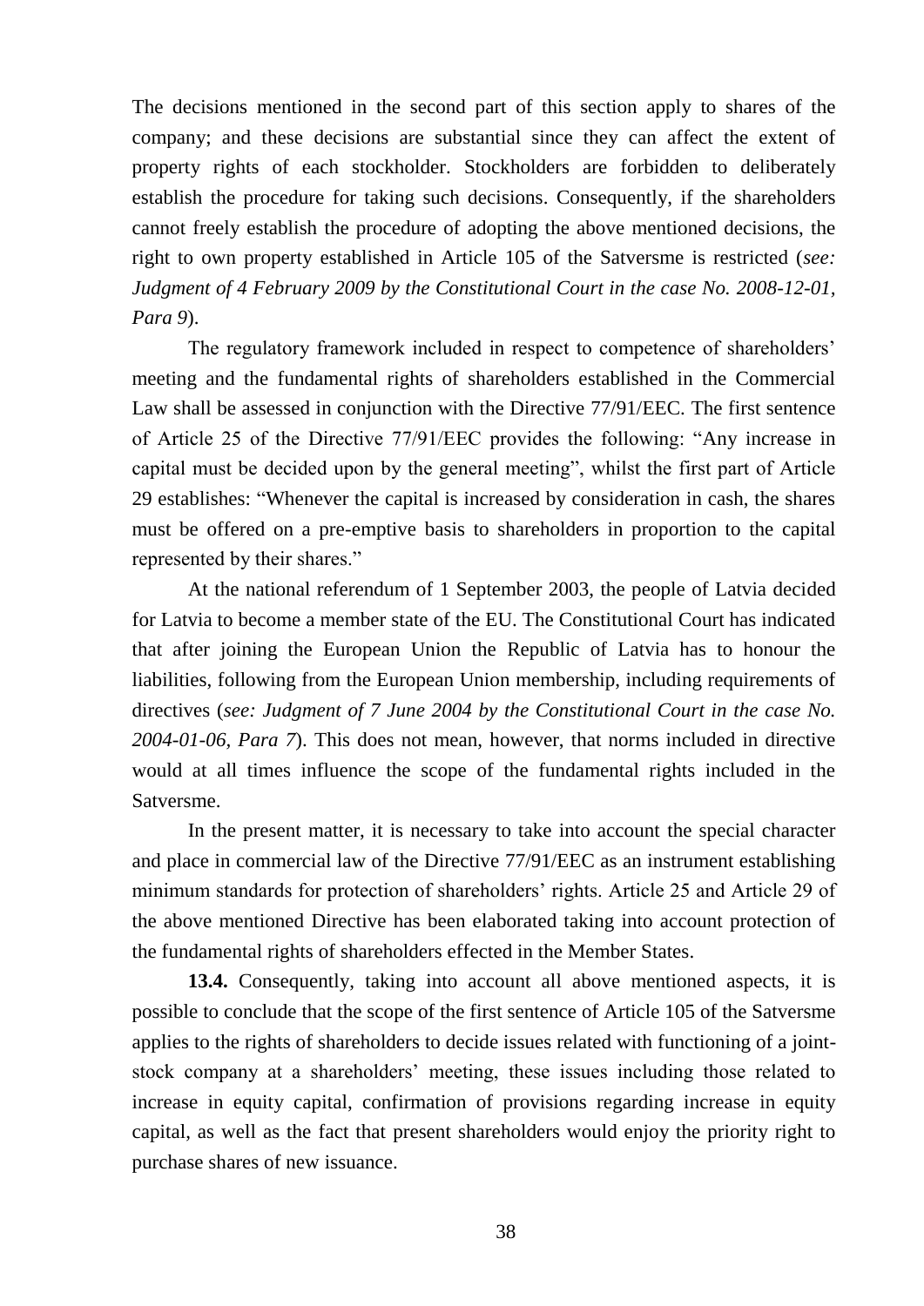The decisions mentioned in the second part of this section apply to shares of the company; and these decisions are substantial since they can affect the extent of property rights of each stockholder. Stockholders are forbidden to deliberately establish the procedure for taking such decisions. Consequently, if the shareholders cannot freely establish the procedure of adopting the above mentioned decisions, the right to own property established in Article 105 of the Satversme is restricted (*see: Judgment of 4 February 2009 by the Constitutional Court in the case No. 2008-12-01, Para 9*).

The regulatory framework included in respect to competence of shareholders' meeting and the fundamental rights of shareholders established in the Commercial Law shall be assessed in conjunction with the Directive 77/91/EEC. The first sentence of Article 25 of the Directive 77/91/EEC provides the following: "Any increase in capital must be decided upon by the general meeting", whilst the first part of Article 29 establishes: "Whenever the capital is increased by consideration in cash, the shares must be offered on a pre-emptive basis to shareholders in proportion to the capital represented by their shares."

At the national referendum of 1 September 2003, the people of Latvia decided for Latvia to become a member state of the EU. The Constitutional Court has indicated that after joining the European Union the Republic of Latvia has to honour the liabilities, following from the European Union membership, including requirements of directives (*see: Judgment of 7 June 2004 by the Constitutional Court in the case No. 2004-01-06, Para 7*). This does not mean, however, that norms included in directive would at all times influence the scope of the fundamental rights included in the Satversme.

In the present matter, it is necessary to take into account the special character and place in commercial law of the Directive 77/91/EEC as an instrument establishing minimum standards for protection of shareholders' rights. Article 25 and Article 29 of the above mentioned Directive has been elaborated taking into account protection of the fundamental rights of shareholders effected in the Member States.

**13.4.** Consequently, taking into account all above mentioned aspects, it is possible to conclude that the scope of the first sentence of Article 105 of the Satversme applies to the rights of shareholders to decide issues related with functioning of a joint-stock company at a shareholders' meeting, these issues including those related to increase in equity capital, confirmation of provisions regarding increase in equity capital, as well as the fact that present shareholders would enjoy the priority right to purchase shares of new issuance.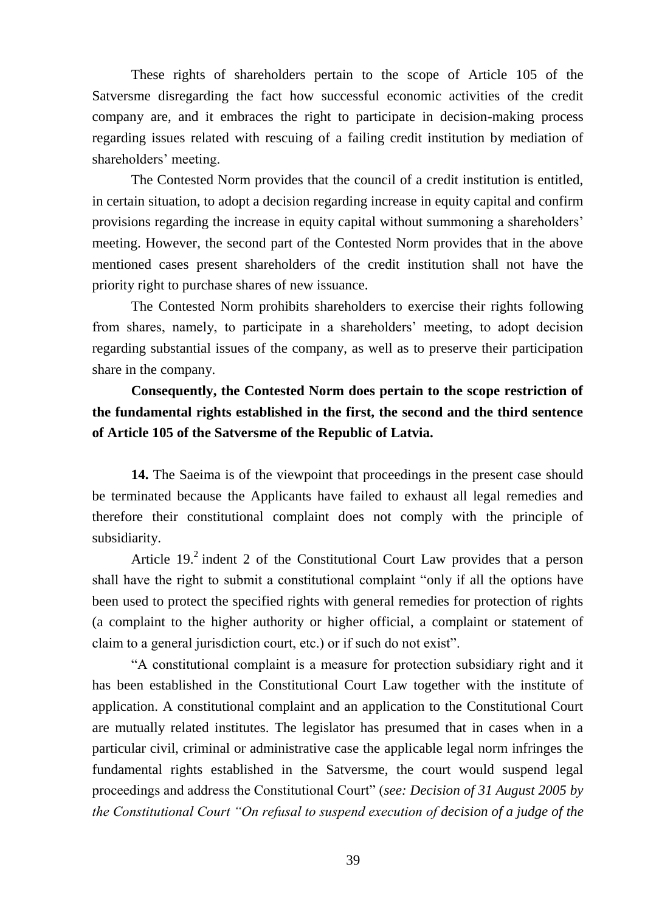These rights of shareholders pertain to the scope of Article 105 of the Satversme disregarding the fact how successful economic activities of the credit company are, and it embraces the right to participate in decision-making process regarding issues related with rescuing of a failing credit institution by mediation of shareholders' meeting.

The Contested Norm provides that the council of a credit institution is entitled, in certain situation, to adopt a decision regarding increase in equity capital and confirm provisions regarding the increase in equity capital without summoning a shareholders' meeting. However, the second part of the Contested Norm provides that in the above mentioned cases present shareholders of the credit institution shall not have the priority right to purchase shares of new issuance.

The Contested Norm prohibits shareholders to exercise their rights following from shares, namely, to participate in a shareholders' meeting, to adopt decision regarding substantial issues of the company, as well as to preserve their participation share in the company.

**Consequently, the Contested Norm does pertain to the scope restriction of the fundamental rights established in the first, the second and the third sentence of Article 105 of the Satversme of the Republic of Latvia.**

**14.** The Saeima is of the viewpoint that proceedings in the present case should be terminated because the Applicants have failed to exhaust all legal remedies and therefore their constitutional complaint does not comply with the principle of subsidiarity.

Article 19.[2] indent 2 of the Constitutional Court Law provides that a person shall have the right to submit a constitutional complaint "only if all the options have been used to protect the specified rights with general remedies for protection of rights (a complaint to the higher authority or higher official, a complaint or statement of claim to a general jurisdiction court, etc.) or if such do not exist".

"A constitutional complaint is a measure for protection subsidiary right and it has been established in the Constitutional Court Law together with the institute of application. A constitutional complaint and an application to the Constitutional Court are mutually related institutes. The legislator has presumed that in cases when in a particular civil, criminal or administrative case the applicable legal norm infringes the fundamental rights established in the Satversme, the court would suspend legal proceedings and address the Constitutional Court" (*see: Decision of 31 August 2005 by the Constitutional Court "On refusal to suspend execution of decision of a judge of the*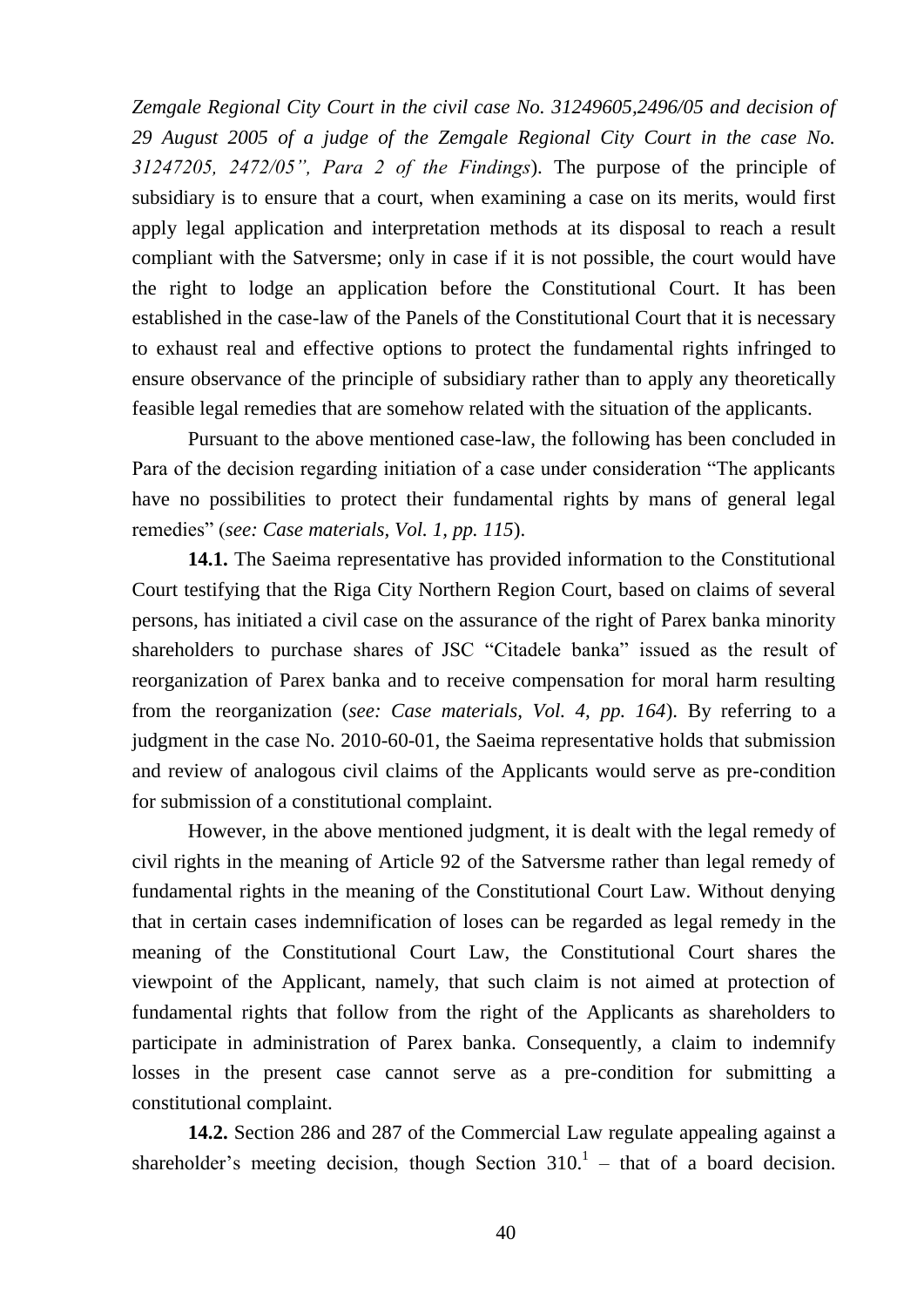*Zemgale Regional City Court in the civil case No. 31249605,2496/05 and decision of 29 August 2005 of a judge of the Zemgale Regional City Court in the case No. 31247205, 2472/05", Para 2 of the Findings*). The purpose of the principle of subsidiary is to ensure that a court, when examining a case on its merits, would first apply legal application and interpretation methods at its disposal to reach a result compliant with the Satversme; only in case if it is not possible, the court would have the right to lodge an application before the Constitutional Court. It has been established in the case-law of the Panels of the Constitutional Court that it is necessary to exhaust real and effective options to protect the fundamental rights infringed to ensure observance of the principle of subsidiary rather than to apply any theoretically feasible legal remedies that are somehow related with the situation of the applicants.

Pursuant to the above mentioned case-law, the following has been concluded in Para of the decision regarding initiation of a case under consideration "The applicants have no possibilities to protect their fundamental rights by mans of general legal remedies" (*see: Case materials, Vol. 1, pp. 115*).

**14.1.** The Saeima representative has provided information to the Constitutional Court testifying that the Riga City Northern Region Court, based on claims of several persons, has initiated a civil case on the assurance of the right of Parex banka minority shareholders to purchase shares of JSC "Citadele banka" issued as the result of reorganization of Parex banka and to receive compensation for moral harm resulting from the reorganization (*see: Case materials, Vol. 4, pp. 164*). By referring to a judgment in the case No. 2010-60-01, the Saeima representative holds that submission and review of analogous civil claims of the Applicants would serve as pre-condition for submission of a constitutional complaint.

However, in the above mentioned judgment, it is dealt with the legal remedy of civil rights in the meaning of Article 92 of the Satversme rather than legal remedy of fundamental rights in the meaning of the Constitutional Court Law. Without denying that in certain cases indemnification of loses can be regarded as legal remedy in the meaning of the Constitutional Court Law, the Constitutional Court shares the viewpoint of the Applicant, namely, that such claim is not aimed at protection of fundamental rights that follow from the right of the Applicants as shareholders to participate in administration of Parex banka. Consequently, a claim to indemnify losses in the present case cannot serve as a pre-condition for submitting a constitutional complaint.

**14.2.** Section 286 and 287 of the Commercial Law regulate appealing against a shareholder's meeting decision, though Section $310.^1$ – that of a board decision.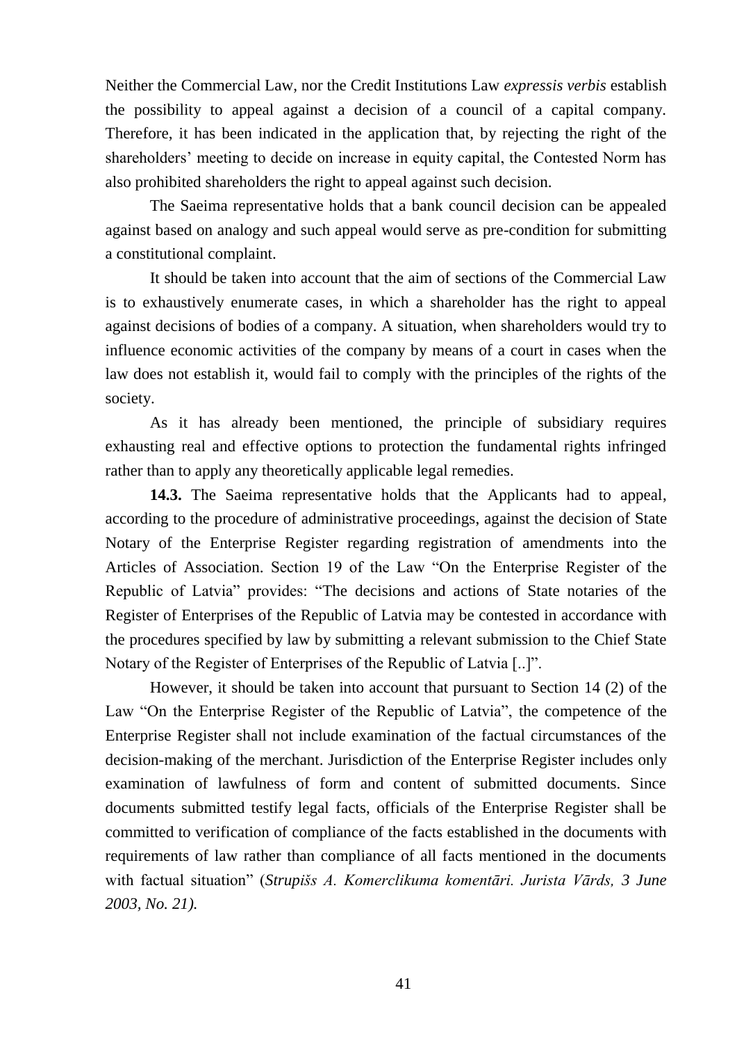Neither the Commercial Law, nor the Credit Institutions Law *expressis verbis* establish the possibility to appeal against a decision of a council of a capital company. Therefore, it has been indicated in the application that, by rejecting the right of the shareholders' meeting to decide on increase in equity capital, the Contested Norm has also prohibited shareholders the right to appeal against such decision.

The Saeima representative holds that a bank council decision can be appealed against based on analogy and such appeal would serve as pre-condition for submitting a constitutional complaint.

It should be taken into account that the aim of sections of the Commercial Law is to exhaustively enumerate cases, in which a shareholder has the right to appeal against decisions of bodies of a company. A situation, when shareholders would try to influence economic activities of the company by means of a court in cases when the law does not establish it, would fail to comply with the principles of the rights of the society.

As it has already been mentioned, the principle of subsidiary requires exhausting real and effective options to protection the fundamental rights infringed rather than to apply any theoretically applicable legal remedies.

**14.3.** The Saeima representative holds that the Applicants had to appeal, according to the procedure of administrative proceedings, against the decision of State Notary of the Enterprise Register regarding registration of amendments into the Articles of Association. Section 19 of the Law "On the Enterprise Register of the Republic of Latvia" provides: "The decisions and actions of State notaries of the Register of Enterprises of the Republic of Latvia may be contested in accordance with the procedures specified by law by submitting a relevant submission to the Chief State Notary of the Register of Enterprises of the Republic of Latvia [..]".

However, it should be taken into account that pursuant to Section 14 (2) of the Law "On the Enterprise Register of the Republic of Latvia", the competence of the Enterprise Register shall not include examination of the factual circumstances of the decision-making of the merchant. Jurisdiction of the Enterprise Register includes only examination of lawfulness of form and content of submitted documents. Since documents submitted testify legal facts, officials of the Enterprise Register shall be committed to verification of compliance of the facts established in the documents with requirements of law rather than compliance of all facts mentioned in the documents with factual situation" (*Strupišs A. Komerclikuma komentāri. Jurista Vārds, 3 June 2003, No. 21).*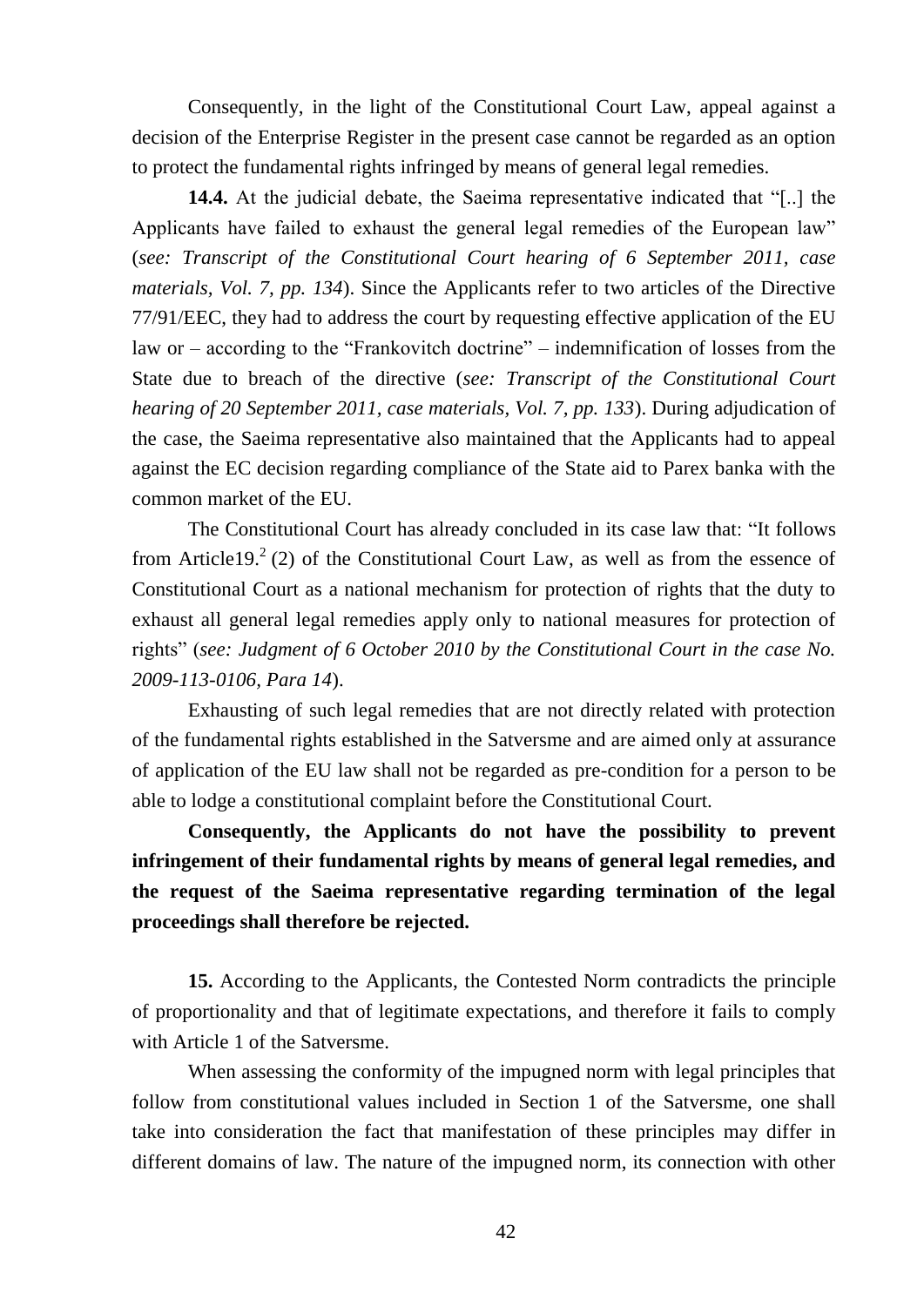Consequently, in the light of the Constitutional Court Law, appeal against a decision of the Enterprise Register in the present case cannot be regarded as an option to protect the fundamental rights infringed by means of general legal remedies.

**14.4.** At the judicial debate, the Saeima representative indicated that "[..] the Applicants have failed to exhaust the general legal remedies of the European law" (*see: Transcript of the Constitutional Court hearing of 6 September 2011, case materials, Vol. 7, pp. 134*). Since the Applicants refer to two articles of the Directive 77/91/EEC, they had to address the court by requesting effective application of the EU law or – according to the "Frankovitch doctrine" – indemnification of losses from the State due to breach of the directive (*see: Transcript of the Constitutional Court hearing of 20 September 2011, case materials, Vol. 7, pp. 133*). During adjudication of the case, the Saeima representative also maintained that the Applicants had to appeal against the EC decision regarding compliance of the State aid to Parex banka with the common market of the EU.

The Constitutional Court has already concluded in its case law that: "It follows from Article19.[2] (2) of the Constitutional Court Law, as well as from the essence of Constitutional Court as a national mechanism for protection of rights that the duty to exhaust all general legal remedies apply only to national measures for protection of rights" (*see: Judgment of 6 October 2010 by the Constitutional Court in the case No. 2009-113-0106, Para 14*).

Exhausting of such legal remedies that are not directly related with protection of the fundamental rights established in the Satversme and are aimed only at assurance of application of the EU law shall not be regarded as pre-condition for a person to be able to lodge a constitutional complaint before the Constitutional Court.

**Consequently, the Applicants do not have the possibility to prevent infringement of their fundamental rights by means of general legal remedies, and the request of the Saeima representative regarding termination of the legal proceedings shall therefore be rejected.**

**15.** According to the Applicants, the Contested Norm contradicts the principle of proportionality and that of legitimate expectations, and therefore it fails to comply with Article 1 of the Satversme.

When assessing the conformity of the impugned norm with legal principles that follow from constitutional values included in Section 1 of the Satversme, one shall take into consideration the fact that manifestation of these principles may differ in different domains of law. The nature of the impugned norm, its connection with other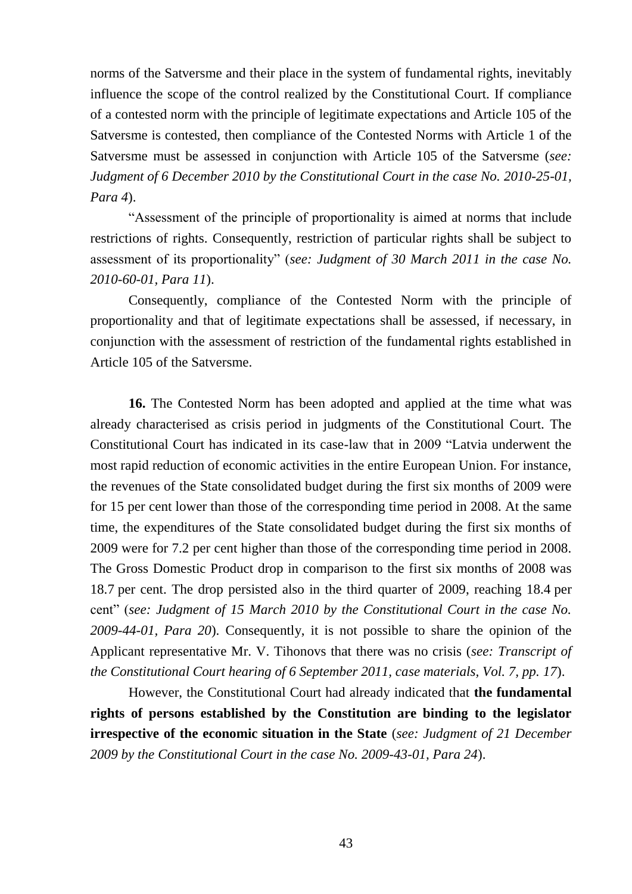norms of the Satversme and their place in the system of fundamental rights, inevitably influence the scope of the control realized by the Constitutional Court. If compliance of a contested norm with the principle of legitimate expectations and Article 105 of the Satversme is contested, then compliance of the Contested Norms with Article 1 of the Satversme must be assessed in conjunction with Article 105 of the Satversme (*see: Judgment of 6 December 2010 by the Constitutional Court in the case No. 2010-25-01, Para 4*).

"Assessment of the principle of proportionality is aimed at norms that include restrictions of rights. Consequently, restriction of particular rights shall be subject to assessment of its proportionality" (*see: Judgment of 30 March 2011 in the case No. 2010-60-01, Para 11*).

Consequently, compliance of the Contested Norm with the principle of proportionality and that of legitimate expectations shall be assessed, if necessary, in conjunction with the assessment of restriction of the fundamental rights established in Article 105 of the Satversme.

**16.** The Contested Norm has been adopted and applied at the time what was already characterised as crisis period in judgments of the Constitutional Court. The Constitutional Court has indicated in its case-law that in 2009 "Latvia underwent the most rapid reduction of economic activities in the entire European Union. For instance, the revenues of the State consolidated budget during the first six months of 2009 were for 15 per cent lower than those of the corresponding time period in 2008. At the same time, the expenditures of the State consolidated budget during the first six months of 2009 were for 7.2 per cent higher than those of the corresponding time period in 2008. The Gross Domestic Product drop in comparison to the first six months of 2008 was 18.7 per cent. The drop persisted also in the third quarter of 2009, reaching 18.4 per cent" (*see: Judgment of 15 March 2010 by the Constitutional Court in the case No. 2009-44-01, Para 20*). Consequently, it is not possible to share the opinion of the Applicant representative Mr. V. Tihonovs that there was no crisis (*see: Transcript of the Constitutional Court hearing of 6 September 2011, case materials, Vol. 7, pp. 17*).

However, the Constitutional Court had already indicated that **the fundamental rights of persons established by the Constitution are binding to the legislator irrespective of the economic situation in the State** (*see: Judgment of 21 December 2009 by the Constitutional Court in the case No. 2009-43-01, Para 24*).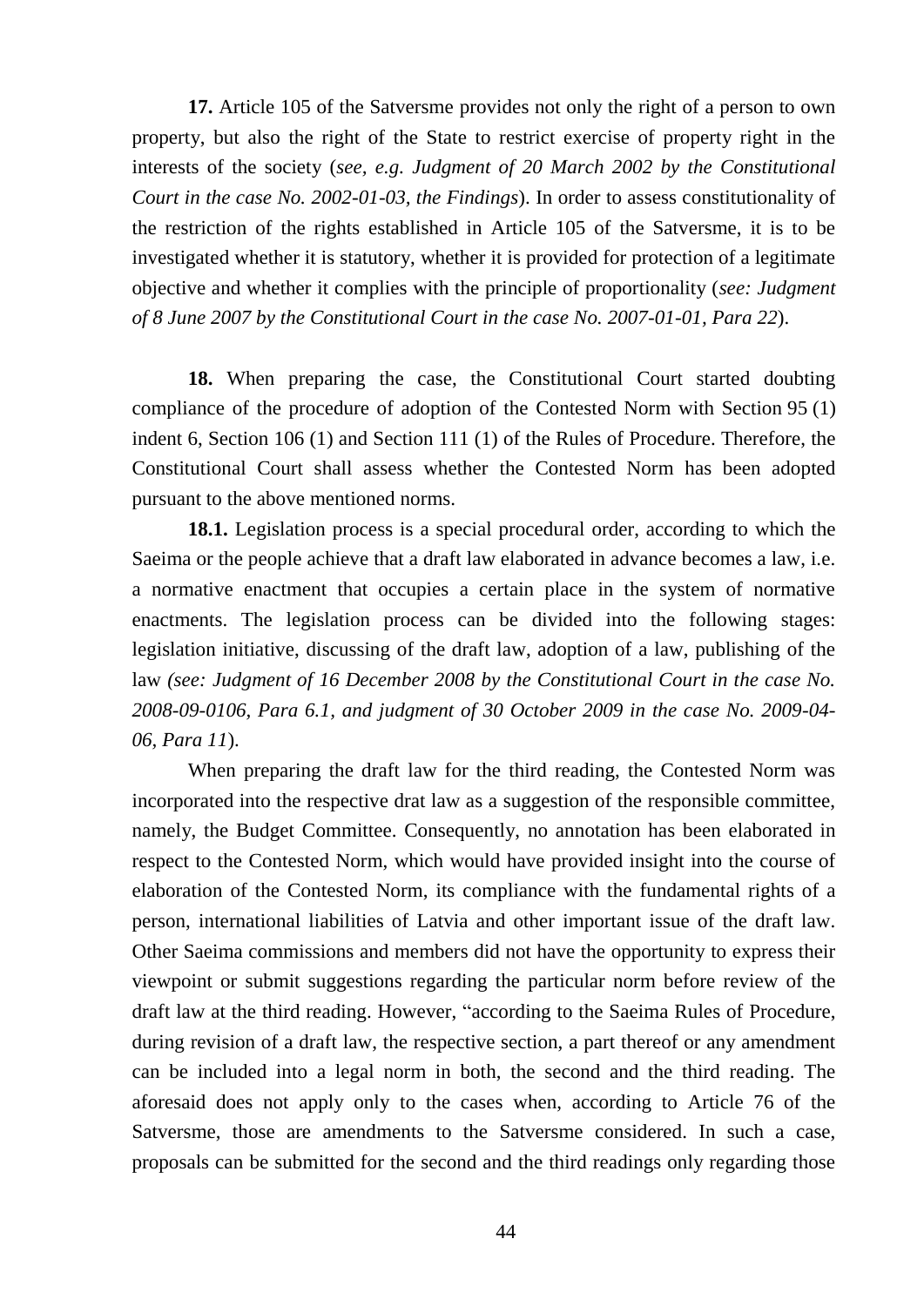**17.** Article 105 of the Satversme provides not only the right of a person to own property, but also the right of the State to restrict exercise of property right in the interests of the society (*see, e.g. Judgment of 20 March 2002 by the Constitutional Court in the case No. 2002-01-03, the Findings*). In order to assess constitutionality of the restriction of the rights established in Article 105 of the Satversme, it is to be investigated whether it is statutory, whether it is provided for protection of a legitimate objective and whether it complies with the principle of proportionality (*see: Judgment of 8 June 2007 by the Constitutional Court in the case No. 2007-01-01, Para 22*).

**18.** When preparing the case, the Constitutional Court started doubting compliance of the procedure of adoption of the Contested Norm with Section 95 (1) indent 6, Section 106 (1) and Section 111 (1) of the Rules of Procedure. Therefore, the Constitutional Court shall assess whether the Contested Norm has been adopted pursuant to the above mentioned norms.

**18.1.** Legislation process is a special procedural order, according to which the Saeima or the people achieve that a draft law elaborated in advance becomes a law, i.e. a normative enactment that occupies a certain place in the system of normative enactments. The legislation process can be divided into the following stages: legislation initiative, discussing of the draft law, adoption of a law, publishing of the law *(see: Judgment of 16 December 2008 by the Constitutional Court in the case No. 2008-09-0106, Para 6.1, and judgment of 30 October 2009 in the case No. 2009-04-06, Para 11*).

When preparing the draft law for the third reading, the Contested Norm was incorporated into the respective drat law as a suggestion of the responsible committee, namely, the Budget Committee. Consequently, no annotation has been elaborated in respect to the Contested Norm, which would have provided insight into the course of elaboration of the Contested Norm, its compliance with the fundamental rights of a person, international liabilities of Latvia and other important issue of the draft law. Other Saeima commissions and members did not have the opportunity to express their viewpoint or submit suggestions regarding the particular norm before review of the draft law at the third reading. However, "according to the Saeima Rules of Procedure, during revision of a draft law, the respective section, a part thereof or any amendment can be included into a legal norm in both, the second and the third reading. The aforesaid does not apply only to the cases when, according to Article 76 of the Satversme, those are amendments to the Satversme considered. In such a case, proposals can be submitted for the second and the third readings only regarding those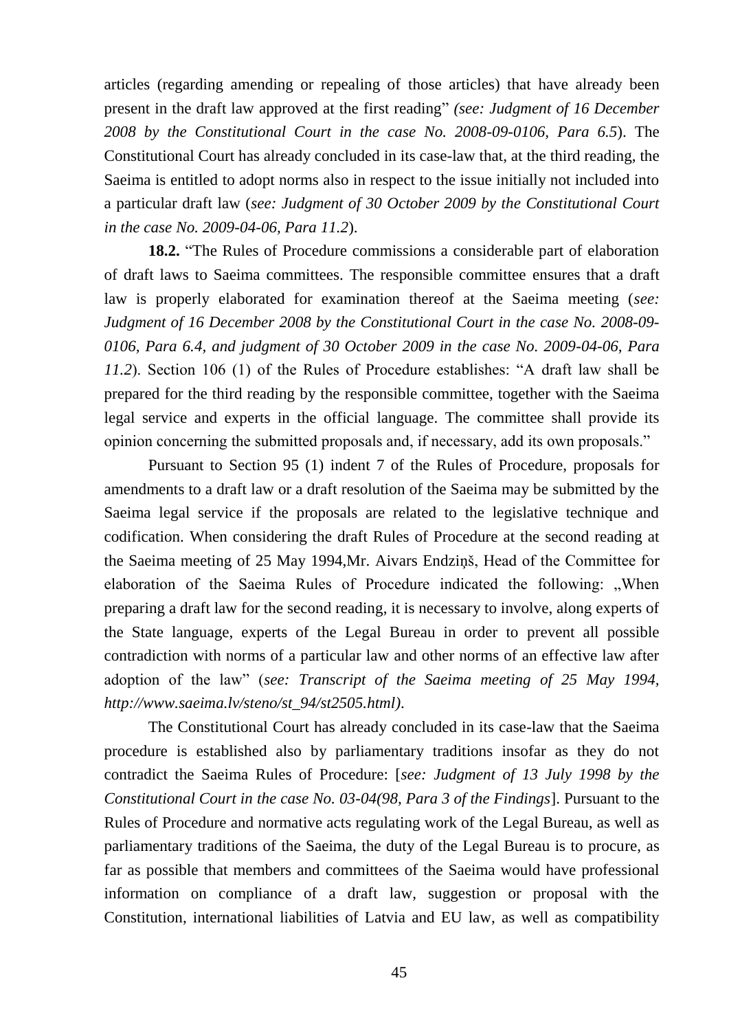articles (regarding amending or repealing of those articles) that have already been present in the draft law approved at the first reading" *(see: Judgment of 16 December 2008 by the Constitutional Court in the case No. 2008-09-0106, Para 6.5*). The Constitutional Court has already concluded in its case-law that, at the third reading, the Saeima is entitled to adopt norms also in respect to the issue initially not included into a particular draft law (*see: Judgment of 30 October 2009 by the Constitutional Court in the case No. 2009-04-06, Para 11.2*).

**18.2.** "The Rules of Procedure commissions a considerable part of elaboration of draft laws to Saeima committees. The responsible committee ensures that a draft law is properly elaborated for examination thereof at the Saeima meeting (*see: Judgment of 16 December 2008 by the Constitutional Court in the case No. 2008-09-0106, Para 6.4, and judgment of 30 October 2009 in the case No. 2009-04-06, Para 11.2*). Section 106 (1) of the Rules of Procedure establishes: "A draft law shall be prepared for the third reading by the responsible committee, together with the Saeima legal service and experts in the official language. The committee shall provide its opinion concerning the submitted proposals and, if necessary, add its own proposals."

Pursuant to Section 95 (1) indent 7 of the Rules of Procedure, proposals for amendments to a draft law or a draft resolution of the Saeima may be submitted by the Saeima legal service if the proposals are related to the legislative technique and codification. When considering the draft Rules of Procedure at the second reading at the Saeima meeting of 25 May 1994,Mr. Aivars Endziņš, Head of the Committee for elaboration of the Saeima Rules of Procedure indicated the following: „When preparing a draft law for the second reading, it is necessary to involve, along experts of the State language, experts of the Legal Bureau in order to prevent all possible contradiction with norms of a particular law and other norms of an effective law after adoption of the law" (*see: Transcript of the Saeima meeting of 25 May 1994, http://www.saeima.lv/steno/st_94/st2505.html)*.

The Constitutional Court has already concluded in its case-law that the Saeima procedure is established also by parliamentary traditions insofar as they do not contradict the Saeima Rules of Procedure: [*see: Judgment of 13 July 1998 by the Constitutional Court in the case No. 03-04(98, Para 3 of the Findings*]. Pursuant to the Rules of Procedure and normative acts regulating work of the Legal Bureau, as well as parliamentary traditions of the Saeima, the duty of the Legal Bureau is to procure, as far as possible that members and committees of the Saeima would have professional information on compliance of a draft law, suggestion or proposal with the Constitution, international liabilities of Latvia and EU law, as well as compatibility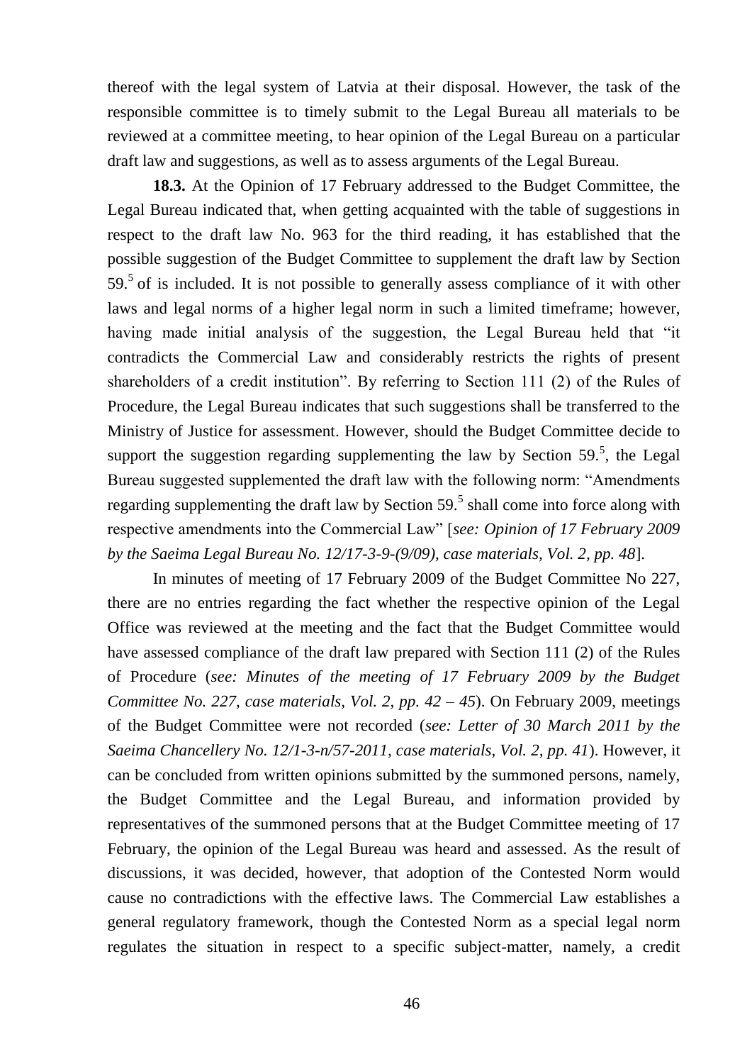thereof with the legal system of Latvia at their disposal. However, the task of the responsible committee is to timely submit to the Legal Bureau all materials to be reviewed at a committee meeting, to hear opinion of the Legal Bureau on a particular draft law and suggestions, as well as to assess arguments of the Legal Bureau.

**18.3.** At the Opinion of 17 February addressed to the Budget Committee, the Legal Bureau indicated that, when getting acquainted with the table of suggestions in respect to the draft law No. 963 for the third reading, it has established that the possible suggestion of the Budget Committee to supplement the draft law by Section 59.[5] of is included. It is not possible to generally assess compliance of it with other laws and legal norms of a higher legal norm in such a limited timeframe; however, having made initial analysis of the suggestion, the Legal Bureau held that "it contradicts the Commercial Law and considerably restricts the rights of present shareholders of a credit institution". By referring to Section 111 (2) of the Rules of Procedure, the Legal Bureau indicates that such suggestions shall be transferred to the Ministry of Justice for assessment. However, should the Budget Committee decide to support the suggestion regarding supplementing the law by Section 59.[5], the Legal Bureau suggested supplemented the draft law with the following norm: "Amendments regarding supplementing the draft law by Section 59.[5] shall come into force along with respective amendments into the Commercial Law" [*see: Opinion of 17 February 2009 by the Saeima Legal Bureau No. 12/17-3-9-(9/09), case materials, Vol. 2, pp. 48*].

In minutes of meeting of 17 February 2009 of the Budget Committee No 227, there are no entries regarding the fact whether the respective opinion of the Legal Office was reviewed at the meeting and the fact that the Budget Committee would have assessed compliance of the draft law prepared with Section 111 (2) of the Rules of Procedure (*see: Minutes of the meeting of 17 February 2009 by the Budget Committee No. 227, case materials, Vol. 2, pp. 42 – 45*). On February 2009, meetings of the Budget Committee were not recorded (*see: Letter of 30 March 2011 by the Saeima Chancellery No. 12/1-3-n/57-2011, case materials, Vol. 2, pp. 41*). However, it can be concluded from written opinions submitted by the summoned persons, namely, the Budget Committee and the Legal Bureau, and information provided by representatives of the summoned persons that at the Budget Committee meeting of 17 February, the opinion of the Legal Bureau was heard and assessed. As the result of discussions, it was decided, however, that adoption of the Contested Norm would cause no contradictions with the effective laws. The Commercial Law establishes a general regulatory framework, though the Contested Norm as a special legal norm regulates the situation in respect to a specific subject-matter, namely, a credit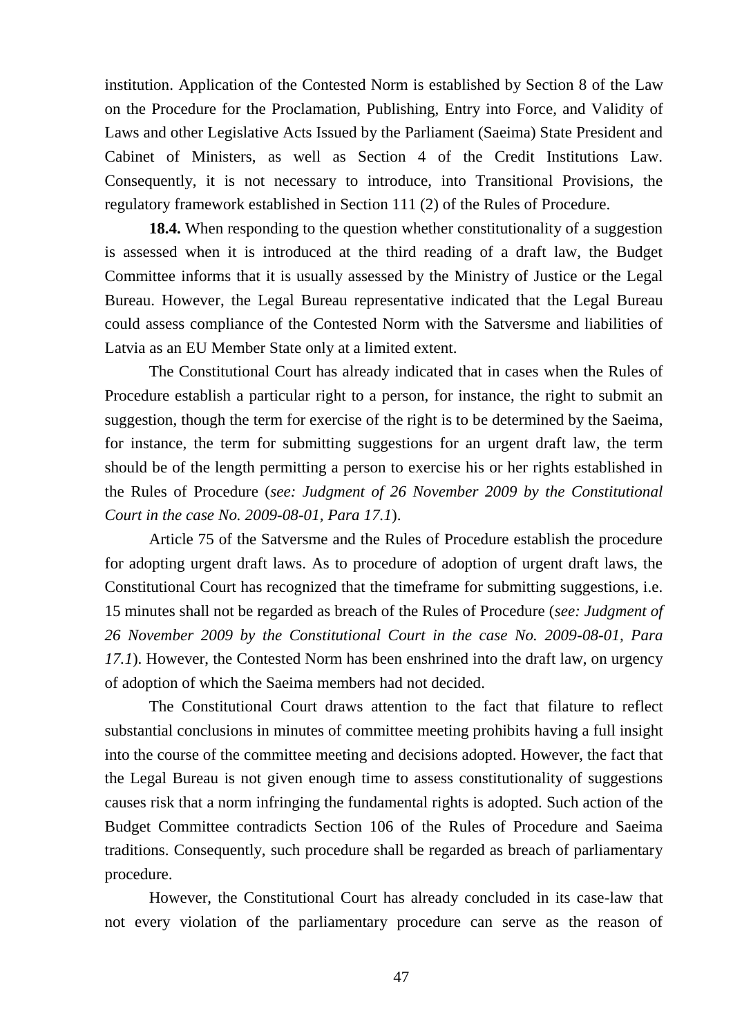institution. Application of the Contested Norm is established by Section 8 of the Law on the Procedure for the Proclamation, Publishing, Entry into Force, and Validity of Laws and other Legislative Acts Issued by the Parliament (Saeima) State President and Cabinet of Ministers, as well as Section 4 of the Credit Institutions Law. Consequently, it is not necessary to introduce, into Transitional Provisions, the regulatory framework established in Section 111 (2) of the Rules of Procedure.

**18.4.** When responding to the question whether constitutionality of a suggestion is assessed when it is introduced at the third reading of a draft law, the Budget Committee informs that it is usually assessed by the Ministry of Justice or the Legal Bureau. However, the Legal Bureau representative indicated that the Legal Bureau could assess compliance of the Contested Norm with the Satversme and liabilities of Latvia as an EU Member State only at a limited extent.

The Constitutional Court has already indicated that in cases when the Rules of Procedure establish a particular right to a person, for instance, the right to submit an suggestion, though the term for exercise of the right is to be determined by the Saeima, for instance, the term for submitting suggestions for an urgent draft law, the term should be of the length permitting a person to exercise his or her rights established in the Rules of Procedure (*see: Judgment of 26 November 2009 by the Constitutional Court in the case No. 2009-08-01, Para 17.1*).

Article 75 of the Satversme and the Rules of Procedure establish the procedure for adopting urgent draft laws. As to procedure of adoption of urgent draft laws, the Constitutional Court has recognized that the timeframe for submitting suggestions, i.e. 15 minutes shall not be regarded as breach of the Rules of Procedure (*see: Judgment of 26 November 2009 by the Constitutional Court in the case No. 2009-08-01, Para 17.1*). However, the Contested Norm has been enshrined into the draft law, on urgency of adoption of which the Saeima members had not decided.

The Constitutional Court draws attention to the fact that filature to reflect substantial conclusions in minutes of committee meeting prohibits having a full insight into the course of the committee meeting and decisions adopted. However, the fact that the Legal Bureau is not given enough time to assess constitutionality of suggestions causes risk that a norm infringing the fundamental rights is adopted. Such action of the Budget Committee contradicts Section 106 of the Rules of Procedure and Saeima traditions. Consequently, such procedure shall be regarded as breach of parliamentary procedure.

However, the Constitutional Court has already concluded in its case-law that not every violation of the parliamentary procedure can serve as the reason of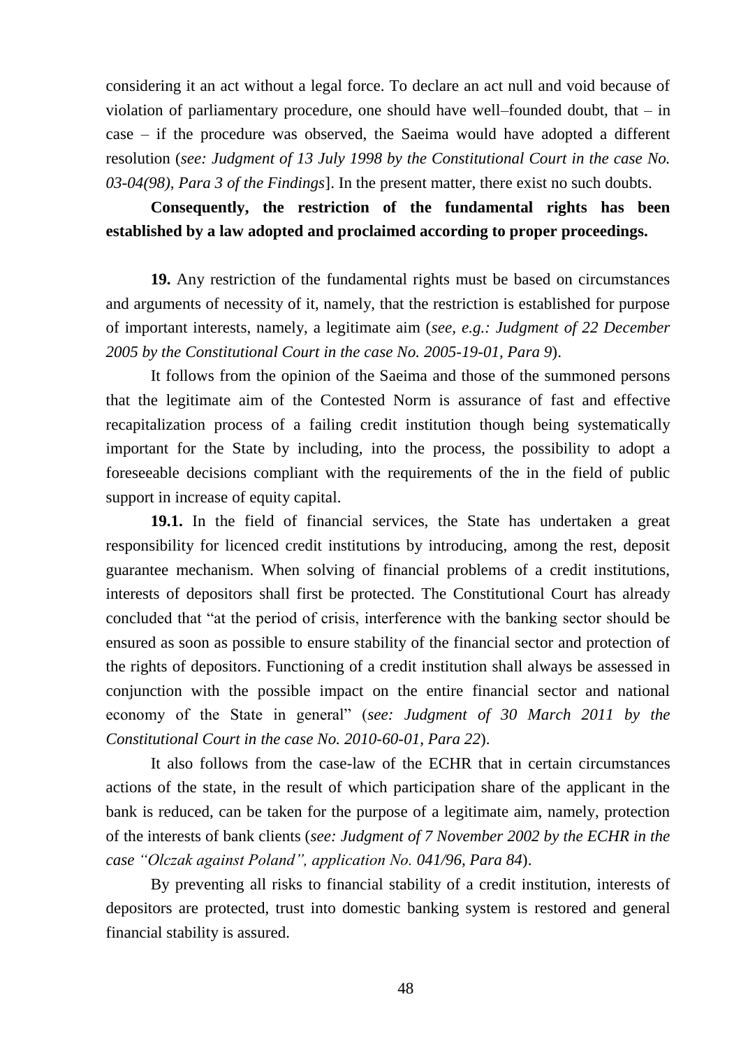considering it an act without a legal force. To declare an act null and void because of violation of parliamentary procedure, one should have well–founded doubt, that – in case – if the procedure was observed, the Saeima would have adopted a different resolution (*see: Judgment of 13 July 1998 by the Constitutional Court in the case No. 03-04(98), Para 3 of the Findings*]. In the present matter, there exist no such doubts.

**Consequently, the restriction of the fundamental rights has been established by a law adopted and proclaimed according to proper proceedings.**

**19.** Any restriction of the fundamental rights must be based on circumstances and arguments of necessity of it, namely, that the restriction is established for purpose of important interests, namely, a legitimate aim (*see, e.g.: Judgment of 22 December 2005 by the Constitutional Court in the case No. 2005-19-01, Para 9*).

It follows from the opinion of the Saeima and those of the summoned persons that the legitimate aim of the Contested Norm is assurance of fast and effective recapitalization process of a failing credit institution though being systematically important for the State by including, into the process, the possibility to adopt a foreseeable decisions compliant with the requirements of the in the field of public support in increase of equity capital.

**19.1.** In the field of financial services, the State has undertaken a great responsibility for licenced credit institutions by introducing, among the rest, deposit guarantee mechanism. When solving of financial problems of a credit institutions, interests of depositors shall first be protected. The Constitutional Court has already concluded that "at the period of crisis, interference with the banking sector should be ensured as soon as possible to ensure stability of the financial sector and protection of the rights of depositors. Functioning of a credit institution shall always be assessed in conjunction with the possible impact on the entire financial sector and national economy of the State in general" (*see: Judgment of 30 March 2011 by the Constitutional Court in the case No. 2010-60-01, Para 22*).

It also follows from the case-law of the ECHR that in certain circumstances actions of the state, in the result of which participation share of the applicant in the bank is reduced, can be taken for the purpose of a legitimate aim, namely, protection of the interests of bank clients (*see: Judgment of 7 November 2002 by the ECHR in the case "Olczak against Poland", application No. 041/96, Para 84*).

By preventing all risks to financial stability of a credit institution, interests of depositors are protected, trust into domestic banking system is restored and general financial stability is assured.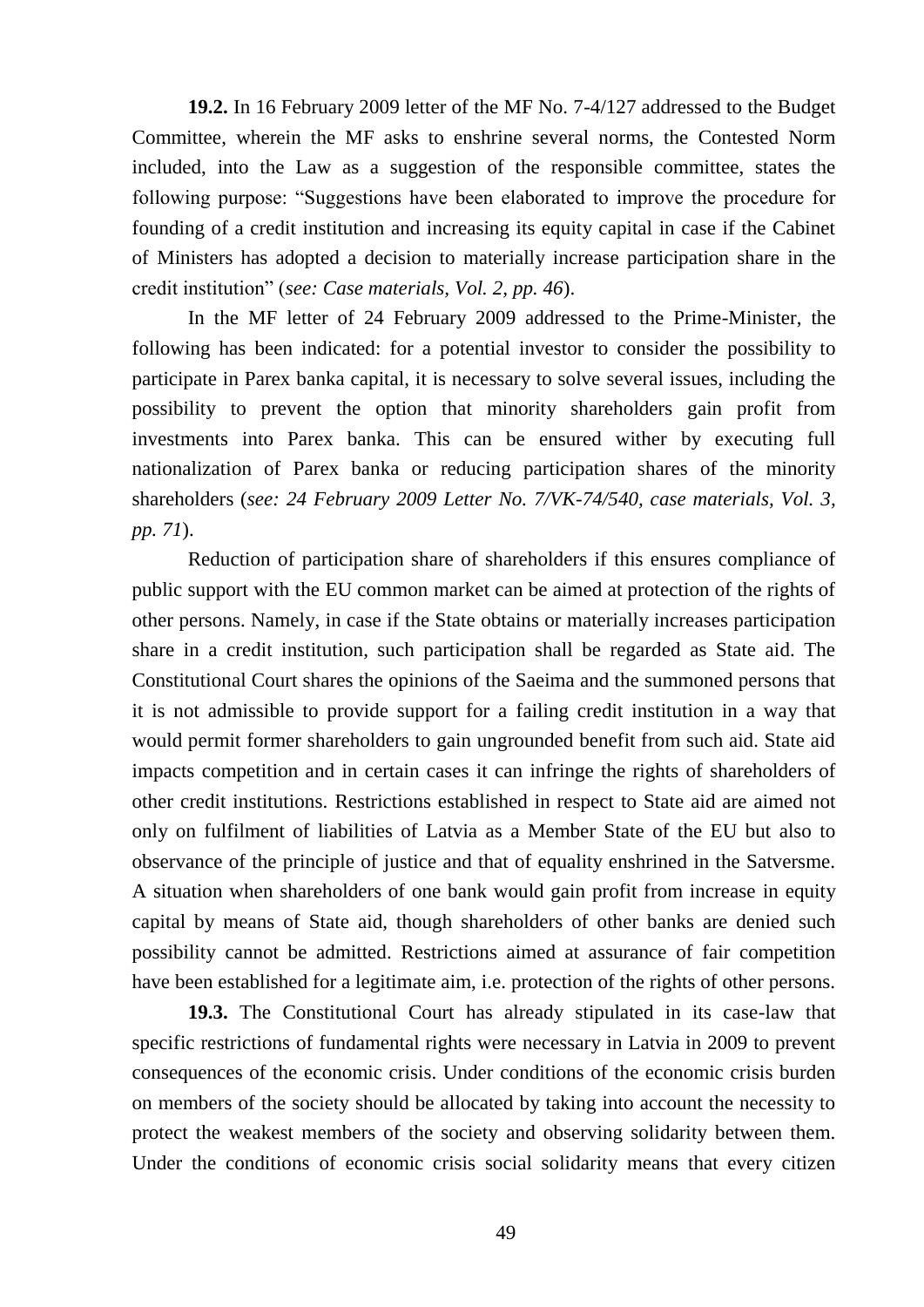**19.2.** In 16 February 2009 letter of the MF No. 7-4/127 addressed to the Budget Committee, wherein the MF asks to enshrine several norms, the Contested Norm included, into the Law as a suggestion of the responsible committee, states the following purpose: "Suggestions have been elaborated to improve the procedure for founding of a credit institution and increasing its equity capital in case if the Cabinet of Ministers has adopted a decision to materially increase participation share in the credit institution" (*see: Case materials, Vol. 2, pp. 46*).

In the MF letter of 24 February 2009 addressed to the Prime-Minister, the following has been indicated: for a potential investor to consider the possibility to participate in Parex banka capital, it is necessary to solve several issues, including the possibility to prevent the option that minority shareholders gain profit from investments into Parex banka. This can be ensured wither by executing full nationalization of Parex banka or reducing participation shares of the minority shareholders (*see: 24 February 2009 Letter No. 7/VK-74/540, case materials, Vol. 3, pp. 71*).

Reduction of participation share of shareholders if this ensures compliance of public support with the EU common market can be aimed at protection of the rights of other persons. Namely, in case if the State obtains or materially increases participation share in a credit institution, such participation shall be regarded as State aid. The Constitutional Court shares the opinions of the Saeima and the summoned persons that it is not admissible to provide support for a failing credit institution in a way that would permit former shareholders to gain ungrounded benefit from such aid. State aid impacts competition and in certain cases it can infringe the rights of shareholders of other credit institutions. Restrictions established in respect to State aid are aimed not only on fulfilment of liabilities of Latvia as a Member State of the EU but also to observance of the principle of justice and that of equality enshrined in the Satversme. A situation when shareholders of one bank would gain profit from increase in equity capital by means of State aid, though shareholders of other banks are denied such possibility cannot be admitted. Restrictions aimed at assurance of fair competition have been established for a legitimate aim, i.e. protection of the rights of other persons.

**19.3.** The Constitutional Court has already stipulated in its case-law that specific restrictions of fundamental rights were necessary in Latvia in 2009 to prevent consequences of the economic crisis. Under conditions of the economic crisis burden on members of the society should be allocated by taking into account the necessity to protect the weakest members of the society and observing solidarity between them. Under the conditions of economic crisis social solidarity means that every citizen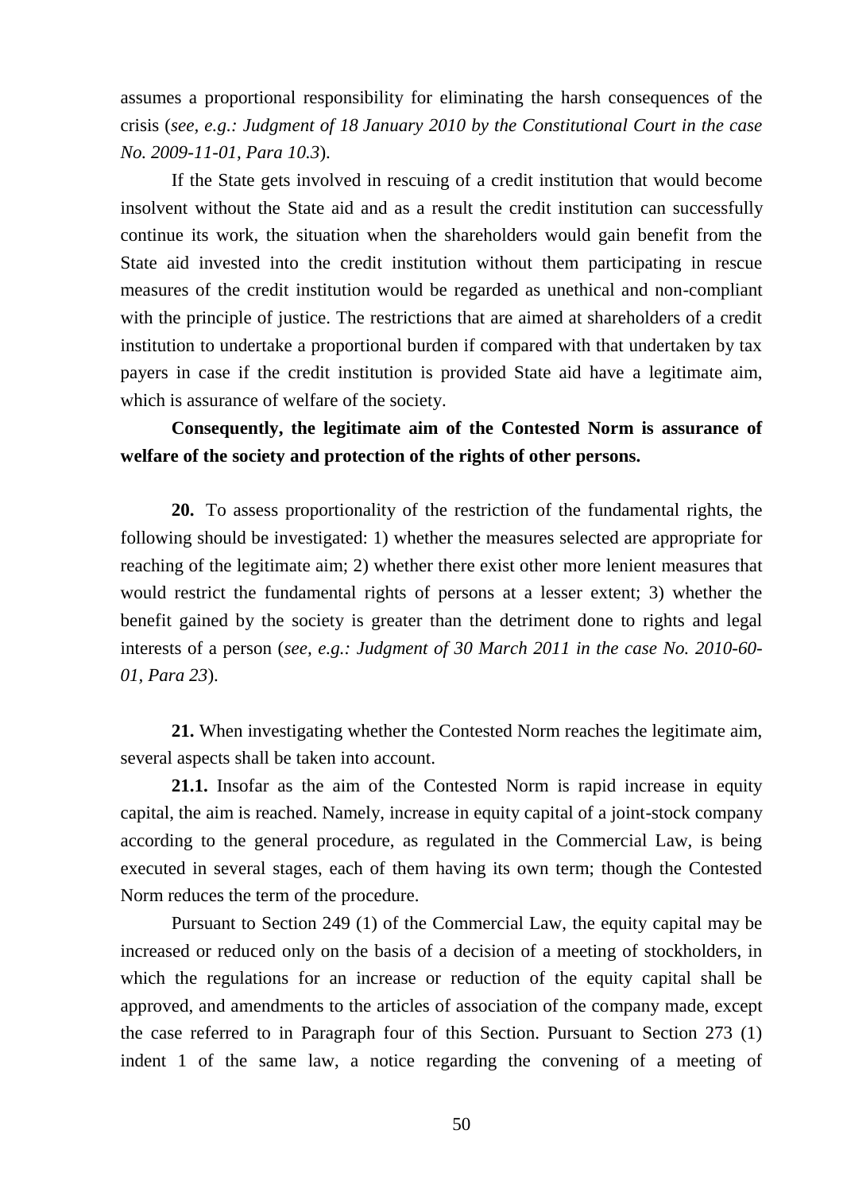assumes a proportional responsibility for eliminating the harsh consequences of the crisis (*see, e.g.: Judgment of 18 January 2010 by the Constitutional Court in the case No. 2009-11-01, Para 10.3*).

If the State gets involved in rescuing of a credit institution that would become insolvent without the State aid and as a result the credit institution can successfully continue its work, the situation when the shareholders would gain benefit from the State aid invested into the credit institution without them participating in rescue measures of the credit institution would be regarded as unethical and non-compliant with the principle of justice. The restrictions that are aimed at shareholders of a credit institution to undertake a proportional burden if compared with that undertaken by tax payers in case if the credit institution is provided State aid have a legitimate aim, which is assurance of welfare of the society.

**Consequently, the legitimate aim of the Contested Norm is assurance of welfare of the society and protection of the rights of other persons.**

**20.** To assess proportionality of the restriction of the fundamental rights, the following should be investigated: 1) whether the measures selected are appropriate for reaching of the legitimate aim; 2) whether there exist other more lenient measures that would restrict the fundamental rights of persons at a lesser extent; 3) whether the benefit gained by the society is greater than the detriment done to rights and legal interests of a person (*see, e.g.: Judgment of 30 March 2011 in the case No. 2010-60-01, Para 23*).

**21.** When investigating whether the Contested Norm reaches the legitimate aim, several aspects shall be taken into account.

**21.1.** Insofar as the aim of the Contested Norm is rapid increase in equity capital, the aim is reached. Namely, increase in equity capital of a joint-stock company according to the general procedure, as regulated in the Commercial Law, is being executed in several stages, each of them having its own term; though the Contested Norm reduces the term of the procedure.

Pursuant to Section 249 (1) of the Commercial Law, the equity capital may be increased or reduced only on the basis of a decision of a meeting of stockholders, in which the regulations for an increase or reduction of the equity capital shall be approved, and amendments to the articles of association of the company made, except the case referred to in Paragraph four of this Section. Pursuant to Section 273 (1) indent 1 of the same law, a notice regarding the convening of a meeting of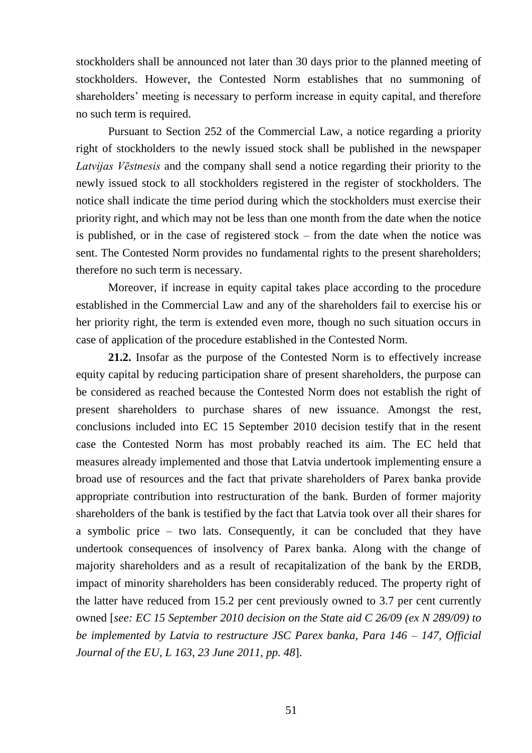stockholders shall be announced not later than 30 days prior to the planned meeting of stockholders. However, the Contested Norm establishes that no summoning of shareholders' meeting is necessary to perform increase in equity capital, and therefore no such term is required.

Pursuant to Section 252 of the Commercial Law, a notice regarding a priority right of stockholders to the newly issued stock shall be published in the newspaper *Latvijas Vēstnesis* and the company shall send a notice regarding their priority to the newly issued stock to all stockholders registered in the register of stockholders. The notice shall indicate the time period during which the stockholders must exercise their priority right, and which may not be less than one month from the date when the notice is published, or in the case of registered stock – from the date when the notice was sent. The Contested Norm provides no fundamental rights to the present shareholders; therefore no such term is necessary.

Moreover, if increase in equity capital takes place according to the procedure established in the Commercial Law and any of the shareholders fail to exercise his or her priority right, the term is extended even more, though no such situation occurs in case of application of the procedure established in the Contested Norm.

**21.2.** Insofar as the purpose of the Contested Norm is to effectively increase equity capital by reducing participation share of present shareholders, the purpose can be considered as reached because the Contested Norm does not establish the right of present shareholders to purchase shares of new issuance. Amongst the rest, conclusions included into EC 15 September 2010 decision testify that in the resent case the Contested Norm has most probably reached its aim. The EC held that measures already implemented and those that Latvia undertook implementing ensure a broad use of resources and the fact that private shareholders of Parex banka provide appropriate contribution into restructuration of the bank. Burden of former majority shareholders of the bank is testified by the fact that Latvia took over all their shares for a symbolic price – two lats. Consequently, it can be concluded that they have undertook consequences of insolvency of Parex banka. Along with the change of majority shareholders and as a result of recapitalization of the bank by the ERDB, impact of minority shareholders has been considerably reduced. The property right of the latter have reduced from 15.2 per cent previously owned to 3.7 per cent currently owned [*see: EC 15 September 2010 decision on the State aid C 26/09 (ex N 289/09) to be implemented by Latvia to restructure JSC Parex banka, Para 146 – 147, Official Journal of the EU, L 163, 23 June 2011, pp. 48*].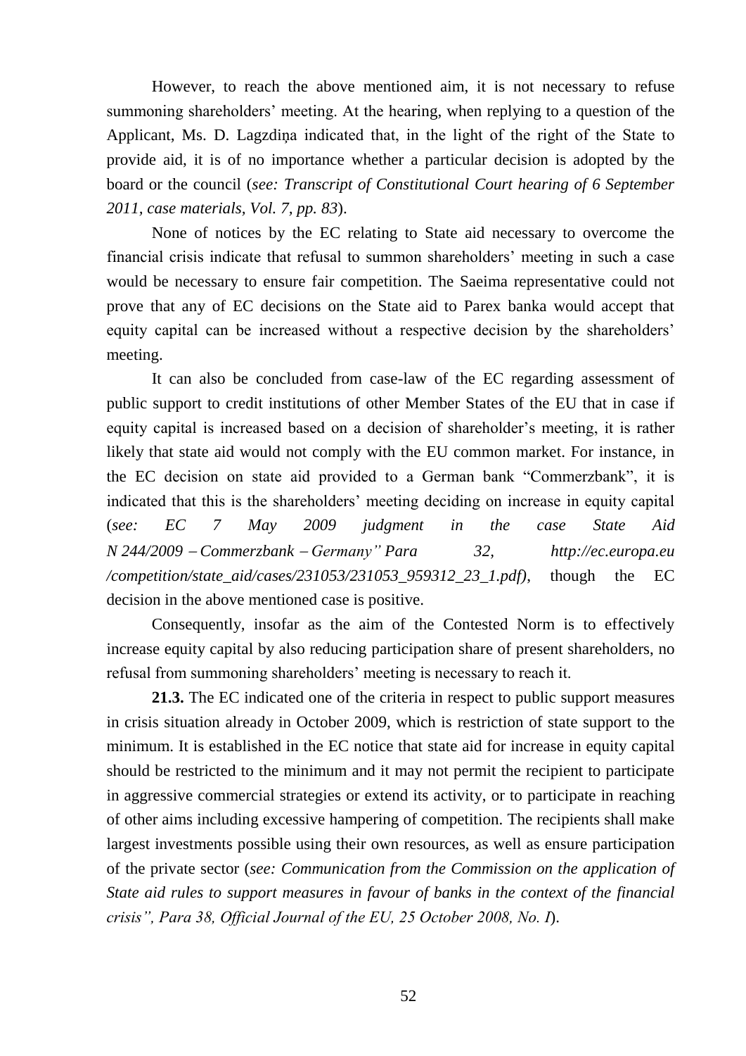However, to reach the above mentioned aim, it is not necessary to refuse summoning shareholders' meeting. At the hearing, when replying to a question of the Applicant, Ms. D. Lagzdiņa indicated that, in the light of the right of the State to provide aid, it is of no importance whether a particular decision is adopted by the board or the council (*see: Transcript of Constitutional Court hearing of 6 September 2011, case materials, Vol. 7, pp. 83*).

None of notices by the EC relating to State aid necessary to overcome the financial crisis indicate that refusal to summon shareholders' meeting in such a case would be necessary to ensure fair competition. The Saeima representative could not prove that any of EC decisions on the State aid to Parex banka would accept that equity capital can be increased without a respective decision by the shareholders' meeting.

It can also be concluded from case-law of the EC regarding assessment of public support to credit institutions of other Member States of the EU that in case if equity capital is increased based on a decision of shareholder's meeting, it is rather likely that state aid would not comply with the EU common market. For instance, in the EC decision on state aid provided to a German bank "Commerzbank", it is indicated that this is the shareholders' meeting deciding on increase in equity capital (*see: EC 7 May 2009 judgment in the case State Aid N 244/2009 – Commerzbank – Germany" Para 32, http://ec.europa.eu /competition/state_aid/cases/231053/231053_959312_23_1.pdf)*, though the EC decision in the above mentioned case is positive.

Consequently, insofar as the aim of the Contested Norm is to effectively increase equity capital by also reducing participation share of present shareholders, no refusal from summoning shareholders' meeting is necessary to reach it.

**21.3.** The EC indicated one of the criteria in respect to public support measures in crisis situation already in October 2009, which is restriction of state support to the minimum. It is established in the EC notice that state aid for increase in equity capital should be restricted to the minimum and it may not permit the recipient to participate in aggressive commercial strategies or extend its activity, or to participate in reaching of other aims including excessive hampering of competition. The recipients shall make largest investments possible using their own resources, as well as ensure participation of the private sector (*see: Communication from the Commission on the application of State aid rules to support measures in favour of banks in the context of the financial crisis", Para 38, Official Journal of the EU, 25 October 2008, No. I*).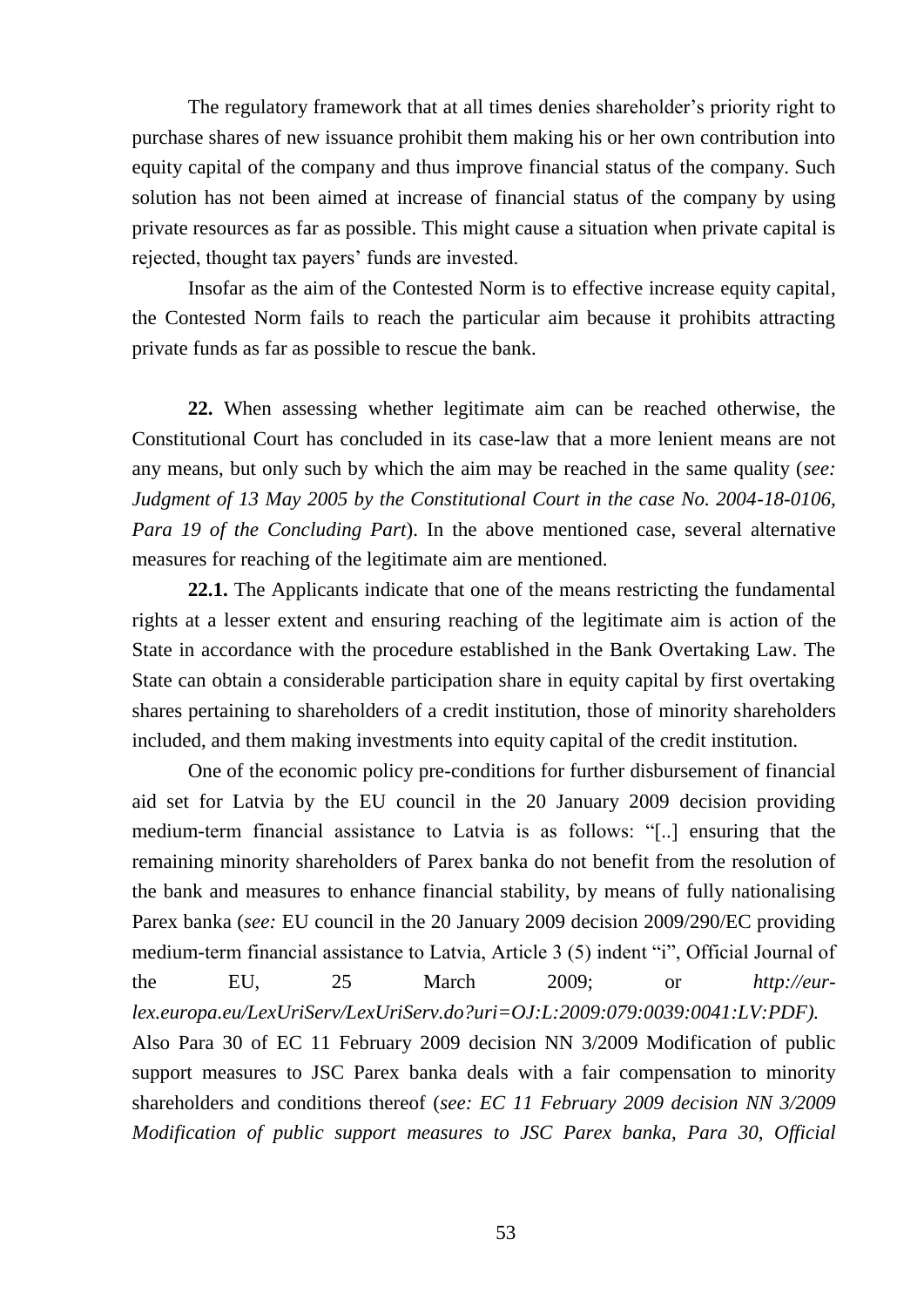The regulatory framework that at all times denies shareholder's priority right to purchase shares of new issuance prohibit them making his or her own contribution into equity capital of the company and thus improve financial status of the company. Such solution has not been aimed at increase of financial status of the company by using private resources as far as possible. This might cause a situation when private capital is rejected, thought tax payers' funds are invested.

Insofar as the aim of the Contested Norm is to effective increase equity capital, the Contested Norm fails to reach the particular aim because it prohibits attracting private funds as far as possible to rescue the bank.

**22.** When assessing whether legitimate aim can be reached otherwise, the Constitutional Court has concluded in its case-law that a more lenient means are not any means, but only such by which the aim may be reached in the same quality (*see: Judgment of 13 May 2005 by the Constitutional Court in the case No. 2004-18-0106, Para 19 of the Concluding Part*). In the above mentioned case, several alternative measures for reaching of the legitimate aim are mentioned.

**22.1.** The Applicants indicate that one of the means restricting the fundamental rights at a lesser extent and ensuring reaching of the legitimate aim is action of the State in accordance with the procedure established in the Bank Overtaking Law. The State can obtain a considerable participation share in equity capital by first overtaking shares pertaining to shareholders of a credit institution, those of minority shareholders included, and them making investments into equity capital of the credit institution.

One of the economic policy pre-conditions for further disbursement of financial aid set for Latvia by the EU council in the 20 January 2009 decision providing medium-term financial assistance to Latvia is as follows: "[..] ensuring that the remaining minority shareholders of Parex banka do not benefit from the resolution of the bank and measures to enhance financial stability, by means of fully nationalising Parex banka (*see:* EU council in the 20 January 2009 decision 2009/290/EC providing medium-term financial assistance to Latvia, Article 3 (5) indent "i", Official Journal of the EU, 25 March 2009; or *http://eur-lex.europa.eu/LexUriServ/LexUriServ.do?uri=OJ:L:2009:079:0039:0041:LV:PDF).* Also Para 30 of EC 11 February 2009 decision NN 3/2009 Modification of public support measures to JSC Parex banka deals with a fair compensation to minority shareholders and conditions thereof (*see: EC 11 February 2009 decision NN 3/2009 Modification of public support measures to JSC Parex banka, Para 30, Official*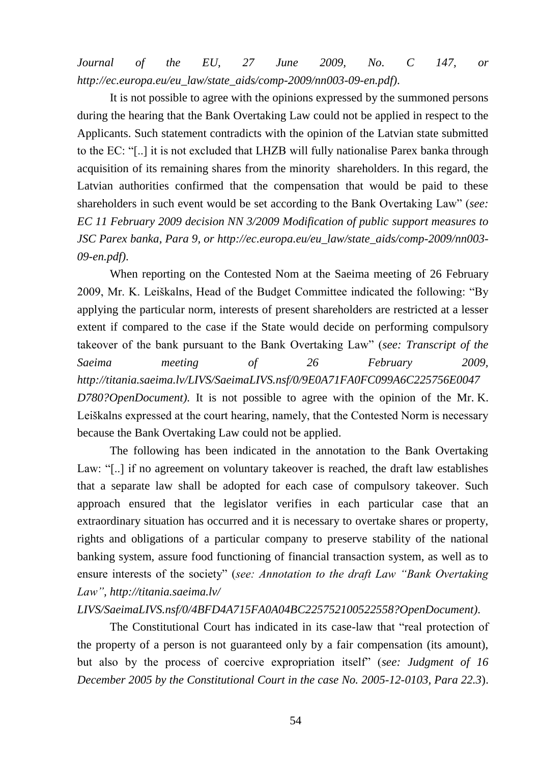*Journal of the EU, 27 June 2009, No. C 147, or http://ec.europa.eu/eu_law/state_aids/comp-2009/nn003-09-en.pdf).*

It is not possible to agree with the opinions expressed by the summoned persons during the hearing that the Bank Overtaking Law could not be applied in respect to the Applicants. Such statement contradicts with the opinion of the Latvian state submitted to the EC: "[..] it is not excluded that LHZB will fully nationalise Parex banka through acquisition of its remaining shares from the minority shareholders. In this regard, the Latvian authorities confirmed that the compensation that would be paid to these shareholders in such event would be set according to the Bank Overtaking Law" (*see: EC 11 February 2009 decision NN 3/2009 Modification of public support measures to JSC Parex banka, Para 9, or http://ec.europa.eu/eu_law/state_aids/comp-2009/nn003-09-en.pdf).*

When reporting on the Contested Nom at the Saeima meeting of 26 February 2009, Mr. K. Leiškalns, Head of the Budget Committee indicated the following: "By applying the particular norm, interests of present shareholders are restricted at a lesser extent if compared to the case if the State would decide on performing compulsory takeover of the bank pursuant to the Bank Overtaking Law" (*see: Transcript of the Saeima meeting of 26 February 2009, http://titania.saeima.lv/LIVS/SaeimaLIVS.nsf/0/9E0A71FA0FC099A6C225756E0047D780?OpenDocument).* It is not possible to agree with the opinion of the Mr. K. Leiškalns expressed at the court hearing, namely, that the Contested Norm is necessary because the Bank Overtaking Law could not be applied.

The following has been indicated in the annotation to the Bank Overtaking Law: "[..] if no agreement on voluntary takeover is reached, the draft law establishes that a separate law shall be adopted for each case of compulsory takeover. Such approach ensured that the legislator verifies in each particular case that an extraordinary situation has occurred and it is necessary to overtake shares or property, rights and obligations of a particular company to preserve stability of the national banking system, assure food functioning of financial transaction system, as well as to ensure interests of the society" (*see: Annotation to the draft Law "Bank Overtaking Law", http://titania.saeima.lv/LIVS/SaeimaLIVS.nsf/0/4BFD4A715FA0A04BC225752100522558?OpenDocument).*

The Constitutional Court has indicated in its case-law that "real protection of the property of a person is not guaranteed only by a fair compensation (its amount), but also by the process of coercive expropriation itself" (*see: Judgment of 16 December 2005 by the Constitutional Court in the case No. 2005-12-0103, Para 22.3*).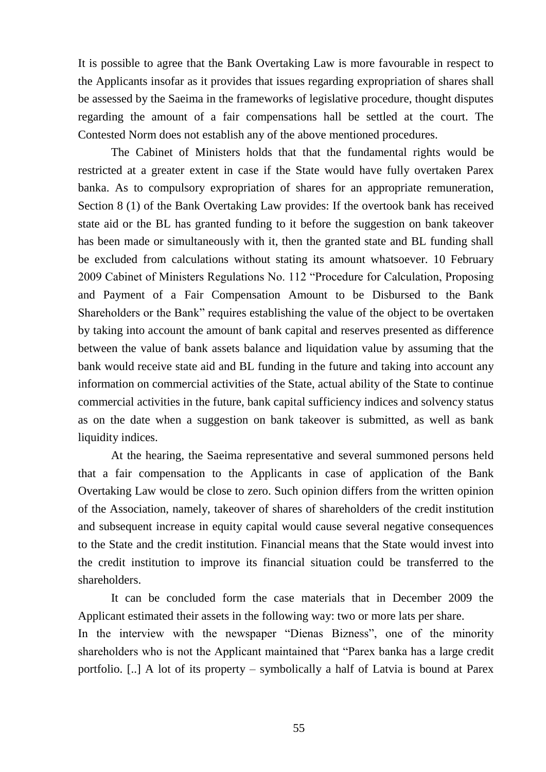It is possible to agree that the Bank Overtaking Law is more favourable in respect to the Applicants insofar as it provides that issues regarding expropriation of shares shall be assessed by the Saeima in the frameworks of legislative procedure, thought disputes regarding the amount of a fair compensations hall be settled at the court. The Contested Norm does not establish any of the above mentioned procedures.

The Cabinet of Ministers holds that that the fundamental rights would be restricted at a greater extent in case if the State would have fully overtaken Parex banka. As to compulsory expropriation of shares for an appropriate remuneration, Section 8 (1) of the Bank Overtaking Law provides: If the overtook bank has received state aid or the BL has granted funding to it before the suggestion on bank takeover has been made or simultaneously with it, then the granted state and BL funding shall be excluded from calculations without stating its amount whatsoever. 10 February 2009 Cabinet of Ministers Regulations No. 112 "Procedure for Calculation, Proposing and Payment of a Fair Compensation Amount to be Disbursed to the Bank Shareholders or the Bank" requires establishing the value of the object to be overtaken by taking into account the amount of bank capital and reserves presented as difference between the value of bank assets balance and liquidation value by assuming that the bank would receive state aid and BL funding in the future and taking into account any information on commercial activities of the State, actual ability of the State to continue commercial activities in the future, bank capital sufficiency indices and solvency status as on the date when a suggestion on bank takeover is submitted, as well as bank liquidity indices.

At the hearing, the Saeima representative and several summoned persons held that a fair compensation to the Applicants in case of application of the Bank Overtaking Law would be close to zero. Such opinion differs from the written opinion of the Association, namely, takeover of shares of shareholders of the credit institution and subsequent increase in equity capital would cause several negative consequences to the State and the credit institution. Financial means that the State would invest into the credit institution to improve its financial situation could be transferred to the shareholders.

It can be concluded form the case materials that in December 2009 the Applicant estimated their assets in the following way: two or more lats per share.
In the interview with the newspaper "Dienas Bizness", one of the minority shareholders who is not the Applicant maintained that "Parex banka has a large credit portfolio. [..] A lot of its property – symbolically a half of Latvia is bound at Parex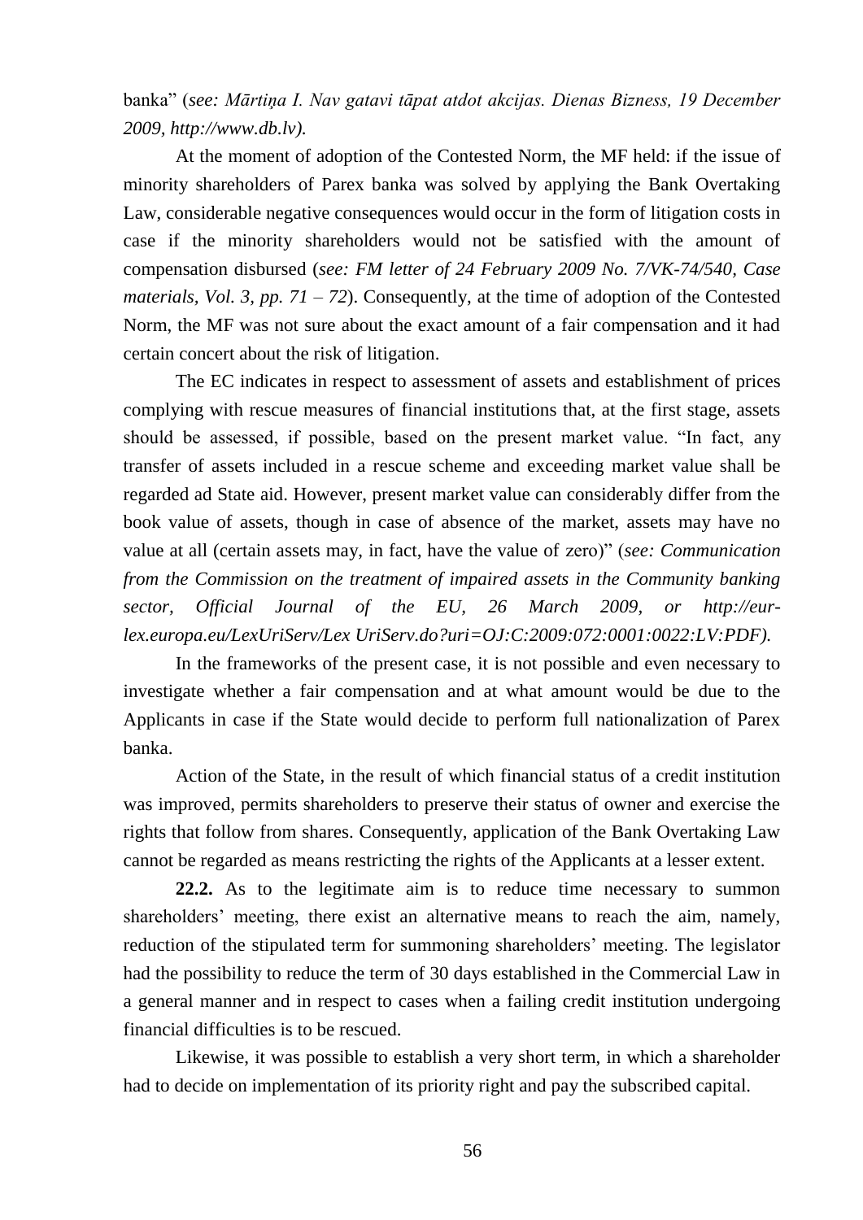banka" (*see: Mārtiņa I. Nav gatavi tāpat atdot akcijas. Dienas Bizness, 19 December 2009, http://www.db.lv).*

At the moment of adoption of the Contested Norm, the MF held: if the issue of minority shareholders of Parex banka was solved by applying the Bank Overtaking Law, considerable negative consequences would occur in the form of litigation costs in case if the minority shareholders would not be satisfied with the amount of compensation disbursed (*see: FM letter of 24 February 2009 No. 7/VK-74/540, Case materials, Vol. 3, pp. 71 – 72*). Consequently, at the time of adoption of the Contested Norm, the MF was not sure about the exact amount of a fair compensation and it had certain concert about the risk of litigation.

The EC indicates in respect to assessment of assets and establishment of prices complying with rescue measures of financial institutions that, at the first stage, assets should be assessed, if possible, based on the present market value. "In fact, any transfer of assets included in a rescue scheme and exceeding market value shall be regarded ad State aid. However, present market value can considerably differ from the book value of assets, though in case of absence of the market, assets may have no value at all (certain assets may, in fact, have the value of zero)" (*see: Communication from the Commission on the treatment of impaired assets in the Community banking sector, Official Journal of the EU, 26 March 2009, or http://eur-lex.europa.eu/LexUriServ/Lex UriServ.do?uri=OJ:C:2009:072:0001:0022:LV:PDF).*

In the frameworks of the present case, it is not possible and even necessary to investigate whether a fair compensation and at what amount would be due to the Applicants in case if the State would decide to perform full nationalization of Parex banka.

Action of the State, in the result of which financial status of a credit institution was improved, permits shareholders to preserve their status of owner and exercise the rights that follow from shares. Consequently, application of the Bank Overtaking Law cannot be regarded as means restricting the rights of the Applicants at a lesser extent.

**22.2.** As to the legitimate aim is to reduce time necessary to summon shareholders' meeting, there exist an alternative means to reach the aim, namely, reduction of the stipulated term for summoning shareholders' meeting. The legislator had the possibility to reduce the term of 30 days established in the Commercial Law in a general manner and in respect to cases when a failing credit institution undergoing financial difficulties is to be rescued.

Likewise, it was possible to establish a very short term, in which a shareholder had to decide on implementation of its priority right and pay the subscribed capital.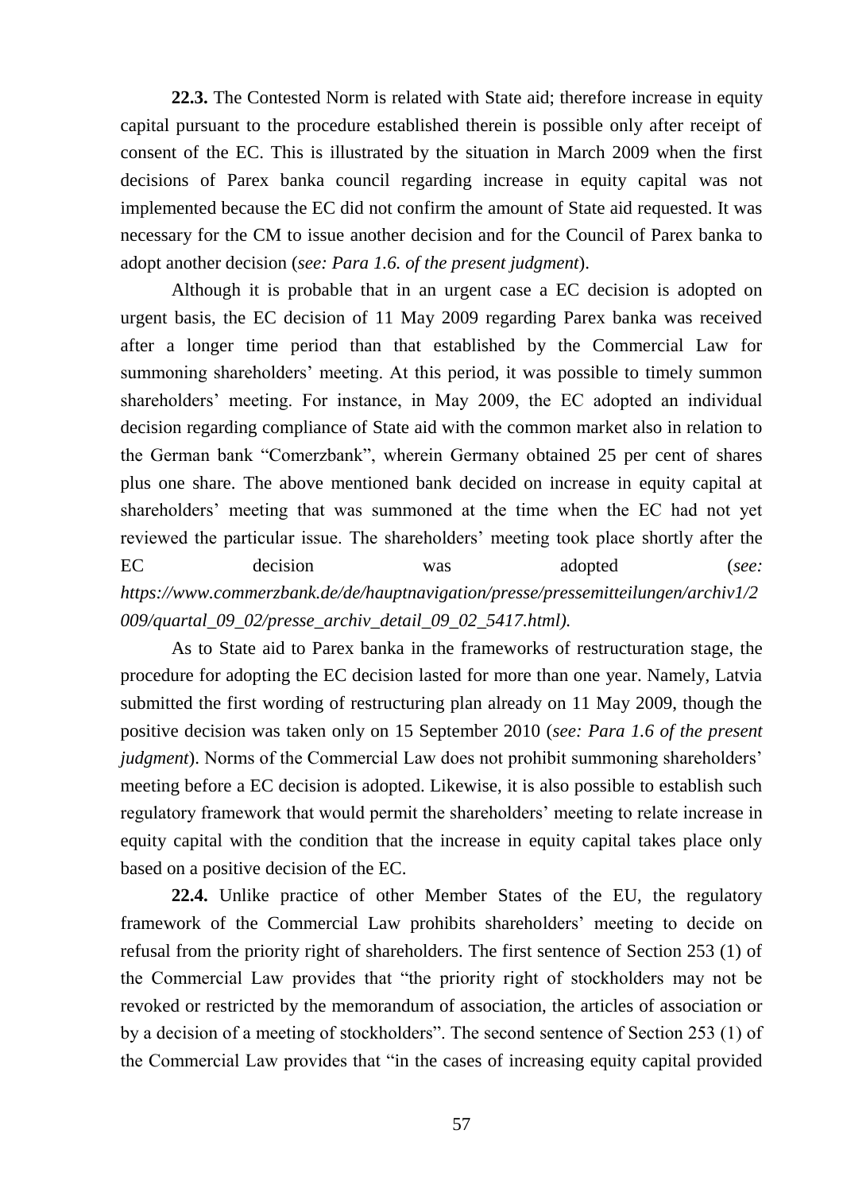**22.3.** The Contested Norm is related with State aid; therefore increase in equity capital pursuant to the procedure established therein is possible only after receipt of consent of the EC. This is illustrated by the situation in March 2009 when the first decisions of Parex banka council regarding increase in equity capital was not implemented because the EC did not confirm the amount of State aid requested. It was necessary for the CM to issue another decision and for the Council of Parex banka to adopt another decision (*see: Para 1.6. of the present judgment*).

Although it is probable that in an urgent case a EC decision is adopted on urgent basis, the EC decision of 11 May 2009 regarding Parex banka was received after a longer time period than that established by the Commercial Law for summoning shareholders' meeting. At this period, it was possible to timely summon shareholders' meeting. For instance, in May 2009, the EC adopted an individual decision regarding compliance of State aid with the common market also in relation to the German bank "Comerzbank", wherein Germany obtained 25 per cent of shares plus one share. The above mentioned bank decided on increase in equity capital at shareholders' meeting that was summoned at the time when the EC had not yet reviewed the particular issue. The shareholders' meeting took place shortly after the EC decision was adopted (*see: https://www.commerzbank.de/de/hauptnavigation/presse/pressemitteilungen/archiv1/2009/quartal_09_02/presse_archiv_detail_09_02_5417.html).*

As to State aid to Parex banka in the frameworks of restructuration stage, the procedure for adopting the EC decision lasted for more than one year. Namely, Latvia submitted the first wording of restructuring plan already on 11 May 2009, though the positive decision was taken only on 15 September 2010 (*see: Para 1.6 of the present judgment*). Norms of the Commercial Law does not prohibit summoning shareholders' meeting before a EC decision is adopted. Likewise, it is also possible to establish such regulatory framework that would permit the shareholders' meeting to relate increase in equity capital with the condition that the increase in equity capital takes place only based on a positive decision of the EC.

**22.4.** Unlike practice of other Member States of the EU, the regulatory framework of the Commercial Law prohibits shareholders' meeting to decide on refusal from the priority right of shareholders. The first sentence of Section 253 (1) of the Commercial Law provides that "the priority right of stockholders may not be revoked or restricted by the memorandum of association, the articles of association or by a decision of a meeting of stockholders". The second sentence of Section 253 (1) of the Commercial Law provides that "in the cases of increasing equity capital provided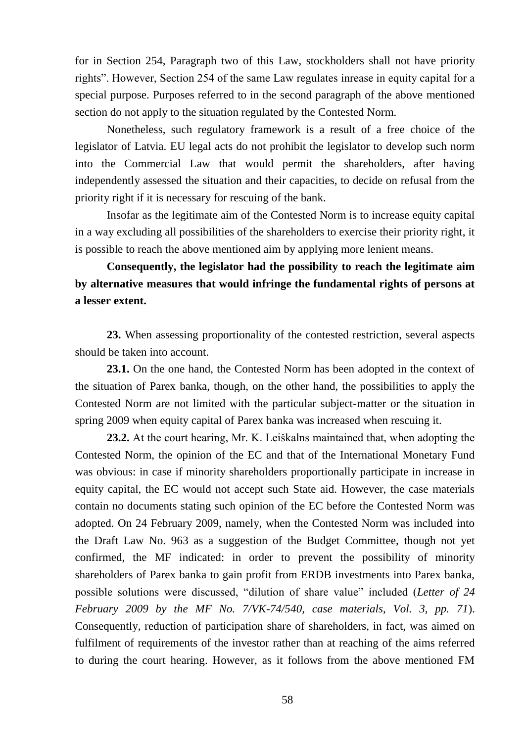for in Section 254, Paragraph two of this Law, stockholders shall not have priority rights". However, Section 254 of the same Law regulates inrease in equity capital for a special purpose. Purposes referred to in the second paragraph of the above mentioned section do not apply to the situation regulated by the Contested Norm.

Nonetheless, such regulatory framework is a result of a free choice of the legislator of Latvia. EU legal acts do not prohibit the legislator to develop such norm into the Commercial Law that would permit the shareholders, after having independently assessed the situation and their capacities, to decide on refusal from the priority right if it is necessary for rescuing of the bank.

Insofar as the legitimate aim of the Contested Norm is to increase equity capital in a way excluding all possibilities of the shareholders to exercise their priority right, it is possible to reach the above mentioned aim by applying more lenient means.

**Consequently, the legislator had the possibility to reach the legitimate aim by alternative measures that would infringe the fundamental rights of persons at a lesser extent.**

**23.** When assessing proportionality of the contested restriction, several aspects should be taken into account.

**23.1.** On the one hand, the Contested Norm has been adopted in the context of the situation of Parex banka, though, on the other hand, the possibilities to apply the Contested Norm are not limited with the particular subject-matter or the situation in spring 2009 when equity capital of Parex banka was increased when rescuing it.

**23.2.** At the court hearing, Mr. K. Leiškalns maintained that, when adopting the Contested Norm, the opinion of the EC and that of the International Monetary Fund was obvious: in case if minority shareholders proportionally participate in increase in equity capital, the EC would not accept such State aid. However, the case materials contain no documents stating such opinion of the EC before the Contested Norm was adopted. On 24 February 2009, namely, when the Contested Norm was included into the Draft Law No. 963 as a suggestion of the Budget Committee, though not yet confirmed, the MF indicated: in order to prevent the possibility of minority shareholders of Parex banka to gain profit from ERDB investments into Parex banka, possible solutions were discussed, "dilution of share value" included (*Letter of 24 February 2009 by the MF No. 7/VK-74/540, case materials, Vol. 3, pp. 71*). Consequently, reduction of participation share of shareholders, in fact, was aimed on fulfilment of requirements of the investor rather than at reaching of the aims referred to during the court hearing. However, as it follows from the above mentioned FM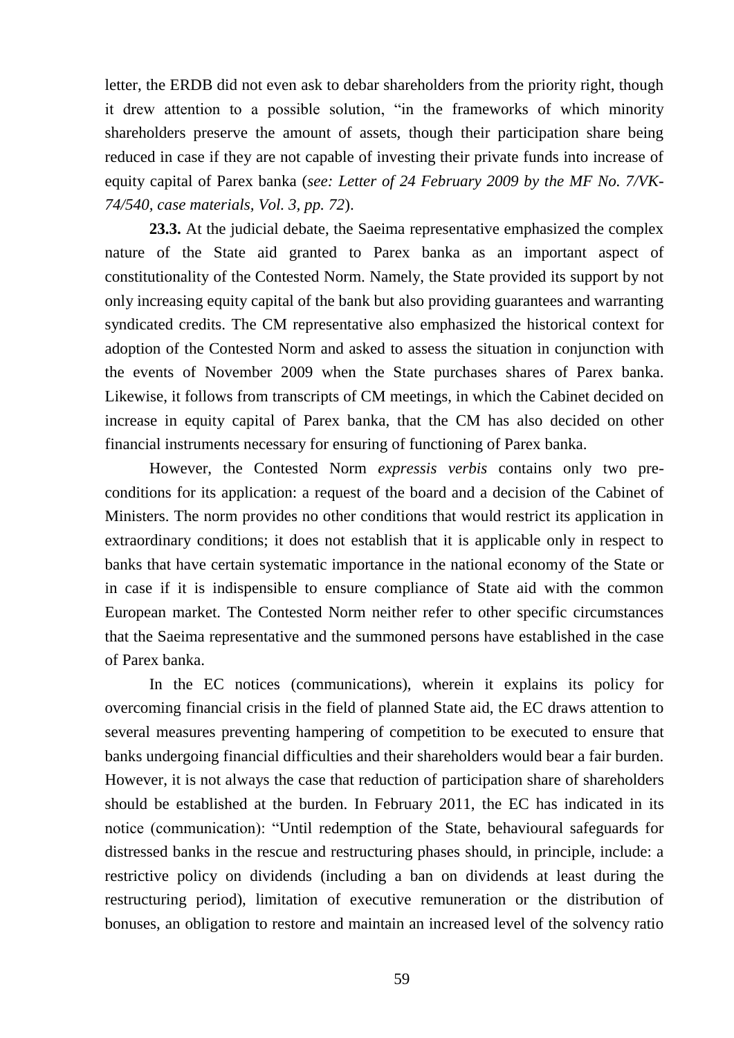letter, the ERDB did not even ask to debar shareholders from the priority right, though it drew attention to a possible solution, "in the frameworks of which minority shareholders preserve the amount of assets, though their participation share being reduced in case if they are not capable of investing their private funds into increase of equity capital of Parex banka (*see: Letter of 24 February 2009 by the MF No. 7/VK-74/540, case materials, Vol. 3, pp. 72*).

**23.3.** At the judicial debate, the Saeima representative emphasized the complex nature of the State aid granted to Parex banka as an important aspect of constitutionality of the Contested Norm. Namely, the State provided its support by not only increasing equity capital of the bank but also providing guarantees and warranting syndicated credits. The CM representative also emphasized the historical context for adoption of the Contested Norm and asked to assess the situation in conjunction with the events of November 2009 when the State purchases shares of Parex banka. Likewise, it follows from transcripts of CM meetings, in which the Cabinet decided on increase in equity capital of Parex banka, that the CM has also decided on other financial instruments necessary for ensuring of functioning of Parex banka.

However, the Contested Norm *expressis verbis* contains only two pre-conditions for its application: a request of the board and a decision of the Cabinet of Ministers. The norm provides no other conditions that would restrict its application in extraordinary conditions; it does not establish that it is applicable only in respect to banks that have certain systematic importance in the national economy of the State or in case if it is indispensible to ensure compliance of State aid with the common European market. The Contested Norm neither refer to other specific circumstances that the Saeima representative and the summoned persons have established in the case of Parex banka.

In the EC notices (communications), wherein it explains its policy for overcoming financial crisis in the field of planned State aid, the EC draws attention to several measures preventing hampering of competition to be executed to ensure that banks undergoing financial difficulties and their shareholders would bear a fair burden. However, it is not always the case that reduction of participation share of shareholders should be established at the burden. In February 2011, the EC has indicated in its notice (communication): "Until redemption of the State, behavioural safeguards for distressed banks in the rescue and restructuring phases should, in principle, include: a restrictive policy on dividends (including a ban on dividends at least during the restructuring period), limitation of executive remuneration or the distribution of bonuses, an obligation to restore and maintain an increased level of the solvency ratio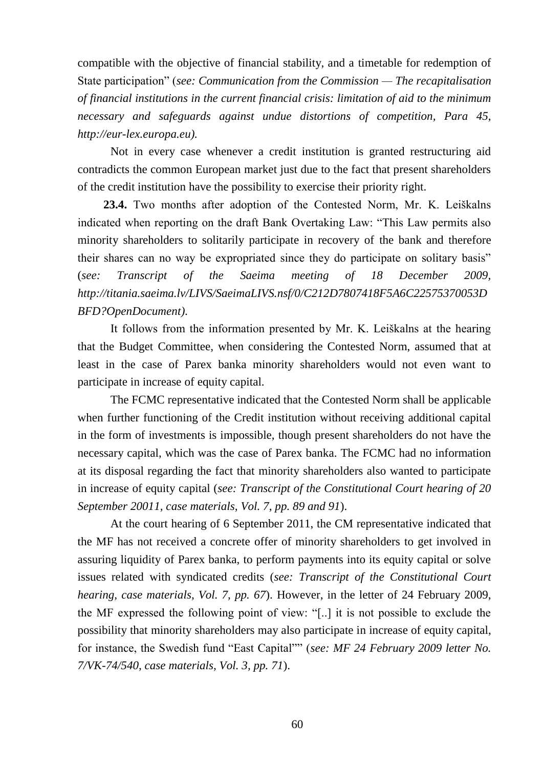compatible with the objective of financial stability, and a timetable for redemption of State participation" (*see: Communication from the Commission — The recapitalisation of financial institutions in the current financial crisis: limitation of aid to the minimum necessary and safeguards against undue distortions of competition, Para 45, http://eur-lex.europa.eu).*

Not in every case whenever a credit institution is granted restructuring aid contradicts the common European market just due to the fact that present shareholders of the credit institution have the possibility to exercise their priority right.

**23.4.** Two months after adoption of the Contested Norm, Mr. K. Leiškalns indicated when reporting on the draft Bank Overtaking Law: "This Law permits also minority shareholders to solitarily participate in recovery of the bank and therefore their shares can no way be expropriated since they do participate on solitary basis" (*see: Transcript of the Saeima meeting of 18 December 2009, http://titania.saeima.lv/LIVS/SaeimaLIVS.nsf/0/C212D7807418F5A6C22575370053DBFD?OpenDocument).*

It follows from the information presented by Mr. K. Leiškalns at the hearing that the Budget Committee, when considering the Contested Norm, assumed that at least in the case of Parex banka minority shareholders would not even want to participate in increase of equity capital.

The FCMC representative indicated that the Contested Norm shall be applicable when further functioning of the Credit institution without receiving additional capital in the form of investments is impossible, though present shareholders do not have the necessary capital, which was the case of Parex banka. The FCMC had no information at its disposal regarding the fact that minority shareholders also wanted to participate in increase of equity capital (*see: Transcript of the Constitutional Court hearing of 20 September 20011, case materials, Vol. 7, pp. 89 and 91*).

At the court hearing of 6 September 2011, the CM representative indicated that the MF has not received a concrete offer of minority shareholders to get involved in assuring liquidity of Parex banka, to perform payments into its equity capital or solve issues related with syndicated credits (*see: Transcript of the Constitutional Court hearing, case materials, Vol. 7, pp. 67*). However, in the letter of 24 February 2009, the MF expressed the following point of view: "[..] it is not possible to exclude the possibility that minority shareholders may also participate in increase of equity capital, for instance, the Swedish fund "East Capital"" (*see: MF 24 February 2009 letter No. 7/VK-74/540, case materials, Vol. 3, pp. 71*).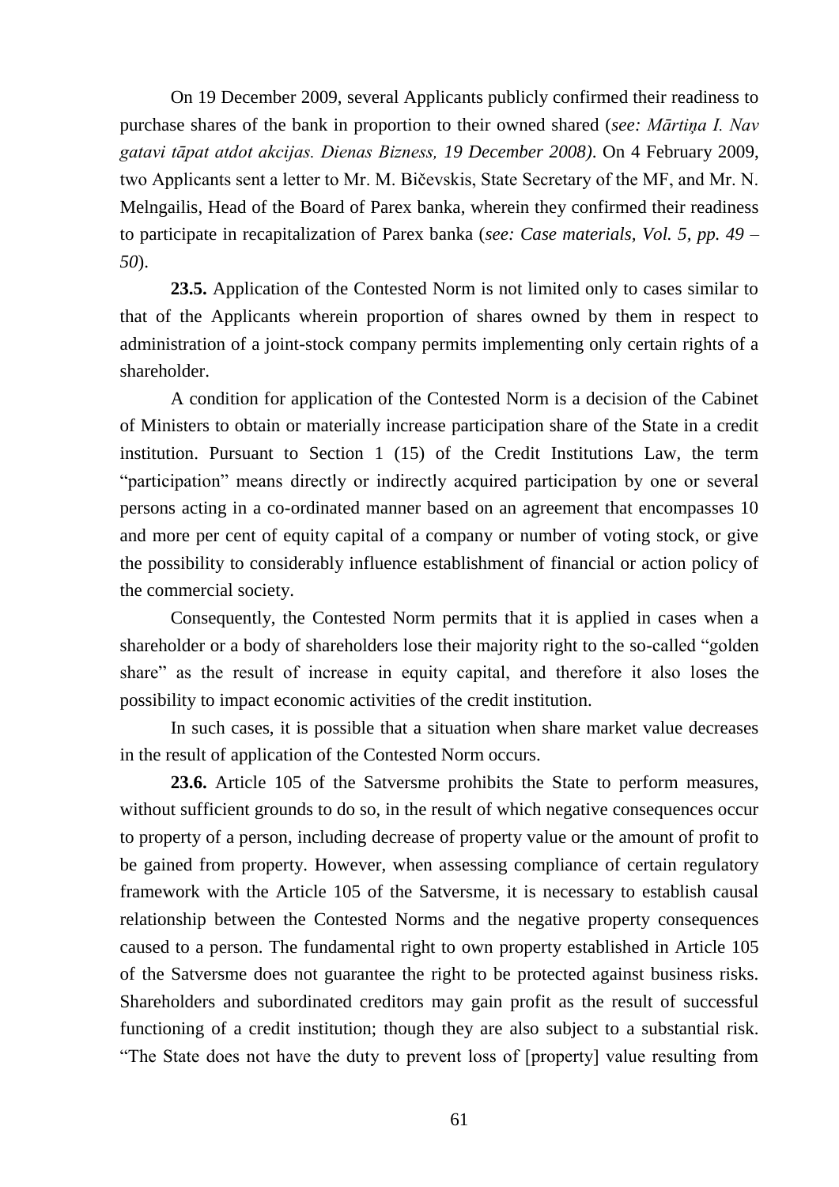On 19 December 2009, several Applicants publicly confirmed their readiness to purchase shares of the bank in proportion to their owned shared (*see: Mārtiņa I. Nav gatavi tāpat atdot akcijas. Dienas Bizness, 19 December 2008)*. On 4 February 2009, two Applicants sent a letter to Mr. M. Bičevskis, State Secretary of the MF, and Mr. N. Melngailis, Head of the Board of Parex banka, wherein they confirmed their readiness to participate in recapitalization of Parex banka (*see: Case materials, Vol. 5, pp. 49 – 50*).

**23.5.** Application of the Contested Norm is not limited only to cases similar to that of the Applicants wherein proportion of shares owned by them in respect to administration of a joint-stock company permits implementing only certain rights of a shareholder.

A condition for application of the Contested Norm is a decision of the Cabinet of Ministers to obtain or materially increase participation share of the State in a credit institution. Pursuant to Section 1 (15) of the Credit Institutions Law, the term "participation" means directly or indirectly acquired participation by one or several persons acting in a co-ordinated manner based on an agreement that encompasses 10 and more per cent of equity capital of a company or number of voting stock, or give the possibility to considerably influence establishment of financial or action policy of the commercial society.

Consequently, the Contested Norm permits that it is applied in cases when a shareholder or a body of shareholders lose their majority right to the so-called "golden share" as the result of increase in equity capital, and therefore it also loses the possibility to impact economic activities of the credit institution.

In such cases, it is possible that a situation when share market value decreases in the result of application of the Contested Norm occurs.

**23.6.** Article 105 of the Satversme prohibits the State to perform measures, without sufficient grounds to do so, in the result of which negative consequences occur to property of a person, including decrease of property value or the amount of profit to be gained from property. However, when assessing compliance of certain regulatory framework with the Article 105 of the Satversme, it is necessary to establish causal relationship between the Contested Norms and the negative property consequences caused to a person. The fundamental right to own property established in Article 105 of the Satversme does not guarantee the right to be protected against business risks. Shareholders and subordinated creditors may gain profit as the result of successful functioning of a credit institution; though they are also subject to a substantial risk. "The State does not have the duty to prevent loss of [property] value resulting from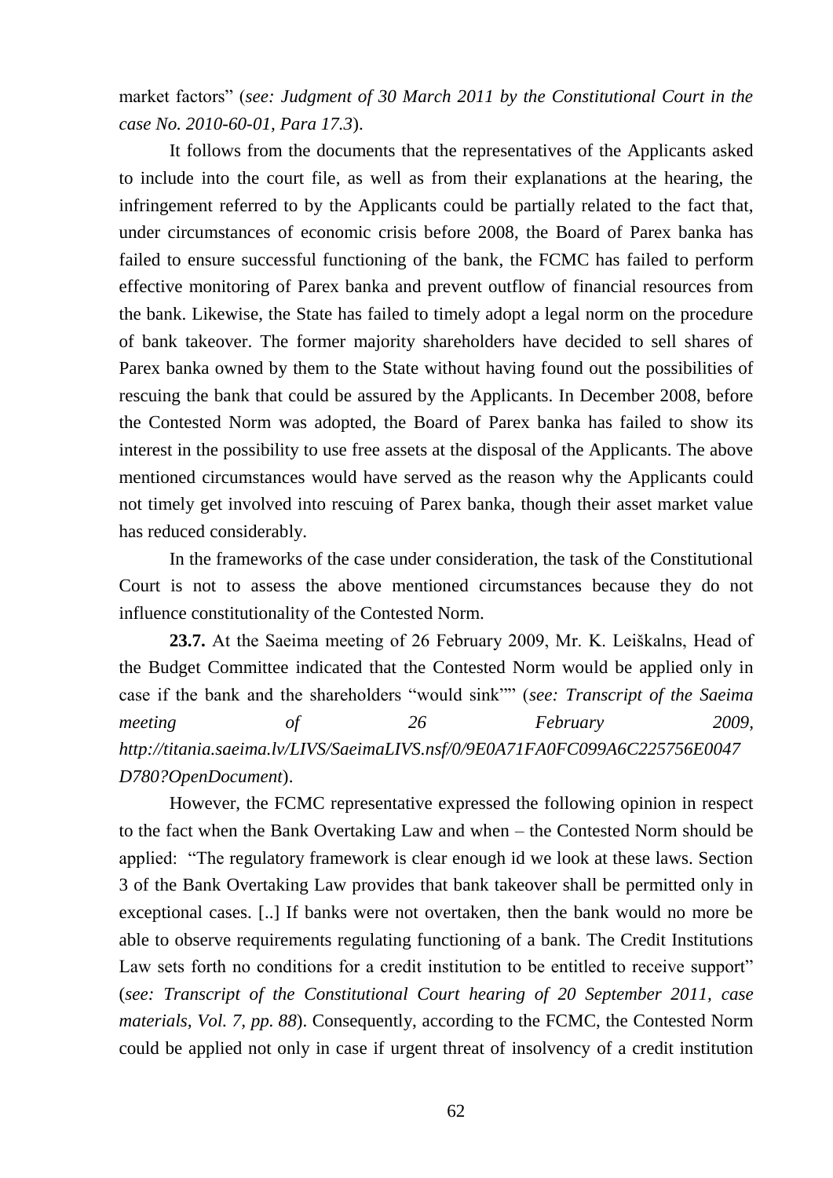market factors" (*see: Judgment of 30 March 2011 by the Constitutional Court in the case No. 2010-60-01, Para 17.3*).

It follows from the documents that the representatives of the Applicants asked to include into the court file, as well as from their explanations at the hearing, the infringement referred to by the Applicants could be partially related to the fact that, under circumstances of economic crisis before 2008, the Board of Parex banka has failed to ensure successful functioning of the bank, the FCMC has failed to perform effective monitoring of Parex banka and prevent outflow of financial resources from the bank. Likewise, the State has failed to timely adopt a legal norm on the procedure of bank takeover. The former majority shareholders have decided to sell shares of Parex banka owned by them to the State without having found out the possibilities of rescuing the bank that could be assured by the Applicants. In December 2008, before the Contested Norm was adopted, the Board of Parex banka has failed to show its interest in the possibility to use free assets at the disposal of the Applicants. The above mentioned circumstances would have served as the reason why the Applicants could not timely get involved into rescuing of Parex banka, though their asset market value has reduced considerably.

In the frameworks of the case under consideration, the task of the Constitutional Court is not to assess the above mentioned circumstances because they do not influence constitutionality of the Contested Norm.

**23.7.** At the Saeima meeting of 26 February 2009, Mr. K. Leiškalns, Head of the Budget Committee indicated that the Contested Norm would be applied only in case if the bank and the shareholders "would sink"" (*see: Transcript of the Saeima meeting of 26 February 2009, http://titania.saeima.lv/LIVS/SaeimaLIVS.nsf/0/9E0A71FA0FC099A6C225756E0047D780?OpenDocument*).

However, the FCMC representative expressed the following opinion in respect to the fact when the Bank Overtaking Law and when – the Contested Norm should be applied: "The regulatory framework is clear enough id we look at these laws. Section 3 of the Bank Overtaking Law provides that bank takeover shall be permitted only in exceptional cases. [..] If banks were not overtaken, then the bank would no more be able to observe requirements regulating functioning of a bank. The Credit Institutions Law sets forth no conditions for a credit institution to be entitled to receive support" (*see: Transcript of the Constitutional Court hearing of 20 September 2011, case materials, Vol. 7, pp. 88*). Consequently, according to the FCMC, the Contested Norm could be applied not only in case if urgent threat of insolvency of a credit institution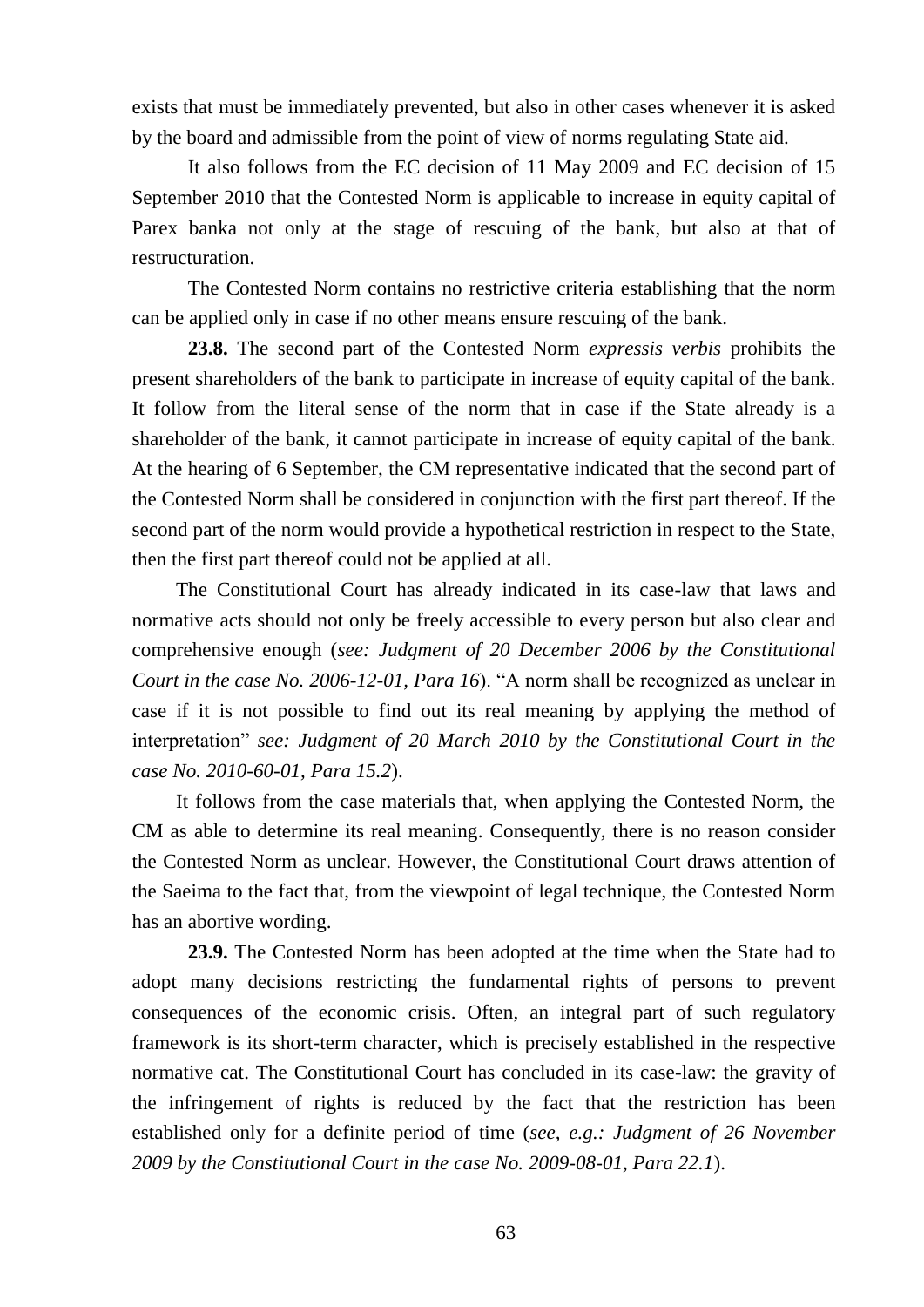exists that must be immediately prevented, but also in other cases whenever it is asked by the board and admissible from the point of view of norms regulating State aid.

It also follows from the EC decision of 11 May 2009 and EC decision of 15 September 2010 that the Contested Norm is applicable to increase in equity capital of Parex banka not only at the stage of rescuing of the bank, but also at that of restructuration.

The Contested Norm contains no restrictive criteria establishing that the norm can be applied only in case if no other means ensure rescuing of the bank.

**23.8.** The second part of the Contested Norm *expressis verbis* prohibits the present shareholders of the bank to participate in increase of equity capital of the bank. It follow from the literal sense of the norm that in case if the State already is a shareholder of the bank, it cannot participate in increase of equity capital of the bank. At the hearing of 6 September, the CM representative indicated that the second part of the Contested Norm shall be considered in conjunction with the first part thereof. If the second part of the norm would provide a hypothetical restriction in respect to the State, then the first part thereof could not be applied at all.

The Constitutional Court has already indicated in its case-law that laws and normative acts should not only be freely accessible to every person but also clear and comprehensive enough (*see: Judgment of 20 December 2006 by the Constitutional Court in the case No. 2006-12-01, Para 16*). "A norm shall be recognized as unclear in case if it is not possible to find out its real meaning by applying the method of interpretation" *see: Judgment of 20 March 2010 by the Constitutional Court in the case No. 2010-60-01, Para 15.2*).

It follows from the case materials that, when applying the Contested Norm, the CM as able to determine its real meaning. Consequently, there is no reason consider the Contested Norm as unclear. However, the Constitutional Court draws attention of the Saeima to the fact that, from the viewpoint of legal technique, the Contested Norm has an abortive wording.

**23.9.** The Contested Norm has been adopted at the time when the State had to adopt many decisions restricting the fundamental rights of persons to prevent consequences of the economic crisis. Often, an integral part of such regulatory framework is its short-term character, which is precisely established in the respective normative cat. The Constitutional Court has concluded in its case-law: the gravity of the infringement of rights is reduced by the fact that the restriction has been established only for a definite period of time (*see, e.g.: Judgment of 26 November 2009 by the Constitutional Court in the case No. 2009-08-01, Para 22.1*).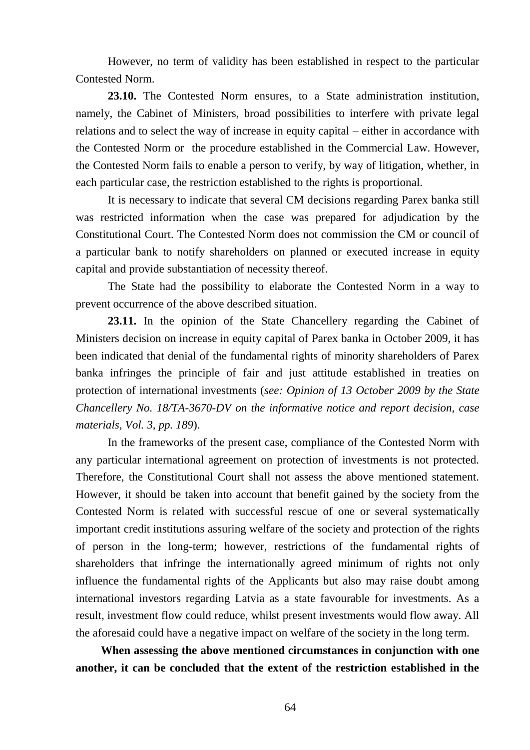However, no term of validity has been established in respect to the particular Contested Norm.

**23.10.** The Contested Norm ensures, to a State administration institution, namely, the Cabinet of Ministers, broad possibilities to interfere with private legal relations and to select the way of increase in equity capital – either in accordance with the Contested Norm or the procedure established in the Commercial Law. However, the Contested Norm fails to enable a person to verify, by way of litigation, whether, in each particular case, the restriction established to the rights is proportional.

It is necessary to indicate that several CM decisions regarding Parex banka still was restricted information when the case was prepared for adjudication by the Constitutional Court. The Contested Norm does not commission the CM or council of a particular bank to notify shareholders on planned or executed increase in equity capital and provide substantiation of necessity thereof.

The State had the possibility to elaborate the Contested Norm in a way to prevent occurrence of the above described situation.

**23.11.** In the opinion of the State Chancellery regarding the Cabinet of Ministers decision on increase in equity capital of Parex banka in October 2009, it has been indicated that denial of the fundamental rights of minority shareholders of Parex banka infringes the principle of fair and just attitude established in treaties on protection of international investments (*see: Opinion of 13 October 2009 by the State Chancellery No. 18/TA-3670-DV on the informative notice and report decision, case materials, Vol. 3, pp. 189*).

In the frameworks of the present case, compliance of the Contested Norm with any particular international agreement on protection of investments is not protected. Therefore, the Constitutional Court shall not assess the above mentioned statement. However, it should be taken into account that benefit gained by the society from the Contested Norm is related with successful rescue of one or several systematically important credit institutions assuring welfare of the society and protection of the rights of person in the long-term; however, restrictions of the fundamental rights of shareholders that infringe the internationally agreed minimum of rights not only influence the fundamental rights of the Applicants but also may raise doubt among international investors regarding Latvia as a state favourable for investments. As a result, investment flow could reduce, whilst present investments would flow away. All the aforesaid could have a negative impact on welfare of the society in the long term.

**When assessing the above mentioned circumstances in conjunction with one another, it can be concluded that the extent of the restriction established in the**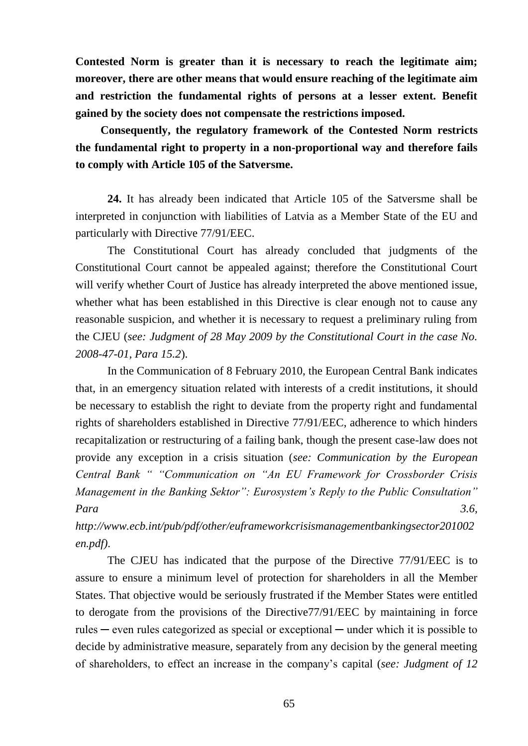**Contested Norm is greater than it is necessary to reach the legitimate aim; moreover, there are other means that would ensure reaching of the legitimate aim and restriction the fundamental rights of persons at a lesser extent. Benefit gained by the society does not compensate the restrictions imposed.**

**Consequently, the regulatory framework of the Contested Norm restricts the fundamental right to property in a non-proportional way and therefore fails to comply with Article 105 of the Satversme.**

**24.** It has already been indicated that Article 105 of the Satversme shall be interpreted in conjunction with liabilities of Latvia as a Member State of the EU and particularly with Directive 77/91/EEC.

The Constitutional Court has already concluded that judgments of the Constitutional Court cannot be appealed against; therefore the Constitutional Court will verify whether Court of Justice has already interpreted the above mentioned issue, whether what has been established in this Directive is clear enough not to cause any reasonable suspicion, and whether it is necessary to request a preliminary ruling from the CJEU (*see: Judgment of 28 May 2009 by the Constitutional Court in the case No. 2008-47-01, Para 15.2*).

In the Communication of 8 February 2010, the European Central Bank indicates that, in an emergency situation related with interests of a credit institutions, it should be necessary to establish the right to deviate from the property right and fundamental rights of shareholders established in Directive 77/91/EEC, adherence to which hinders recapitalization or restructuring of a failing bank, though the present case-law does not provide any exception in a crisis situation (*see: Communication by the European Central Bank " "Communication on "An EU Framework for Crossborder Crisis Management in the Banking Sektor": Eurosystem's Reply to the Public Consultation" Para 3.6, http://www.ecb.int/pub/pdf/other/euframeworkcrisismanagementbankingsector201002en.pdf)*.

The CJEU has indicated that the purpose of the Directive 77/91/EEC is to assure to ensure a minimum level of protection for shareholders in all the Member States. That objective would be seriously frustrated if the Member States were entitled to derogate from the provisions of the Directive77/91/EEC by maintaining in force rules ─ even rules categorized as special or exceptional ─ under which it is possible to decide by administrative measure, separately from any decision by the general meeting of shareholders, to effect an increase in the company's capital (*see: Judgment of 12*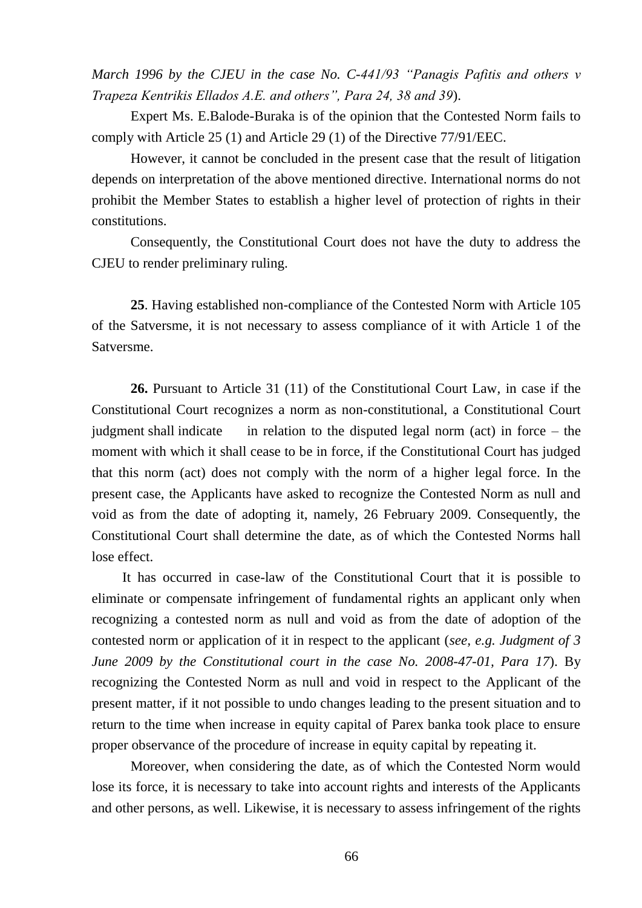*March 1996 by the CJEU in the case No. C-441/93 "Panagis Pafitis and others v Trapeza Kentrikis Ellados A.E. and others", Para 24, 38 and 39*).

Expert Ms. E.Balode-Buraka is of the opinion that the Contested Norm fails to comply with Article 25 (1) and Article 29 (1) of the Directive 77/91/EEC.

However, it cannot be concluded in the present case that the result of litigation depends on interpretation of the above mentioned directive. International norms do not prohibit the Member States to establish a higher level of protection of rights in their constitutions.

Consequently, the Constitutional Court does not have the duty to address the CJEU to render preliminary ruling.

**25**. Having established non-compliance of the Contested Norm with Article 105 of the Satversme, it is not necessary to assess compliance of it with Article 1 of the Satversme.

**26.** Pursuant to Article 31 (11) of the Constitutional Court Law, in case if the Constitutional Court recognizes a norm as non-constitutional, a Constitutional Court judgment shall indicate in relation to the disputed legal norm (act) in force – the moment with which it shall cease to be in force, if the Constitutional Court has judged that this norm (act) does not comply with the norm of a higher legal force. In the present case, the Applicants have asked to recognize the Contested Norm as null and void as from the date of adopting it, namely, 26 February 2009. Consequently, the Constitutional Court shall determine the date, as of which the Contested Norms hall lose effect.

It has occurred in case-law of the Constitutional Court that it is possible to eliminate or compensate infringement of fundamental rights an applicant only when recognizing a contested norm as null and void as from the date of adoption of the contested norm or application of it in respect to the applicant (*see, e.g. Judgment of 3 June 2009 by the Constitutional court in the case No. 2008-47-01, Para 17*). By recognizing the Contested Norm as null and void in respect to the Applicant of the present matter, if it not possible to undo changes leading to the present situation and to return to the time when increase in equity capital of Parex banka took place to ensure proper observance of the procedure of increase in equity capital by repeating it.

Moreover, when considering the date, as of which the Contested Norm would lose its force, it is necessary to take into account rights and interests of the Applicants and other persons, as well. Likewise, it is necessary to assess infringement of the rights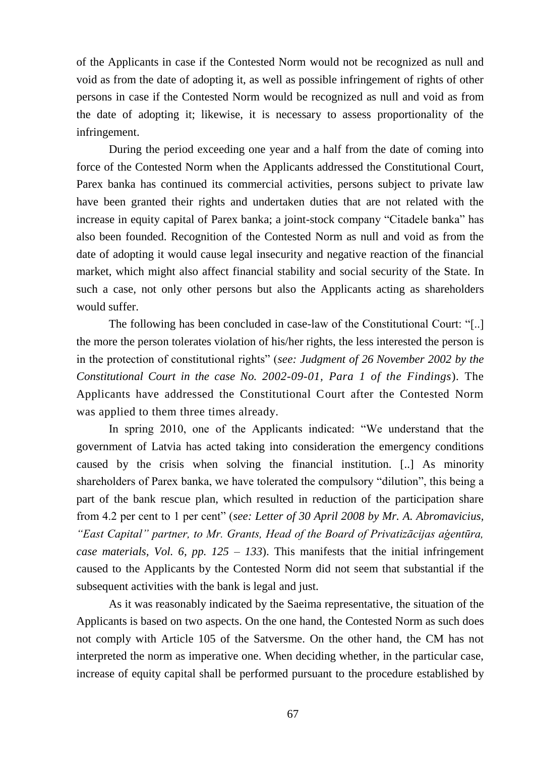of the Applicants in case if the Contested Norm would not be recognized as null and void as from the date of adopting it, as well as possible infringement of rights of other persons in case if the Contested Norm would be recognized as null and void as from the date of adopting it; likewise, it is necessary to assess proportionality of the infringement.

During the period exceeding one year and a half from the date of coming into force of the Contested Norm when the Applicants addressed the Constitutional Court, Parex banka has continued its commercial activities, persons subject to private law have been granted their rights and undertaken duties that are not related with the increase in equity capital of Parex banka; a joint-stock company "Citadele banka" has also been founded. Recognition of the Contested Norm as null and void as from the date of adopting it would cause legal insecurity and negative reaction of the financial market, which might also affect financial stability and social security of the State. In such a case, not only other persons but also the Applicants acting as shareholders would suffer.

The following has been concluded in case-law of the Constitutional Court: "[..] the more the person tolerates violation of his/her rights, the less interested the person is in the protection of constitutional rights" (*see: Judgment of 26 November 2002 by the Constitutional Court in the case No. 2002-09-01, Para 1 of the Findings*). The Applicants have addressed the Constitutional Court after the Contested Norm was applied to them three times already.

In spring 2010, one of the Applicants indicated: "We understand that the government of Latvia has acted taking into consideration the emergency conditions caused by the crisis when solving the financial institution. [..] As minority shareholders of Parex banka, we have tolerated the compulsory "dilution", this being a part of the bank rescue plan, which resulted in reduction of the participation share from 4.2 per cent to 1 per cent" (*see: Letter of 30 April 2008 by Mr. A. Abromavicius, "East Capital" partner, to Mr. Grants, Head of the Board of Privatizācijas aģentūra, case materials, Vol. 6, pp. 125 – 133*). This manifests that the initial infringement caused to the Applicants by the Contested Norm did not seem that substantial if the subsequent activities with the bank is legal and just.

As it was reasonably indicated by the Saeima representative, the situation of the Applicants is based on two aspects. On the one hand, the Contested Norm as such does not comply with Article 105 of the Satversme. On the other hand, the CM has not interpreted the norm as imperative one. When deciding whether, in the particular case, increase of equity capital shall be performed pursuant to the procedure established by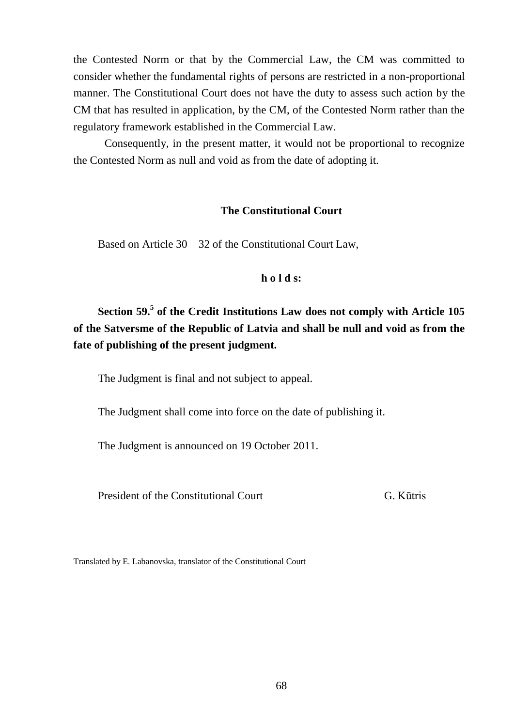the Contested Norm or that by the Commercial Law, the CM was committed to consider whether the fundamental rights of persons are restricted in a non-proportional manner. The Constitutional Court does not have the duty to assess such action by the CM that has resulted in application, by the CM, of the Contested Norm rather than the regulatory framework established in the Commercial Law.

Consequently, in the present matter, it would not be proportional to recognize the Contested Norm as null and void as from the date of adopting it.

**The Constitutional Court**

Based on Article 30 – 32 of the Constitutional Court Law,

**h o l d s:**

**Section 59.[5] of the Credit Institutions Law does not comply with Article 105 of the Satversme of the Republic of Latvia and shall be null and void as from the fate of publishing of the present judgment.**

The Judgment is final and not subject to appeal.

The Judgment shall come into force on the date of publishing it.

The Judgment is announced on 19 October 2011.

President of the Constitutional Court G. Kūtris

Translated by E. Labanovska, translator of the Constitutional Court